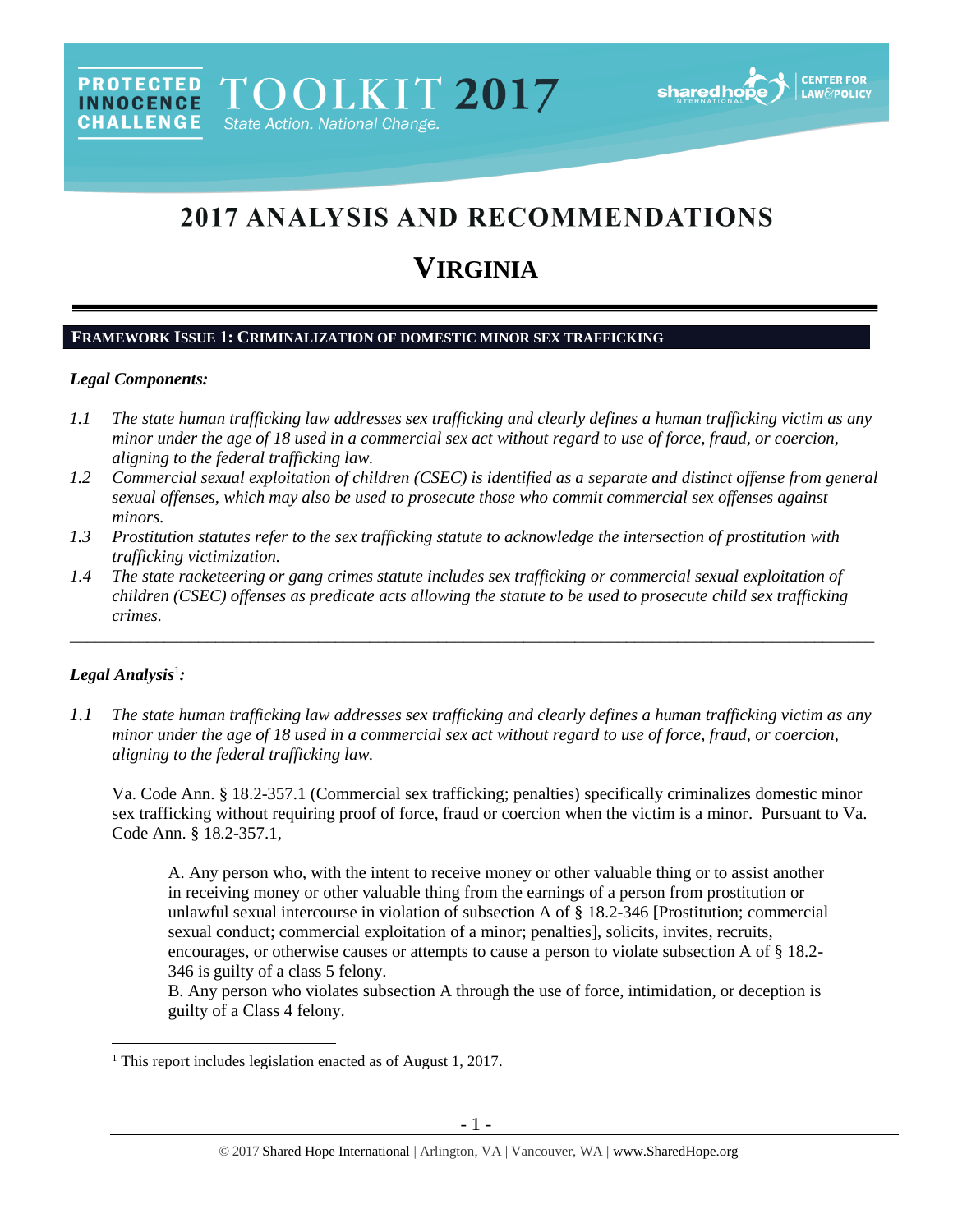PROTECTED INNOCENCE CHALLENGE TOOLKIT 2017 State Action. National Change.

# 2017 ANALYSIS AND RECOMMENDATIONS

# VIRGINIA

## FRAMEWORK ISSUE 1: CRIMINALIZATION OF DOMESTIC MINOR SEX TRAFFICKING

***Legal Components:***

*1.1 The state human trafficking law addresses sex trafficking and clearly defines a human trafficking victim as any minor under the age of 18 used in a commercial sex act without regard to use of force, fraud, or coercion, aligning to the federal trafficking law.*

*1.2 Commercial sexual exploitation of children (CSEC) is identified as a separate and distinct offense from general sexual offenses, which may also be used to prosecute those who commit commercial sex offenses against minors.*

*1.3 Prostitution statutes refer to the sex trafficking statute to acknowledge the intersection of prostitution with trafficking victimization.*

*1.4 The state racketeering or gang crimes statute includes sex trafficking or commercial sexual exploitation of children (CSEC) offenses as predicate acts allowing the statute to be used to prosecute child sex trafficking crimes.*

---

***Legal Analysis[1]:***

*1.1 The state human trafficking law addresses sex trafficking and clearly defines a human trafficking victim as any minor under the age of 18 used in a commercial sex act without regard to use of force, fraud, or coercion, aligning to the federal trafficking law.*

Va. Code Ann. § 18.2-357.1 (Commercial sex trafficking; penalties) specifically criminalizes domestic minor sex trafficking without requiring proof of force, fraud or coercion when the victim is a minor. Pursuant to Va. Code Ann. § 18.2-357.1,

> A. Any person who, with the intent to receive money or other valuable thing or to assist another in receiving money or other valuable thing from the earnings of a person from prostitution or unlawful sexual intercourse in violation of subsection A of § 18.2-346 [Prostitution; commercial sexual conduct; commercial exploitation of a minor; penalties], solicits, invites, recruits, encourages, or otherwise causes or attempts to cause a person to violate subsection A of § 18.2-346 is guilty of a class 5 felony.
>
> B. Any person who violates subsection A through the use of force, intimidation, or deception is guilty of a Class 4 felony.

[1] This report includes legislation enacted as of August 1, 2017.

© 2017 Shared Hope International | Arlington, VA | Vancouver, WA | www.SharedHope.org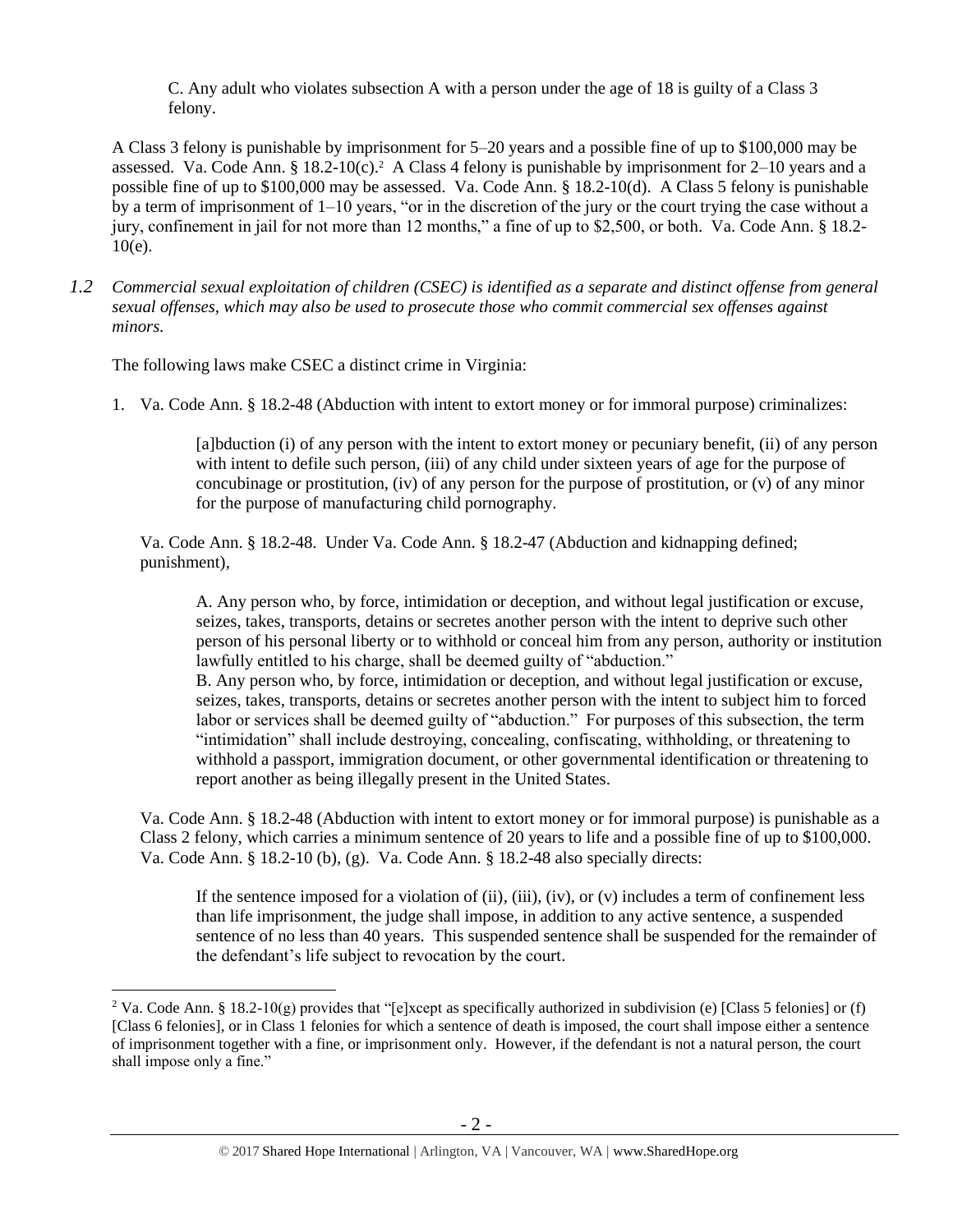> C. Any adult who violates subsection A with a person under the age of 18 is guilty of a Class 3 felony.

A Class 3 felony is punishable by imprisonment for 5–20 years and a possible fine of up to $100,000 may be assessed. Va. Code Ann. § 18.2-10(c).[2] A Class 4 felony is punishable by imprisonment for 2–10 years and a possible fine of up to $100,000 may be assessed. Va. Code Ann. § 18.2-10(d). A Class 5 felony is punishable by a term of imprisonment of 1–10 years, "or in the discretion of the jury or the court trying the case without a jury, confinement in jail for not more than 12 months," a fine of up to $2,500, or both. Va. Code Ann. § 18.2-10(e).

*1.2 Commercial sexual exploitation of children (CSEC) is identified as a separate and distinct offense from general sexual offenses, which may also be used to prosecute those who commit commercial sex offenses against minors.*

The following laws make CSEC a distinct crime in Virginia:

1. Va. Code Ann. § 18.2-48 (Abduction with intent to extort money or for immoral purpose) criminalizes:

   > [a]bduction (i) of any person with the intent to extort money or pecuniary benefit, (ii) of any person with intent to defile such person, (iii) of any child under sixteen years of age for the purpose of concubinage or prostitution, (iv) of any person for the purpose of prostitution, or (v) of any minor for the purpose of manufacturing child pornography.

   Va. Code Ann. § 18.2-48. Under Va. Code Ann. § 18.2-47 (Abduction and kidnapping defined; punishment),

   > A. Any person who, by force, intimidation or deception, and without legal justification or excuse, seizes, takes, transports, detains or secretes another person with the intent to deprive such other person of his personal liberty or to withhold or conceal him from any person, authority or institution lawfully entitled to his charge, shall be deemed guilty of "abduction."
   > B. Any person who, by force, intimidation or deception, and without legal justification or excuse, seizes, takes, transports, detains or secretes another person with the intent to subject him to forced labor or services shall be deemed guilty of "abduction." For purposes of this subsection, the term "intimidation" shall include destroying, concealing, confiscating, withholding, or threatening to withhold a passport, immigration document, or other governmental identification or threatening to report another as being illegally present in the United States.

   Va. Code Ann. § 18.2-48 (Abduction with intent to extort money or for immoral purpose) is punishable as a Class 2 felony, which carries a minimum sentence of 20 years to life and a possible fine of up to $100,000. Va. Code Ann. § 18.2-10 (b), (g). Va. Code Ann. § 18.2-48 also specially directs:

   > If the sentence imposed for a violation of (ii), (iii), (iv), or (v) includes a term of confinement less than life imprisonment, the judge shall impose, in addition to any active sentence, a suspended sentence of no less than 40 years. This suspended sentence shall be suspended for the remainder of the defendant's life subject to revocation by the court.

[2] Va. Code Ann. § 18.2-10(g) provides that "[e]xcept as specifically authorized in subdivision (e) [Class 5 felonies] or (f) [Class 6 felonies], or in Class 1 felonies for which a sentence of death is imposed, the court shall impose either a sentence of imprisonment together with a fine, or imprisonment only. However, if the defendant is not a natural person, the court shall impose only a fine."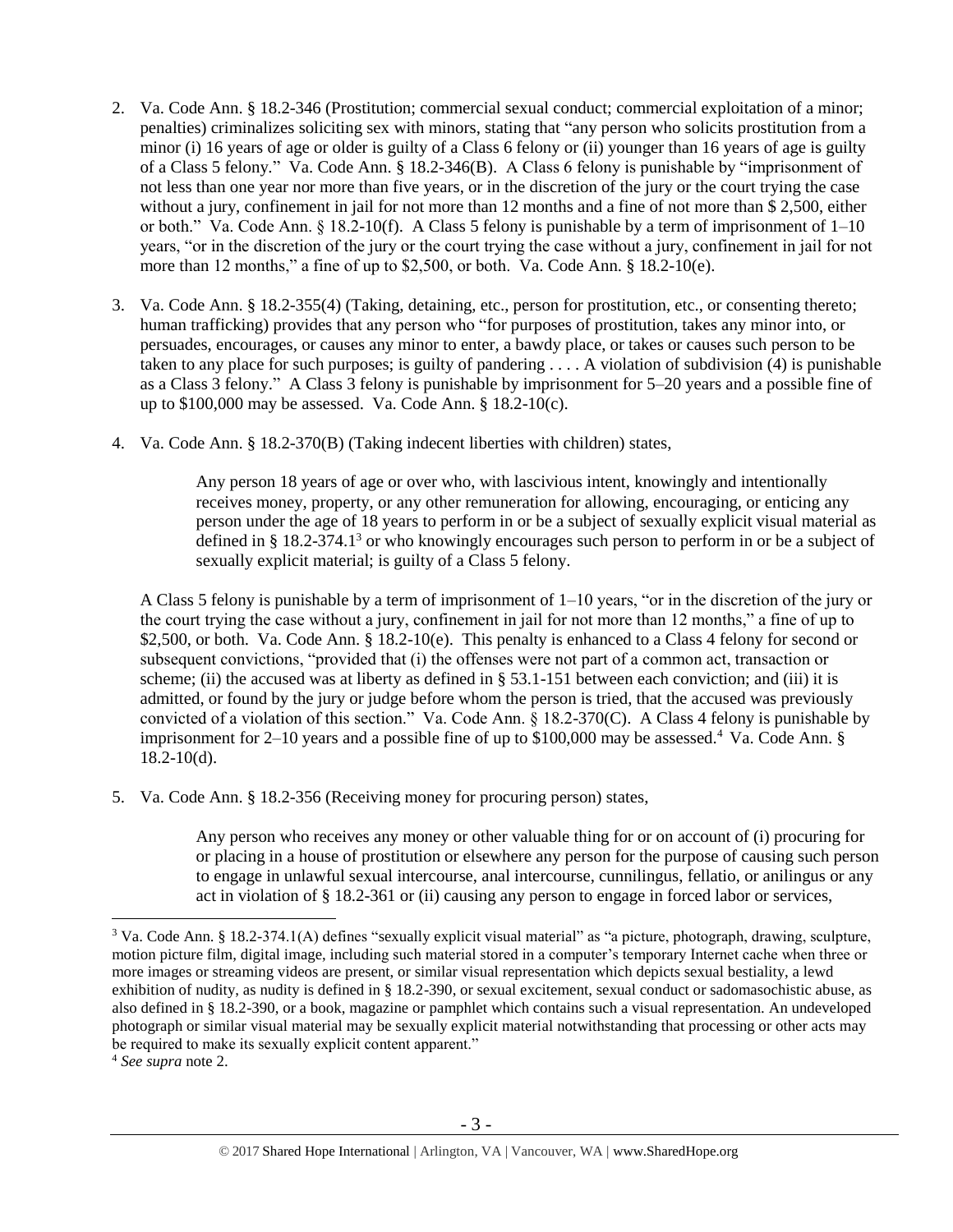2. Va. Code Ann. § 18.2-346 (Prostitution; commercial sexual conduct; commercial exploitation of a minor; penalties) criminalizes soliciting sex with minors, stating that "any person who solicits prostitution from a minor (i) 16 years of age or older is guilty of a Class 6 felony or (ii) younger than 16 years of age is guilty of a Class 5 felony." Va. Code Ann. § 18.2-346(B). A Class 6 felony is punishable by "imprisonment of not less than one year nor more than five years, or in the discretion of the jury or the court trying the case without a jury, confinement in jail for not more than 12 months and a fine of not more than $ 2,500, either or both." Va. Code Ann. § 18.2-10(f). A Class 5 felony is punishable by a term of imprisonment of 1–10 years, "or in the discretion of the jury or the court trying the case without a jury, confinement in jail for not more than 12 months," a fine of up to $2,500, or both. Va. Code Ann. § 18.2-10(e).

3. Va. Code Ann. § 18.2-355(4) (Taking, detaining, etc., person for prostitution, etc., or consenting thereto; human trafficking) provides that any person who "for purposes of prostitution, takes any minor into, or persuades, encourages, or causes any minor to enter, a bawdy place, or takes or causes such person to be taken to any place for such purposes; is guilty of pandering . . . . A violation of subdivision (4) is punishable as a Class 3 felony." A Class 3 felony is punishable by imprisonment for 5–20 years and a possible fine of up to $100,000 may be assessed. Va. Code Ann. § 18.2-10(c).

4. Va. Code Ann. § 18.2-370(B) (Taking indecent liberties with children) states,

   > Any person 18 years of age or over who, with lascivious intent, knowingly and intentionally receives money, property, or any other remuneration for allowing, encouraging, or enticing any person under the age of 18 years to perform in or be a subject of sexually explicit visual material as defined in § 18.2-374.1[3] or who knowingly encourages such person to perform in or be a subject of sexually explicit material; is guilty of a Class 5 felony.

   A Class 5 felony is punishable by a term of imprisonment of 1–10 years, "or in the discretion of the jury or the court trying the case without a jury, confinement in jail for not more than 12 months," a fine of up to $2,500, or both. Va. Code Ann. § 18.2-10(e). This penalty is enhanced to a Class 4 felony for second or subsequent convictions, "provided that (i) the offenses were not part of a common act, transaction or scheme; (ii) the accused was at liberty as defined in § 53.1-151 between each conviction; and (iii) it is admitted, or found by the jury or judge before whom the person is tried, that the accused was previously convicted of a violation of this section." Va. Code Ann. § 18.2-370(C). A Class 4 felony is punishable by imprisonment for 2–10 years and a possible fine of up to $100,000 may be assessed.[4] Va. Code Ann. § 18.2-10(d).

5. Va. Code Ann. § 18.2-356 (Receiving money for procuring person) states,

   > Any person who receives any money or other valuable thing for or on account of (i) procuring for or placing in a house of prostitution or elsewhere any person for the purpose of causing such person to engage in unlawful sexual intercourse, anal intercourse, cunnilingus, fellatio, or anilingus or any act in violation of § 18.2-361 or (ii) causing any person to engage in forced labor or services,

---

[3] Va. Code Ann. § 18.2-374.1(A) defines "sexually explicit visual material" as "a picture, photograph, drawing, sculpture, motion picture film, digital image, including such material stored in a computer's temporary Internet cache when three or more images or streaming videos are present, or similar visual representation which depicts sexual bestiality, a lewd exhibition of nudity, as nudity is defined in § 18.2-390, or sexual excitement, sexual conduct or sadomasochistic abuse, as also defined in § 18.2-390, or a book, magazine or pamphlet which contains such a visual representation. An undeveloped photograph or similar visual material may be sexually explicit material notwithstanding that processing or other acts may be required to make its sexually explicit content apparent."

[4] *See supra* note 2.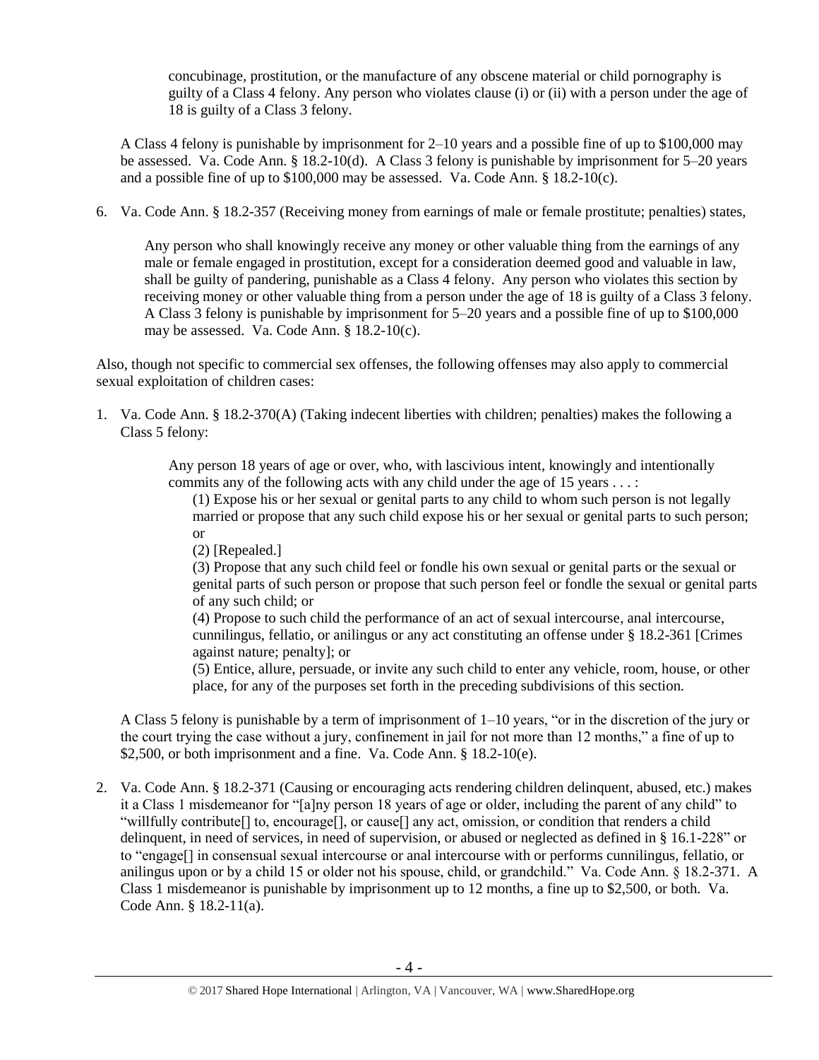> concubinage, prostitution, or the manufacture of any obscene material or child pornography is guilty of a Class 4 felony. Any person who violates clause (i) or (ii) with a person under the age of 18 is guilty of a Class 3 felony.

A Class 4 felony is punishable by imprisonment for 2–10 years and a possible fine of up to $100,000 may be assessed. Va. Code Ann. § 18.2-10(d). A Class 3 felony is punishable by imprisonment for 5–20 years and a possible fine of up to $100,000 may be assessed. Va. Code Ann. § 18.2-10(c).

6. Va. Code Ann. § 18.2-357 (Receiving money from earnings of male or female prostitute; penalties) states,

> Any person who shall knowingly receive any money or other valuable thing from the earnings of any male or female engaged in prostitution, except for a consideration deemed good and valuable in law, shall be guilty of pandering, punishable as a Class 4 felony. Any person who violates this section by receiving money or other valuable thing from a person under the age of 18 is guilty of a Class 3 felony.

A Class 3 felony is punishable by imprisonment for 5–20 years and a possible fine of up to $100,000 may be assessed. Va. Code Ann. § 18.2-10(c).

Also, though not specific to commercial sex offenses, the following offenses may also apply to commercial sexual exploitation of children cases:

1. Va. Code Ann. § 18.2-370(A) (Taking indecent liberties with children; penalties) makes the following a Class 5 felony:

> Any person 18 years of age or over, who, with lascivious intent, knowingly and intentionally commits any of the following acts with any child under the age of 15 years . . . :
>
> (1) Expose his or her sexual or genital parts to any child to whom such person is not legally married or propose that any such child expose his or her sexual or genital parts to such person; or
>
> (2) [Repealed.]
>
> (3) Propose that any such child feel or fondle his own sexual or genital parts or the sexual or genital parts of such person or propose that such person feel or fondle the sexual or genital parts of any such child; or
>
> (4) Propose to such child the performance of an act of sexual intercourse, anal intercourse, cunnilingus, fellatio, or anilingus or any act constituting an offense under § 18.2-361 [Crimes against nature; penalty]; or
>
> (5) Entice, allure, persuade, or invite any such child to enter any vehicle, room, house, or other place, for any of the purposes set forth in the preceding subdivisions of this section.

A Class 5 felony is punishable by a term of imprisonment of 1–10 years, "or in the discretion of the jury or the court trying the case without a jury, confinement in jail for not more than 12 months," a fine of up to $2,500, or both imprisonment and a fine. Va. Code Ann. § 18.2-10(e).

2. Va. Code Ann. § 18.2-371 (Causing or encouraging acts rendering children delinquent, abused, etc.) makes it a Class 1 misdemeanor for "[a]ny person 18 years of age or older, including the parent of any child" to "willfully contribute[] to, encourage[], or cause[] any act, omission, or condition that renders a child delinquent, in need of services, in need of supervision, or abused or neglected as defined in § 16.1-228" or to "engage[] in consensual sexual intercourse or anal intercourse with or performs cunnilingus, fellatio, or anilingus upon or by a child 15 or older not his spouse, child, or grandchild." Va. Code Ann. § 18.2-371. A Class 1 misdemeanor is punishable by imprisonment up to 12 months, a fine up to $2,500, or both. Va. Code Ann. § 18.2-11(a).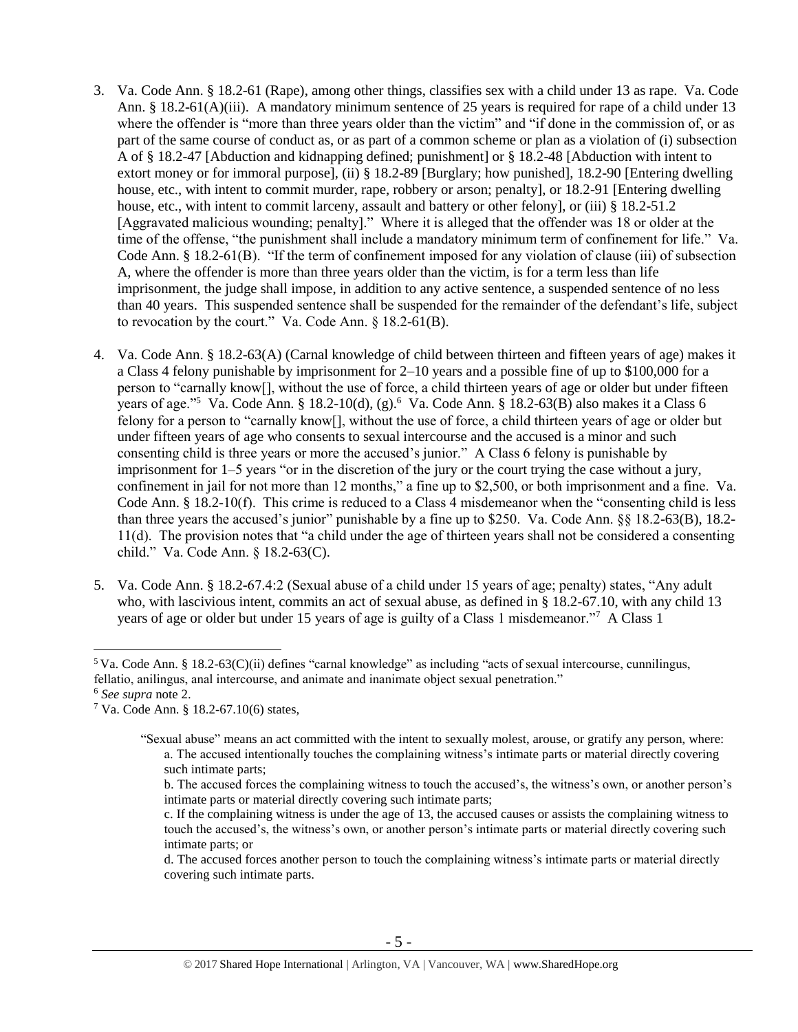3. Va. Code Ann. § 18.2-61 (Rape), among other things, classifies sex with a child under 13 as rape. Va. Code Ann. § 18.2-61(A)(iii). A mandatory minimum sentence of 25 years is required for rape of a child under 13 where the offender is "more than three years older than the victim" and "if done in the commission of, or as part of the same course of conduct as, or as part of a common scheme or plan as a violation of (i) subsection A of § 18.2-47 [Abduction and kidnapping defined; punishment] or § 18.2-48 [Abduction with intent to extort money or for immoral purpose], (ii) § 18.2-89 [Burglary; how punished], 18.2-90 [Entering dwelling house, etc., with intent to commit murder, rape, robbery or arson; penalty], or 18.2-91 [Entering dwelling house, etc., with intent to commit larceny, assault and battery or other felony], or (iii) § 18.2-51.2 [Aggravated malicious wounding; penalty]." Where it is alleged that the offender was 18 or older at the time of the offense, "the punishment shall include a mandatory minimum term of confinement for life." Va. Code Ann. § 18.2-61(B). "If the term of confinement imposed for any violation of clause (iii) of subsection A, where the offender is more than three years older than the victim, is for a term less than life imprisonment, the judge shall impose, in addition to any active sentence, a suspended sentence of no less than 40 years. This suspended sentence shall be suspended for the remainder of the defendant's life, subject to revocation by the court." Va. Code Ann. § 18.2-61(B).

4. Va. Code Ann. § 18.2-63(A) (Carnal knowledge of child between thirteen and fifteen years of age) makes it a Class 4 felony punishable by imprisonment for 2–10 years and a possible fine of up to $100,000 for a person to "carnally know[], without the use of force, a child thirteen years of age or older but under fifteen years of age."[5] Va. Code Ann. § 18.2-10(d), (g).[6] Va. Code Ann. § 18.2-63(B) also makes it a Class 6 felony for a person to "carnally know[], without the use of force, a child thirteen years of age or older but under fifteen years of age who consents to sexual intercourse and the accused is a minor and such consenting child is three years or more the accused's junior." A Class 6 felony is punishable by imprisonment for 1–5 years "or in the discretion of the jury or the court trying the case without a jury, confinement in jail for not more than 12 months," a fine up to $2,500, or both imprisonment and a fine. Va. Code Ann. § 18.2-10(f). This crime is reduced to a Class 4 misdemeanor when the "consenting child is less than three years the accused's junior" punishable by a fine up to $250. Va. Code Ann. §§ 18.2-63(B), 18.2-11(d). The provision notes that "a child under the age of thirteen years shall not be considered a consenting child." Va. Code Ann. § 18.2-63(C).

5. Va. Code Ann. § 18.2-67.4:2 (Sexual abuse of a child under 15 years of age; penalty) states, "Any adult who, with lascivious intent, commits an act of sexual abuse, as defined in § 18.2-67.10, with any child 13 years of age or older but under 15 years of age is guilty of a Class 1 misdemeanor."[7] A Class 1

---

[5] Va. Code Ann. § 18.2-63(C)(ii) defines "carnal knowledge" as including "acts of sexual intercourse, cunnilingus, fellatio, anilingus, anal intercourse, and animate and inanimate object sexual penetration."

[6] *See supra* note 2.

[7] Va. Code Ann. § 18.2-67.10(6) states,

> "Sexual abuse" means an act committed with the intent to sexually molest, arouse, or gratify any person, where:
> a. The accused intentionally touches the complaining witness's intimate parts or material directly covering such intimate parts;
> b. The accused forces the complaining witness to touch the accused's, the witness's own, or another person's intimate parts or material directly covering such intimate parts;
> c. If the complaining witness is under the age of 13, the accused causes or assists the complaining witness to touch the accused's, the witness's own, or another person's intimate parts or material directly covering such intimate parts; or
> d. The accused forces another person to touch the complaining witness's intimate parts or material directly covering such intimate parts.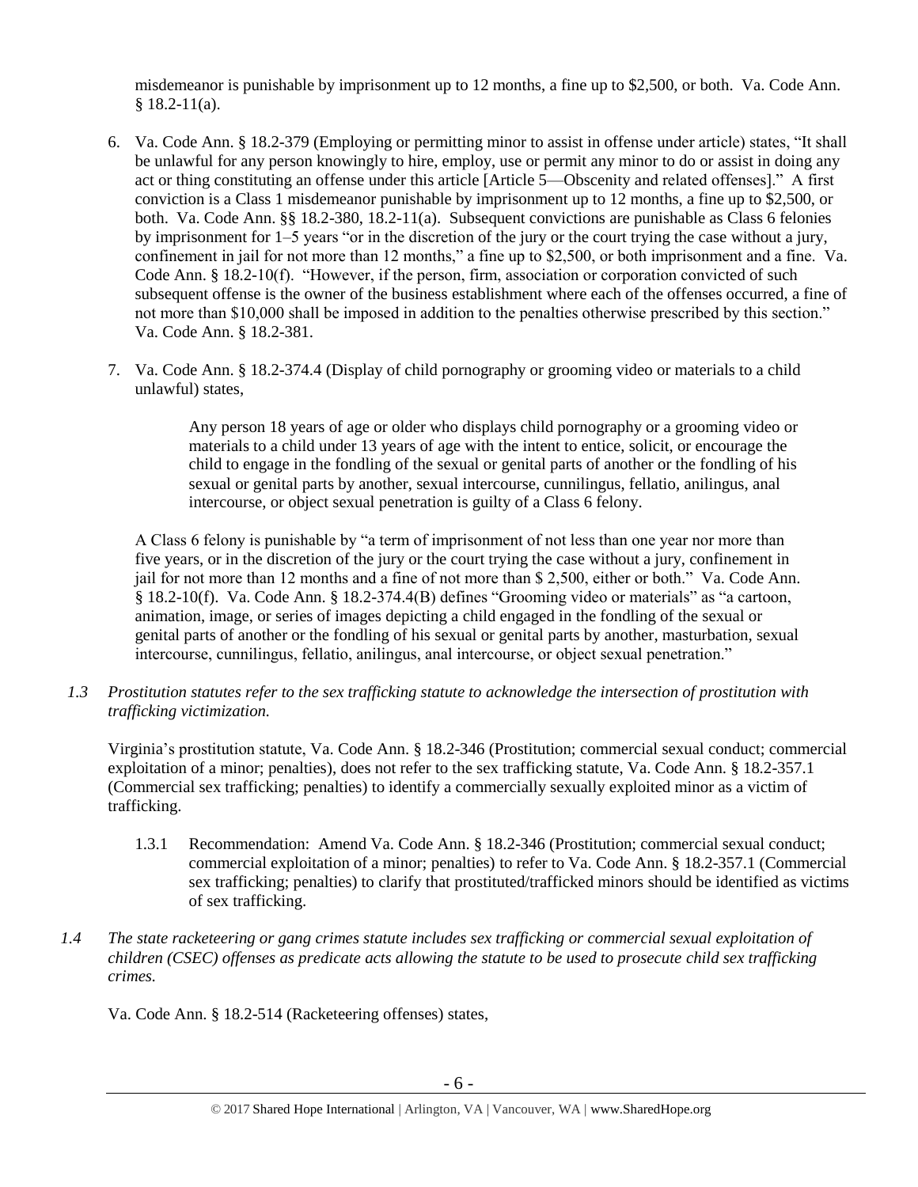misdemeanor is punishable by imprisonment up to 12 months, a fine up to $2,500, or both. Va. Code Ann. § 18.2-11(a).

6. Va. Code Ann. § 18.2-379 (Employing or permitting minor to assist in offense under article) states, "It shall be unlawful for any person knowingly to hire, employ, use or permit any minor to do or assist in doing any act or thing constituting an offense under this article [Article 5—Obscenity and related offenses]." A first conviction is a Class 1 misdemeanor punishable by imprisonment up to 12 months, a fine up to $2,500, or both. Va. Code Ann. §§ 18.2-380, 18.2-11(a). Subsequent convictions are punishable as Class 6 felonies by imprisonment for 1–5 years "or in the discretion of the jury or the court trying the case without a jury, confinement in jail for not more than 12 months," a fine up to $2,500, or both imprisonment and a fine. Va. Code Ann. § 18.2-10(f). "However, if the person, firm, association or corporation convicted of such subsequent offense is the owner of the business establishment where each of the offenses occurred, a fine of not more than $10,000 shall be imposed in addition to the penalties otherwise prescribed by this section." Va. Code Ann. § 18.2-381.

7. Va. Code Ann. § 18.2-374.4 (Display of child pornography or grooming video or materials to a child unlawful) states,

> Any person 18 years of age or older who displays child pornography or a grooming video or materials to a child under 13 years of age with the intent to entice, solicit, or encourage the child to engage in the fondling of the sexual or genital parts of another or the fondling of his sexual or genital parts by another, sexual intercourse, cunnilingus, fellatio, anilingus, anal intercourse, or object sexual penetration is guilty of a Class 6 felony.

A Class 6 felony is punishable by "a term of imprisonment of not less than one year nor more than five years, or in the discretion of the jury or the court trying the case without a jury, confinement in jail for not more than 12 months and a fine of not more than $ 2,500, either or both." Va. Code Ann. § 18.2-10(f). Va. Code Ann. § 18.2-374.4(B) defines "Grooming video or materials" as "a cartoon, animation, image, or series of images depicting a child engaged in the fondling of the sexual or genital parts of another or the fondling of his sexual or genital parts by another, masturbation, sexual intercourse, cunnilingus, fellatio, anilingus, anal intercourse, or object sexual penetration."

*1.3 Prostitution statutes refer to the sex trafficking statute to acknowledge the intersection of prostitution with trafficking victimization.*

Virginia's prostitution statute, Va. Code Ann. § 18.2-346 (Prostitution; commercial sexual conduct; commercial exploitation of a minor; penalties), does not refer to the sex trafficking statute, Va. Code Ann. § 18.2-357.1 (Commercial sex trafficking; penalties) to identify a commercially sexually exploited minor as a victim of trafficking.

1.3.1 Recommendation: Amend Va. Code Ann. § 18.2-346 (Prostitution; commercial sexual conduct; commercial exploitation of a minor; penalties) to refer to Va. Code Ann. § 18.2-357.1 (Commercial sex trafficking; penalties) to clarify that prostituted/trafficked minors should be identified as victims of sex trafficking.

*1.4 The state racketeering or gang crimes statute includes sex trafficking or commercial sexual exploitation of children (CSEC) offenses as predicate acts allowing the statute to be used to prosecute child sex trafficking crimes.*

Va. Code Ann. § 18.2-514 (Racketeering offenses) states,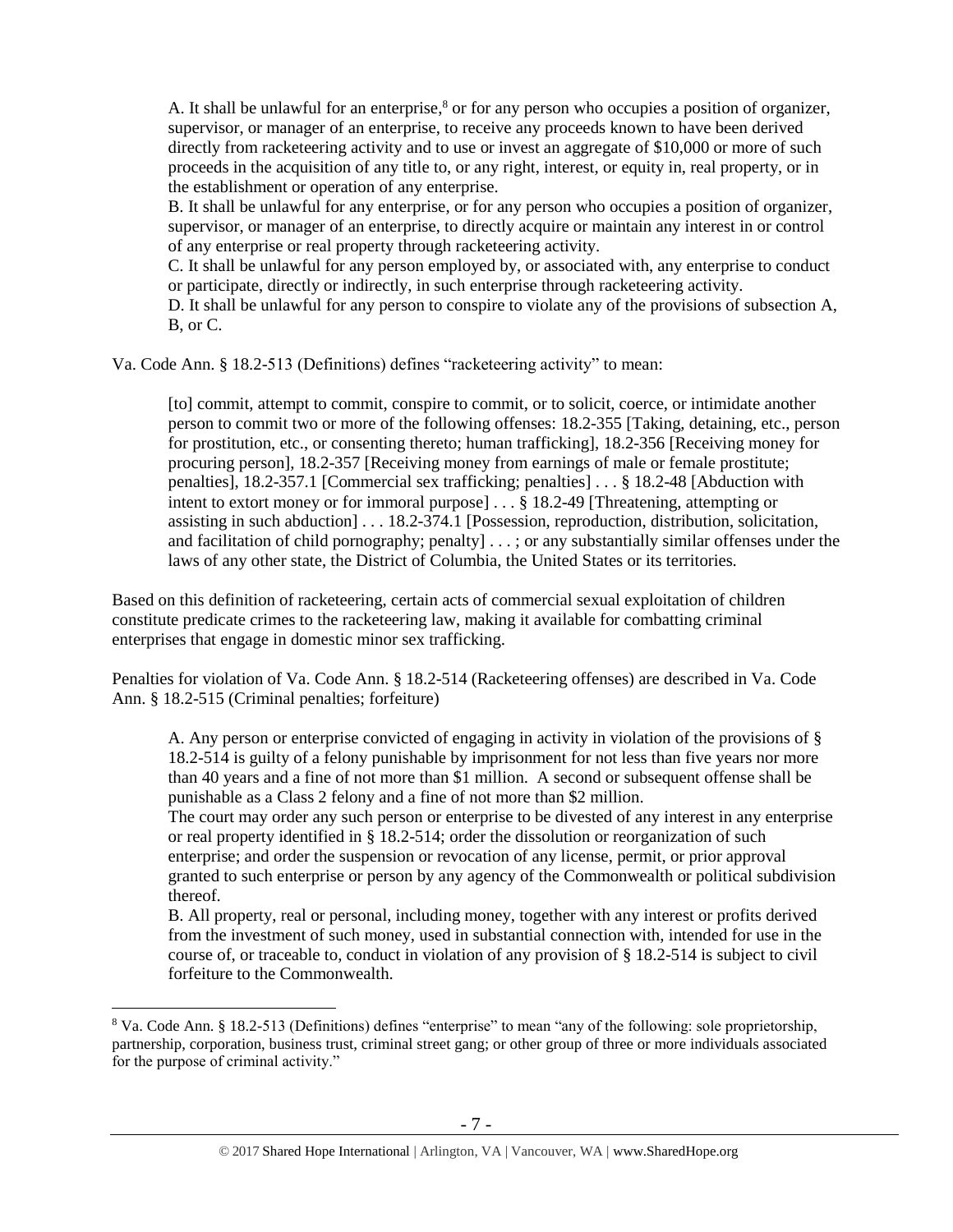> A. It shall be unlawful for an enterprise,[8] or for any person who occupies a position of organizer, supervisor, or manager of an enterprise, to receive any proceeds known to have been derived directly from racketeering activity and to use or invest an aggregate of $10,000 or more of such proceeds in the acquisition of any title to, or any right, interest, or equity in, real property, or in the establishment or operation of any enterprise.
> B. It shall be unlawful for any enterprise, or for any person who occupies a position of organizer, supervisor, or manager of an enterprise, to directly acquire or maintain any interest in or control of any enterprise or real property through racketeering activity.
> C. It shall be unlawful for any person employed by, or associated with, any enterprise to conduct or participate, directly or indirectly, in such enterprise through racketeering activity.
> D. It shall be unlawful for any person to conspire to violate any of the provisions of subsection A, B, or C.

Va. Code Ann. § 18.2-513 (Definitions) defines "racketeering activity" to mean:

> [to] commit, attempt to commit, conspire to commit, or to solicit, coerce, or intimidate another person to commit two or more of the following offenses: 18.2-355 [Taking, detaining, etc., person for prostitution, etc., or consenting thereto; human trafficking], 18.2-356 [Receiving money for procuring person], 18.2-357 [Receiving money from earnings of male or female prostitute; penalties], 18.2-357.1 [Commercial sex trafficking; penalties] . . . § 18.2-48 [Abduction with intent to extort money or for immoral purpose] . . . § 18.2-49 [Threatening, attempting or assisting in such abduction] . . . 18.2-374.1 [Possession, reproduction, distribution, solicitation, and facilitation of child pornography; penalty] . . . ; or any substantially similar offenses under the laws of any other state, the District of Columbia, the United States or its territories.

Based on this definition of racketeering, certain acts of commercial sexual exploitation of children constitute predicate crimes to the racketeering law, making it available for combatting criminal enterprises that engage in domestic minor sex trafficking.

Penalties for violation of Va. Code Ann. § 18.2-514 (Racketeering offenses) are described in Va. Code Ann. § 18.2-515 (Criminal penalties; forfeiture)

> A. Any person or enterprise convicted of engaging in activity in violation of the provisions of § 18.2-514 is guilty of a felony punishable by imprisonment for not less than five years nor more than 40 years and a fine of not more than $1 million. A second or subsequent offense shall be punishable as a Class 2 felony and a fine of not more than $2 million.
> The court may order any such person or enterprise to be divested of any interest in any enterprise or real property identified in § 18.2-514; order the dissolution or reorganization of such enterprise; and order the suspension or revocation of any license, permit, or prior approval granted to such enterprise or person by any agency of the Commonwealth or political subdivision thereof.
> B. All property, real or personal, including money, together with any interest or profits derived from the investment of such money, used in substantial connection with, intended for use in the course of, or traceable to, conduct in violation of any provision of § 18.2-514 is subject to civil forfeiture to the Commonwealth.

---

[8] Va. Code Ann. § 18.2-513 (Definitions) defines "enterprise" to mean "any of the following: sole proprietorship, partnership, corporation, business trust, criminal street gang; or other group of three or more individuals associated for the purpose of criminal activity."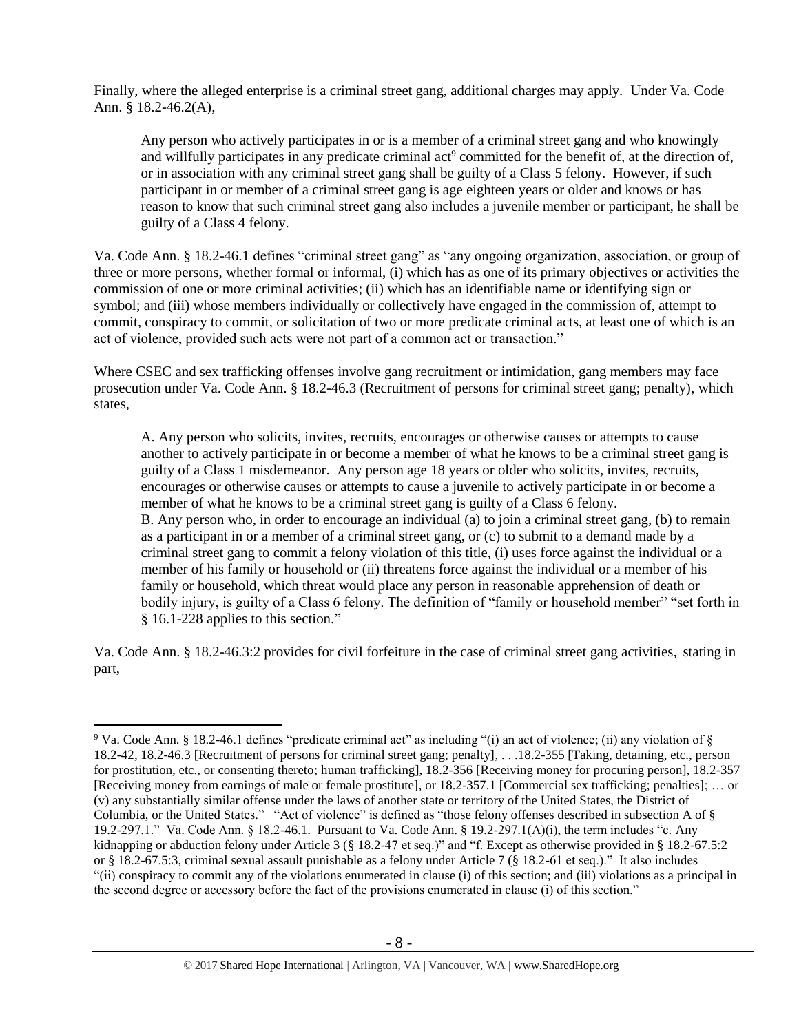Finally, where the alleged enterprise is a criminal street gang, additional charges may apply. Under Va. Code Ann. § 18.2-46.2(A),

> Any person who actively participates in or is a member of a criminal street gang and who knowingly and willfully participates in any predicate criminal act[9] committed for the benefit of, at the direction of, or in association with any criminal street gang shall be guilty of a Class 5 felony. However, if such participant in or member of a criminal street gang is age eighteen years or older and knows or has reason to know that such criminal street gang also includes a juvenile member or participant, he shall be guilty of a Class 4 felony.

Va. Code Ann. § 18.2-46.1 defines "criminal street gang" as "any ongoing organization, association, or group of three or more persons, whether formal or informal, (i) which has as one of its primary objectives or activities the commission of one or more criminal activities; (ii) which has an identifiable name or identifying sign or symbol; and (iii) whose members individually or collectively have engaged in the commission of, attempt to commit, conspiracy to commit, or solicitation of two or more predicate criminal acts, at least one of which is an act of violence, provided such acts were not part of a common act or transaction."

Where CSEC and sex trafficking offenses involve gang recruitment or intimidation, gang members may face prosecution under Va. Code Ann. § 18.2-46.3 (Recruitment of persons for criminal street gang; penalty), which states,

> A. Any person who solicits, invites, recruits, encourages or otherwise causes or attempts to cause another to actively participate in or become a member of what he knows to be a criminal street gang is guilty of a Class 1 misdemeanor. Any person age 18 years or older who solicits, invites, recruits, encourages or otherwise causes or attempts to cause a juvenile to actively participate in or become a member of what he knows to be a criminal street gang is guilty of a Class 6 felony.
> B. Any person who, in order to encourage an individual (a) to join a criminal street gang, (b) to remain as a participant in or a member of a criminal street gang, or (c) to submit to a demand made by a criminal street gang to commit a felony violation of this title, (i) uses force against the individual or a member of his family or household or (ii) threatens force against the individual or a member of his family or household, which threat would place any person in reasonable apprehension of death or bodily injury, is guilty of a Class 6 felony. The definition of "family or household member" "set forth in § 16.1-228 applies to this section."

Va. Code Ann. § 18.2-46.3:2 provides for civil forfeiture in the case of criminal street gang activities, stating in part,

---

[9] Va. Code Ann. § 18.2-46.1 defines "predicate criminal act" as including "(i) an act of violence; (ii) any violation of § 18.2-42, 18.2-46.3 [Recruitment of persons for criminal street gang; penalty], . . .18.2-355 [Taking, detaining, etc., person for prostitution, etc., or consenting thereto; human trafficking], 18.2-356 [Receiving money for procuring person], 18.2-357 [Receiving money from earnings of male or female prostitute], or 18.2-357.1 [Commercial sex trafficking; penalties]; … or (v) any substantially similar offense under the laws of another state or territory of the United States, the District of Columbia, or the United States." "Act of violence" is defined as "those felony offenses described in subsection A of § 19.2-297.1." Va. Code Ann. § 18.2-46.1. Pursuant to Va. Code Ann. § 19.2-297.1(A)(i), the term includes "c. Any kidnapping or abduction felony under Article 3 (§ 18.2-47 et seq.)" and "f. Except as otherwise provided in § 18.2-67.5:2 or § 18.2-67.5:3, criminal sexual assault punishable as a felony under Article 7 (§ 18.2-61 et seq.)." It also includes "(ii) conspiracy to commit any of the violations enumerated in clause (i) of this section; and (iii) violations as a principal in the second degree or accessory before the fact of the provisions enumerated in clause (i) of this section."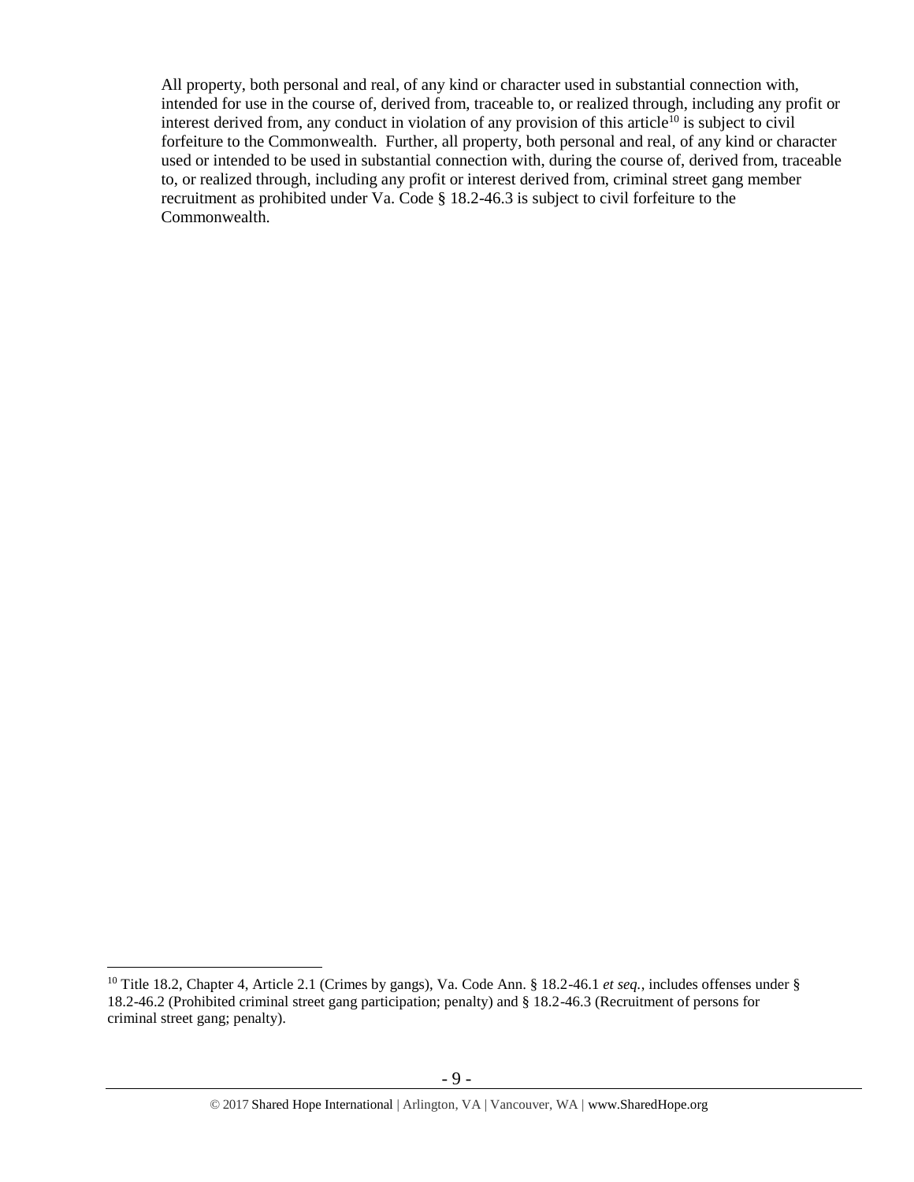All property, both personal and real, of any kind or character used in substantial connection with, intended for use in the course of, derived from, traceable to, or realized through, including any profit or interest derived from, any conduct in violation of any provision of this article[10] is subject to civil forfeiture to the Commonwealth. Further, all property, both personal and real, of any kind or character used or intended to be used in substantial connection with, during the course of, derived from, traceable to, or realized through, including any profit or interest derived from, criminal street gang member recruitment as prohibited under Va. Code § 18.2-46.3 is subject to civil forfeiture to the Commonwealth.

---

[10] Title 18.2, Chapter 4, Article 2.1 (Crimes by gangs), Va. Code Ann. § 18.2-46.1 *et seq.*, includes offenses under § 18.2-46.2 (Prohibited criminal street gang participation; penalty) and § 18.2-46.3 (Recruitment of persons for criminal street gang; penalty).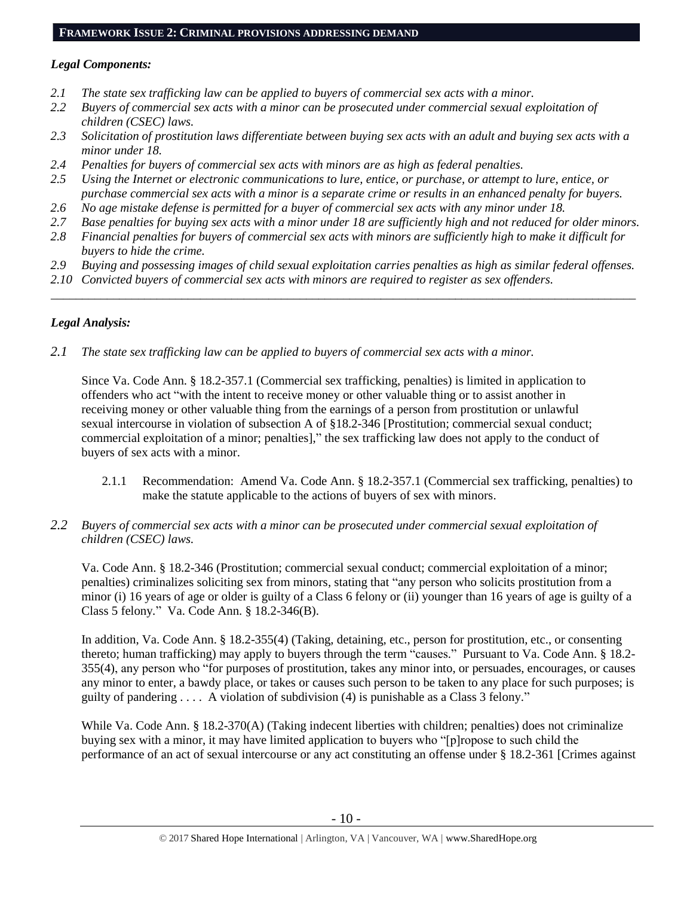## FRAMEWORK ISSUE 2: CRIMINAL PROVISIONS ADDRESSING DEMAND

### *Legal Components:*

*2.1 The state sex trafficking law can be applied to buyers of commercial sex acts with a minor.*
*2.2 Buyers of commercial sex acts with a minor can be prosecuted under commercial sexual exploitation of children (CSEC) laws.*
*2.3 Solicitation of prostitution laws differentiate between buying sex acts with an adult and buying sex acts with a minor under 18.*
*2.4 Penalties for buyers of commercial sex acts with minors are as high as federal penalties.*
*2.5 Using the Internet or electronic communications to lure, entice, or purchase, or attempt to lure, entice, or purchase commercial sex acts with a minor is a separate crime or results in an enhanced penalty for buyers.*
*2.6 No age mistake defense is permitted for a buyer of commercial sex acts with any minor under 18.*
*2.7 Base penalties for buying sex acts with a minor under 18 are sufficiently high and not reduced for older minors.*
*2.8 Financial penalties for buyers of commercial sex acts with minors are sufficiently high to make it difficult for buyers to hide the crime.*
*2.9 Buying and possessing images of child sexual exploitation carries penalties as high as similar federal offenses.*
*2.10 Convicted buyers of commercial sex acts with minors are required to register as sex offenders.*

---

### *Legal Analysis:*

*2.1 The state sex trafficking law can be applied to buyers of commercial sex acts with a minor.*

Since Va. Code Ann. § 18.2-357.1 (Commercial sex trafficking, penalties) is limited in application to offenders who act "with the intent to receive money or other valuable thing or to assist another in receiving money or other valuable thing from the earnings of a person from prostitution or unlawful sexual intercourse in violation of subsection A of §18.2-346 [Prostitution; commercial sexual conduct; commercial exploitation of a minor; penalties]," the sex trafficking law does not apply to the conduct of buyers of sex acts with a minor.

2.1.1 Recommendation: Amend Va. Code Ann. § 18.2-357.1 (Commercial sex trafficking, penalties) to make the statute applicable to the actions of buyers of sex with minors.

*2.2 Buyers of commercial sex acts with a minor can be prosecuted under commercial sexual exploitation of children (CSEC) laws.*

Va. Code Ann. § 18.2-346 (Prostitution; commercial sexual conduct; commercial exploitation of a minor; penalties) criminalizes soliciting sex from minors, stating that "any person who solicits prostitution from a minor (i) 16 years of age or older is guilty of a Class 6 felony or (ii) younger than 16 years of age is guilty of a Class 5 felony." Va. Code Ann. § 18.2-346(B).

In addition, Va. Code Ann. § 18.2-355(4) (Taking, detaining, etc., person for prostitution, etc., or consenting thereto; human trafficking) may apply to buyers through the term "causes." Pursuant to Va. Code Ann. § 18.2-355(4), any person who "for purposes of prostitution, takes any minor into, or persuades, encourages, or causes any minor to enter, a bawdy place, or takes or causes such person to be taken to any place for such purposes; is guilty of pandering . . . . A violation of subdivision (4) is punishable as a Class 3 felony."

While Va. Code Ann. § 18.2-370(A) (Taking indecent liberties with children; penalties) does not criminalize buying sex with a minor, it may have limited application to buyers who "[p]ropose to such child the performance of an act of sexual intercourse or any act constituting an offense under § 18.2-361 [Crimes against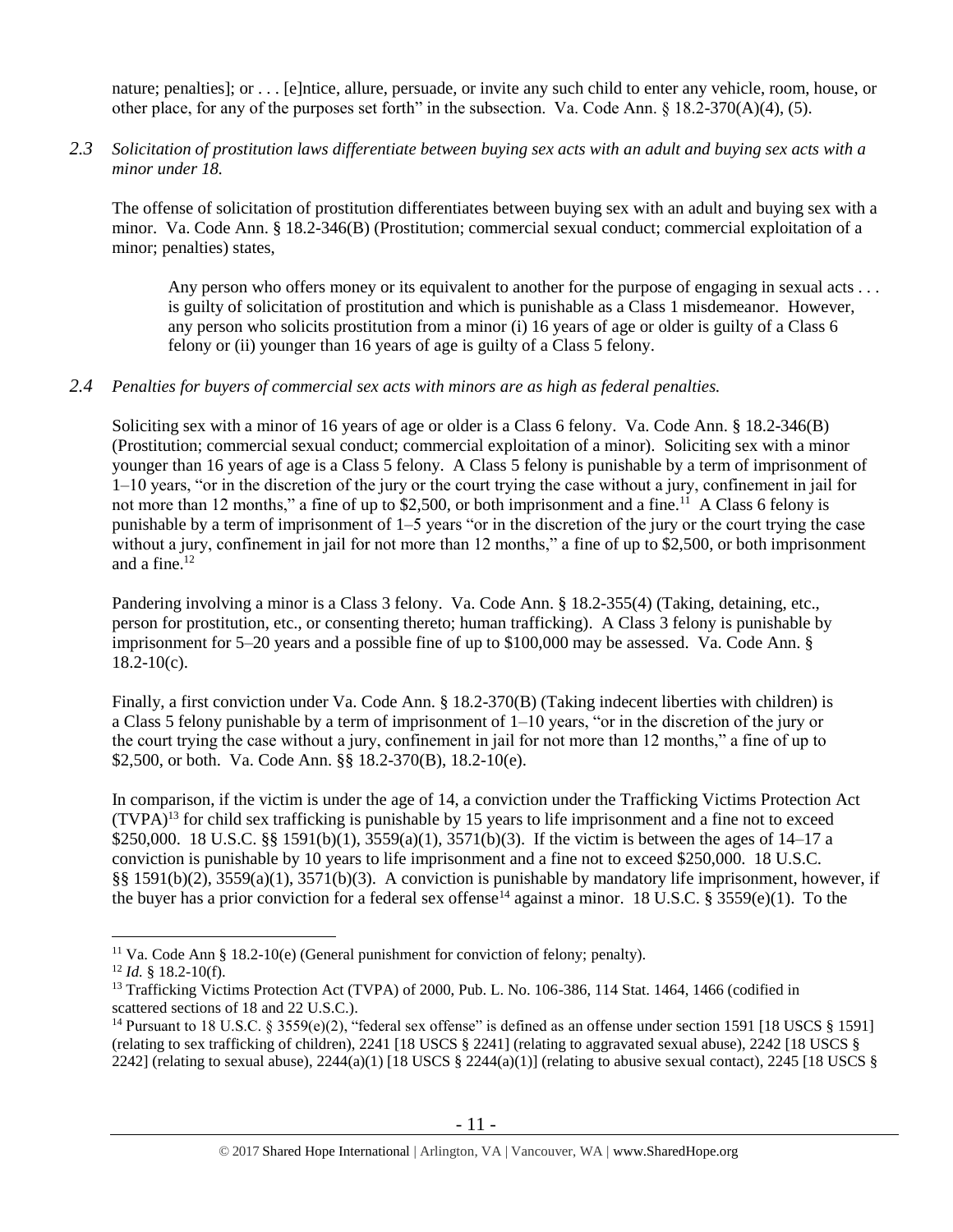nature; penalties]; or . . . [e]ntice, allure, persuade, or invite any such child to enter any vehicle, room, house, or other place, for any of the purposes set forth" in the subsection. Va. Code Ann. § 18.2-370(A)(4), (5).

*2.3 Solicitation of prostitution laws differentiate between buying sex acts with an adult and buying sex acts with a minor under 18.*

The offense of solicitation of prostitution differentiates between buying sex with an adult and buying sex with a minor. Va. Code Ann. § 18.2-346(B) (Prostitution; commercial sexual conduct; commercial exploitation of a minor; penalties) states,

> Any person who offers money or its equivalent to another for the purpose of engaging in sexual acts . . . is guilty of solicitation of prostitution and which is punishable as a Class 1 misdemeanor. However, any person who solicits prostitution from a minor (i) 16 years of age or older is guilty of a Class 6 felony or (ii) younger than 16 years of age is guilty of a Class 5 felony.

*2.4 Penalties for buyers of commercial sex acts with minors are as high as federal penalties.*

Soliciting sex with a minor of 16 years of age or older is a Class 6 felony. Va. Code Ann. § 18.2-346(B) (Prostitution; commercial sexual conduct; commercial exploitation of a minor). Soliciting sex with a minor younger than 16 years of age is a Class 5 felony. A Class 5 felony is punishable by a term of imprisonment of 1–10 years, "or in the discretion of the jury or the court trying the case without a jury, confinement in jail for not more than 12 months," a fine of up to $2,500, or both imprisonment and a fine.[11] A Class 6 felony is punishable by a term of imprisonment of 1–5 years "or in the discretion of the jury or the court trying the case without a jury, confinement in jail for not more than 12 months," a fine of up to $2,500, or both imprisonment and a fine.[12]

Pandering involving a minor is a Class 3 felony. Va. Code Ann. § 18.2-355(4) (Taking, detaining, etc., person for prostitution, etc., or consenting thereto; human trafficking). A Class 3 felony is punishable by imprisonment for 5–20 years and a possible fine of up to $100,000 may be assessed. Va. Code Ann. § 18.2-10(c).

Finally, a first conviction under Va. Code Ann. § 18.2-370(B) (Taking indecent liberties with children) is a Class 5 felony punishable by a term of imprisonment of 1–10 years, "or in the discretion of the jury or the court trying the case without a jury, confinement in jail for not more than 12 months," a fine of up to $2,500, or both. Va. Code Ann. §§ 18.2-370(B), 18.2-10(e).

In comparison, if the victim is under the age of 14, a conviction under the Trafficking Victims Protection Act (TVPA)[13] for child sex trafficking is punishable by 15 years to life imprisonment and a fine not to exceed $250,000. 18 U.S.C. §§ 1591(b)(1), 3559(a)(1), 3571(b)(3). If the victim is between the ages of 14–17 a conviction is punishable by 10 years to life imprisonment and a fine not to exceed $250,000. 18 U.S.C. §§ 1591(b)(2), 3559(a)(1), 3571(b)(3). A conviction is punishable by mandatory life imprisonment, however, if the buyer has a prior conviction for a federal sex offense[14] against a minor. 18 U.S.C. § 3559(e)(1). To the

---

[11] Va. Code Ann § 18.2-10(e) (General punishment for conviction of felony; penalty).

[12] *Id.* § 18.2-10(f).

[13] Trafficking Victims Protection Act (TVPA) of 2000, Pub. L. No. 106-386, 114 Stat. 1464, 1466 (codified in scattered sections of 18 and 22 U.S.C.).

[14] Pursuant to 18 U.S.C. § 3559(e)(2), "federal sex offense" is defined as an offense under section 1591 [18 USCS § 1591] (relating to sex trafficking of children), 2241 [18 USCS § 2241] (relating to aggravated sexual abuse), 2242 [18 USCS § 2242] (relating to sexual abuse), 2244(a)(1) [18 USCS § 2244(a)(1)] (relating to abusive sexual contact), 2245 [18 USCS §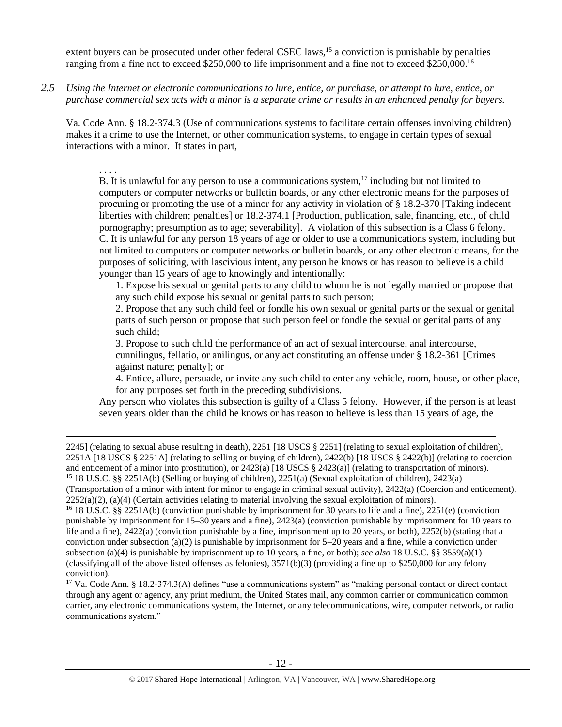extent buyers can be prosecuted under other federal CSEC laws,[15] a conviction is punishable by penalties ranging from a fine not to exceed $250,000 to life imprisonment and a fine not to exceed $250,000.[16]

*2.5 Using the Internet or electronic communications to lure, entice, or purchase, or attempt to lure, entice, or purchase commercial sex acts with a minor is a separate crime or results in an enhanced penalty for buyers.*

Va. Code Ann. § 18.2-374.3 (Use of communications systems to facilitate certain offenses involving children) makes it a crime to use the Internet, or other communication systems, to engage in certain types of sexual interactions with a minor. It states in part,

> . . . .
>
> B. It is unlawful for any person to use a communications system,[17] including but not limited to computers or computer networks or bulletin boards, or any other electronic means for the purposes of procuring or promoting the use of a minor for any activity in violation of § 18.2-370 [Taking indecent liberties with children; penalties] or 18.2-374.1 [Production, publication, sale, financing, etc., of child pornography; presumption as to age; severability]. A violation of this subsection is a Class 6 felony.
>
> C. It is unlawful for any person 18 years of age or older to use a communications system, including but not limited to computers or computer networks or bulletin boards, or any other electronic means, for the purposes of soliciting, with lascivious intent, any person he knows or has reason to believe is a child younger than 15 years of age to knowingly and intentionally:
>
> 1. Expose his sexual or genital parts to any child to whom he is not legally married or propose that any such child expose his sexual or genital parts to such person;
> 2. Propose that any such child feel or fondle his own sexual or genital parts or the sexual or genital parts of such person or propose that such person feel or fondle the sexual or genital parts of any such child;
> 3. Propose to such child the performance of an act of sexual intercourse, anal intercourse, cunnilingus, fellatio, or anilingus, or any act constituting an offense under § 18.2-361 [Crimes against nature; penalty]; or
> 4. Entice, allure, persuade, or invite any such child to enter any vehicle, room, house, or other place, for any purposes set forth in the preceding subdivisions.
>
> Any person who violates this subsection is guilty of a Class 5 felony. However, if the person is at least seven years older than the child he knows or has reason to believe is less than 15 years of age, the

---

2245] (relating to sexual abuse resulting in death), 2251 [18 USCS § 2251] (relating to sexual exploitation of children), 2251A [18 USCS § 2251A] (relating to selling or buying of children), 2422(b) [18 USCS § 2422(b)] (relating to coercion and enticement of a minor into prostitution), or 2423(a) [18 USCS § 2423(a)] (relating to transportation of minors).

[15] 18 U.S.C. §§ 2251A(b) (Selling or buying of children), 2251(a) (Sexual exploitation of children), 2423(a) (Transportation of a minor with intent for minor to engage in criminal sexual activity), 2422(a) (Coercion and enticement), 2252(a)(2), (a)(4) (Certain activities relating to material involving the sexual exploitation of minors).

[16] 18 U.S.C. §§ 2251A(b) (conviction punishable by imprisonment for 30 years to life and a fine), 2251(e) (conviction punishable by imprisonment for 15–30 years and a fine), 2423(a) (conviction punishable by imprisonment for 10 years to life and a fine), 2422(a) (conviction punishable by a fine, imprisonment up to 20 years, or both), 2252(b) (stating that a conviction under subsection (a)(2) is punishable by imprisonment for 5–20 years and a fine, while a conviction under subsection (a)(4) is punishable by imprisonment up to 10 years, a fine, or both); *see also* 18 U.S.C. §§ 3559(a)(1) (classifying all of the above listed offenses as felonies), 3571(b)(3) (providing a fine up to $250,000 for any felony conviction).

[17] Va. Code Ann. § 18.2-374.3(A) defines "use a communications system" as "making personal contact or direct contact through any agent or agency, any print medium, the United States mail, any common carrier or communication common carrier, any electronic communications system, the Internet, or any telecommunications, wire, computer network, or radio communications system."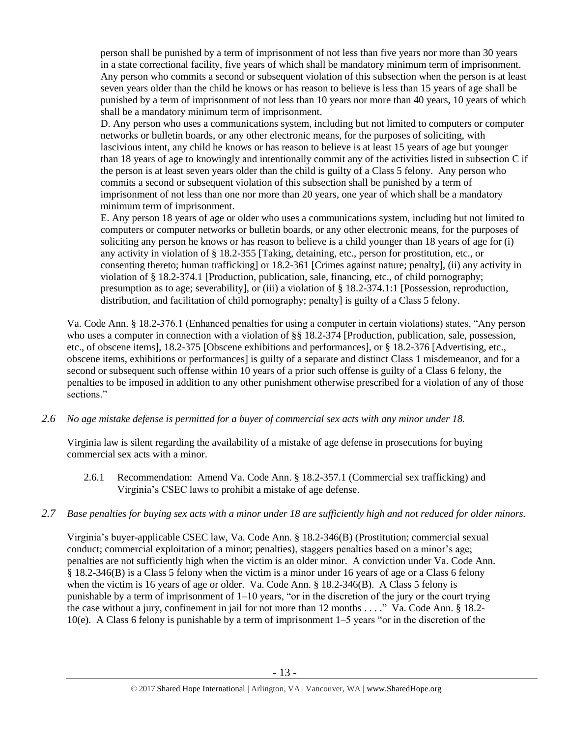person shall be punished by a term of imprisonment of not less than five years nor more than 30 years in a state correctional facility, five years of which shall be mandatory minimum term of imprisonment. Any person who commits a second or subsequent violation of this subsection when the person is at least seven years older than the child he knows or has reason to believe is less than 15 years of age shall be punished by a term of imprisonment of not less than 10 years nor more than 40 years, 10 years of which shall be a mandatory minimum term of imprisonment.

D. Any person who uses a communications system, including but not limited to computers or computer networks or bulletin boards, or any other electronic means, for the purposes of soliciting, with lascivious intent, any child he knows or has reason to believe is at least 15 years of age but younger than 18 years of age to knowingly and intentionally commit any of the activities listed in subsection C if the person is at least seven years older than the child is guilty of a Class 5 felony. Any person who commits a second or subsequent violation of this subsection shall be punished by a term of imprisonment of not less than one nor more than 20 years, one year of which shall be a mandatory minimum term of imprisonment.

E. Any person 18 years of age or older who uses a communications system, including but not limited to computers or computer networks or bulletin boards, or any other electronic means, for the purposes of soliciting any person he knows or has reason to believe is a child younger than 18 years of age for (i) any activity in violation of § 18.2-355 [Taking, detaining, etc., person for prostitution, etc., or consenting thereto; human trafficking] or 18.2-361 [Crimes against nature; penalty], (ii) any activity in violation of § 18.2-374.1 [Production, publication, sale, financing, etc., of child pornography; presumption as to age; severability], or (iii) a violation of § 18.2-374.1:1 [Possession, reproduction, distribution, and facilitation of child pornography; penalty] is guilty of a Class 5 felony.

Va. Code Ann. § 18.2-376.1 (Enhanced penalties for using a computer in certain violations) states, "Any person who uses a computer in connection with a violation of §§ 18.2-374 [Production, publication, sale, possession, etc., of obscene items], 18.2-375 [Obscene exhibitions and performances], or § 18.2-376 [Advertising, etc., obscene items, exhibitions or performances] is guilty of a separate and distinct Class 1 misdemeanor, and for a second or subsequent such offense within 10 years of a prior such offense is guilty of a Class 6 felony, the penalties to be imposed in addition to any other punishment otherwise prescribed for a violation of any of those sections."

*2.6 No age mistake defense is permitted for a buyer of commercial sex acts with any minor under 18.*

Virginia law is silent regarding the availability of a mistake of age defense in prosecutions for buying commercial sex acts with a minor.

2.6.1 Recommendation: Amend Va. Code Ann. § 18.2-357.1 (Commercial sex trafficking) and Virginia's CSEC laws to prohibit a mistake of age defense.

*2.7 Base penalties for buying sex acts with a minor under 18 are sufficiently high and not reduced for older minors.*

Virginia's buyer-applicable CSEC law, Va. Code Ann. § 18.2-346(B) (Prostitution; commercial sexual conduct; commercial exploitation of a minor; penalties), staggers penalties based on a minor's age; penalties are not sufficiently high when the victim is an older minor. A conviction under Va. Code Ann. § 18.2-346(B) is a Class 5 felony when the victim is a minor under 16 years of age or a Class 6 felony when the victim is 16 years of age or older. Va. Code Ann. § 18.2-346(B). A Class 5 felony is punishable by a term of imprisonment of 1–10 years, "or in the discretion of the jury or the court trying the case without a jury, confinement in jail for not more than 12 months . . . ." Va. Code Ann. § 18.2-10(e). A Class 6 felony is punishable by a term of imprisonment 1–5 years "or in the discretion of the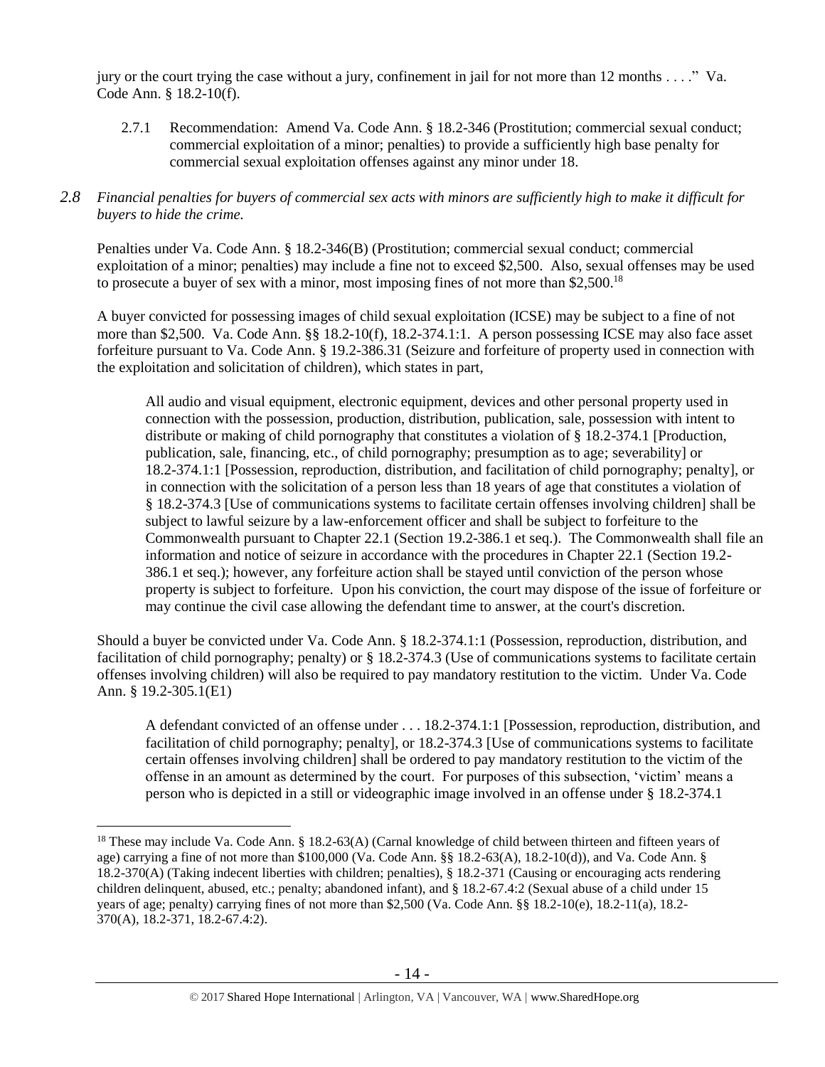jury or the court trying the case without a jury, confinement in jail for not more than 12 months . . . ." Va. Code Ann. § 18.2-10(f).

2.7.1 Recommendation: Amend Va. Code Ann. § 18.2-346 (Prostitution; commercial sexual conduct; commercial exploitation of a minor; penalties) to provide a sufficiently high base penalty for commercial sexual exploitation offenses against any minor under 18.

*2.8 Financial penalties for buyers of commercial sex acts with minors are sufficiently high to make it difficult for buyers to hide the crime.*

Penalties under Va. Code Ann. § 18.2-346(B) (Prostitution; commercial sexual conduct; commercial exploitation of a minor; penalties) may include a fine not to exceed $2,500. Also, sexual offenses may be used to prosecute a buyer of sex with a minor, most imposing fines of not more than $2,500.[18]

A buyer convicted for possessing images of child sexual exploitation (ICSE) may be subject to a fine of not more than $2,500. Va. Code Ann. §§ 18.2-10(f), 18.2-374.1:1. A person possessing ICSE may also face asset forfeiture pursuant to Va. Code Ann. § 19.2-386.31 (Seizure and forfeiture of property used in connection with the exploitation and solicitation of children), which states in part,

> All audio and visual equipment, electronic equipment, devices and other personal property used in connection with the possession, production, distribution, publication, sale, possession with intent to distribute or making of child pornography that constitutes a violation of § 18.2-374.1 [Production, publication, sale, financing, etc., of child pornography; presumption as to age; severability] or 18.2-374.1:1 [Possession, reproduction, distribution, and facilitation of child pornography; penalty], or in connection with the solicitation of a person less than 18 years of age that constitutes a violation of § 18.2-374.3 [Use of communications systems to facilitate certain offenses involving children] shall be subject to lawful seizure by a law-enforcement officer and shall be subject to forfeiture to the Commonwealth pursuant to Chapter 22.1 (Section 19.2-386.1 et seq.). The Commonwealth shall file an information and notice of seizure in accordance with the procedures in Chapter 22.1 (Section 19.2-386.1 et seq.); however, any forfeiture action shall be stayed until conviction of the person whose property is subject to forfeiture. Upon his conviction, the court may dispose of the issue of forfeiture or may continue the civil case allowing the defendant time to answer, at the court's discretion.

Should a buyer be convicted under Va. Code Ann. § 18.2-374.1:1 (Possession, reproduction, distribution, and facilitation of child pornography; penalty) or § 18.2-374.3 (Use of communications systems to facilitate certain offenses involving children) will also be required to pay mandatory restitution to the victim. Under Va. Code Ann. § 19.2-305.1(E1)

> A defendant convicted of an offense under . . . 18.2-374.1:1 [Possession, reproduction, distribution, and facilitation of child pornography; penalty], or 18.2-374.3 [Use of communications systems to facilitate certain offenses involving children] shall be ordered to pay mandatory restitution to the victim of the offense in an amount as determined by the court. For purposes of this subsection, 'victim' means a person who is depicted in a still or videographic image involved in an offense under § 18.2-374.1

---

[18] These may include Va. Code Ann. § 18.2-63(A) (Carnal knowledge of child between thirteen and fifteen years of age) carrying a fine of not more than $100,000 (Va. Code Ann. §§ 18.2-63(A), 18.2-10(d)), and Va. Code Ann. § 18.2-370(A) (Taking indecent liberties with children; penalties), § 18.2-371 (Causing or encouraging acts rendering children delinquent, abused, etc.; penalty; abandoned infant), and § 18.2-67.4:2 (Sexual abuse of a child under 15 years of age; penalty) carrying fines of not more than $2,500 (Va. Code Ann. §§ 18.2-10(e), 18.2-11(a), 18.2-370(A), 18.2-371, 18.2-67.4:2).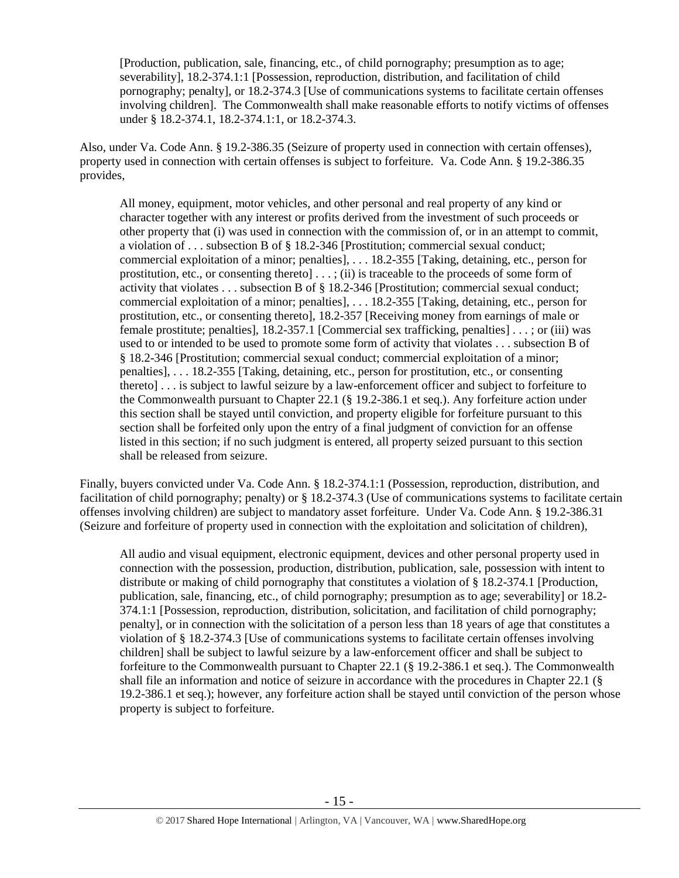[Production, publication, sale, financing, etc., of child pornography; presumption as to age; severability], 18.2-374.1:1 [Possession, reproduction, distribution, and facilitation of child pornography; penalty], or 18.2-374.3 [Use of communications systems to facilitate certain offenses involving children]. The Commonwealth shall make reasonable efforts to notify victims of offenses under § 18.2-374.1, 18.2-374.1:1, or 18.2-374.3.

Also, under Va. Code Ann. § 19.2-386.35 (Seizure of property used in connection with certain offenses), property used in connection with certain offenses is subject to forfeiture. Va. Code Ann. § 19.2-386.35 provides,

> All money, equipment, motor vehicles, and other personal and real property of any kind or character together with any interest or profits derived from the investment of such proceeds or other property that (i) was used in connection with the commission of, or in an attempt to commit, a violation of . . . subsection B of § 18.2-346 [Prostitution; commercial sexual conduct; commercial exploitation of a minor; penalties], . . . 18.2-355 [Taking, detaining, etc., person for prostitution, etc., or consenting thereto] . . . ; (ii) is traceable to the proceeds of some form of activity that violates . . . subsection B of § 18.2-346 [Prostitution; commercial sexual conduct; commercial exploitation of a minor; penalties], . . . 18.2-355 [Taking, detaining, etc., person for prostitution, etc., or consenting thereto], 18.2-357 [Receiving money from earnings of male or female prostitute; penalties], 18.2-357.1 [Commercial sex trafficking, penalties] . . . ; or (iii) was used to or intended to be used to promote some form of activity that violates . . . subsection B of § 18.2-346 [Prostitution; commercial sexual conduct; commercial exploitation of a minor; penalties], . . . 18.2-355 [Taking, detaining, etc., person for prostitution, etc., or consenting thereto] . . . is subject to lawful seizure by a law-enforcement officer and subject to forfeiture to the Commonwealth pursuant to Chapter 22.1 (§ 19.2-386.1 et seq.). Any forfeiture action under this section shall be stayed until conviction, and property eligible for forfeiture pursuant to this section shall be forfeited only upon the entry of a final judgment of conviction for an offense listed in this section; if no such judgment is entered, all property seized pursuant to this section shall be released from seizure.

Finally, buyers convicted under Va. Code Ann. § 18.2-374.1:1 (Possession, reproduction, distribution, and facilitation of child pornography; penalty) or § 18.2-374.3 (Use of communications systems to facilitate certain offenses involving children) are subject to mandatory asset forfeiture. Under Va. Code Ann. § 19.2-386.31 (Seizure and forfeiture of property used in connection with the exploitation and solicitation of children),

> All audio and visual equipment, electronic equipment, devices and other personal property used in connection with the possession, production, distribution, publication, sale, possession with intent to distribute or making of child pornography that constitutes a violation of § 18.2-374.1 [Production, publication, sale, financing, etc., of child pornography; presumption as to age; severability] or 18.2-374.1:1 [Possession, reproduction, distribution, solicitation, and facilitation of child pornography; penalty], or in connection with the solicitation of a person less than 18 years of age that constitutes a violation of § 18.2-374.3 [Use of communications systems to facilitate certain offenses involving children] shall be subject to lawful seizure by a law-enforcement officer and shall be subject to forfeiture to the Commonwealth pursuant to Chapter 22.1 (§ 19.2-386.1 et seq.). The Commonwealth shall file an information and notice of seizure in accordance with the procedures in Chapter 22.1 (§ 19.2-386.1 et seq.); however, any forfeiture action shall be stayed until conviction of the person whose property is subject to forfeiture.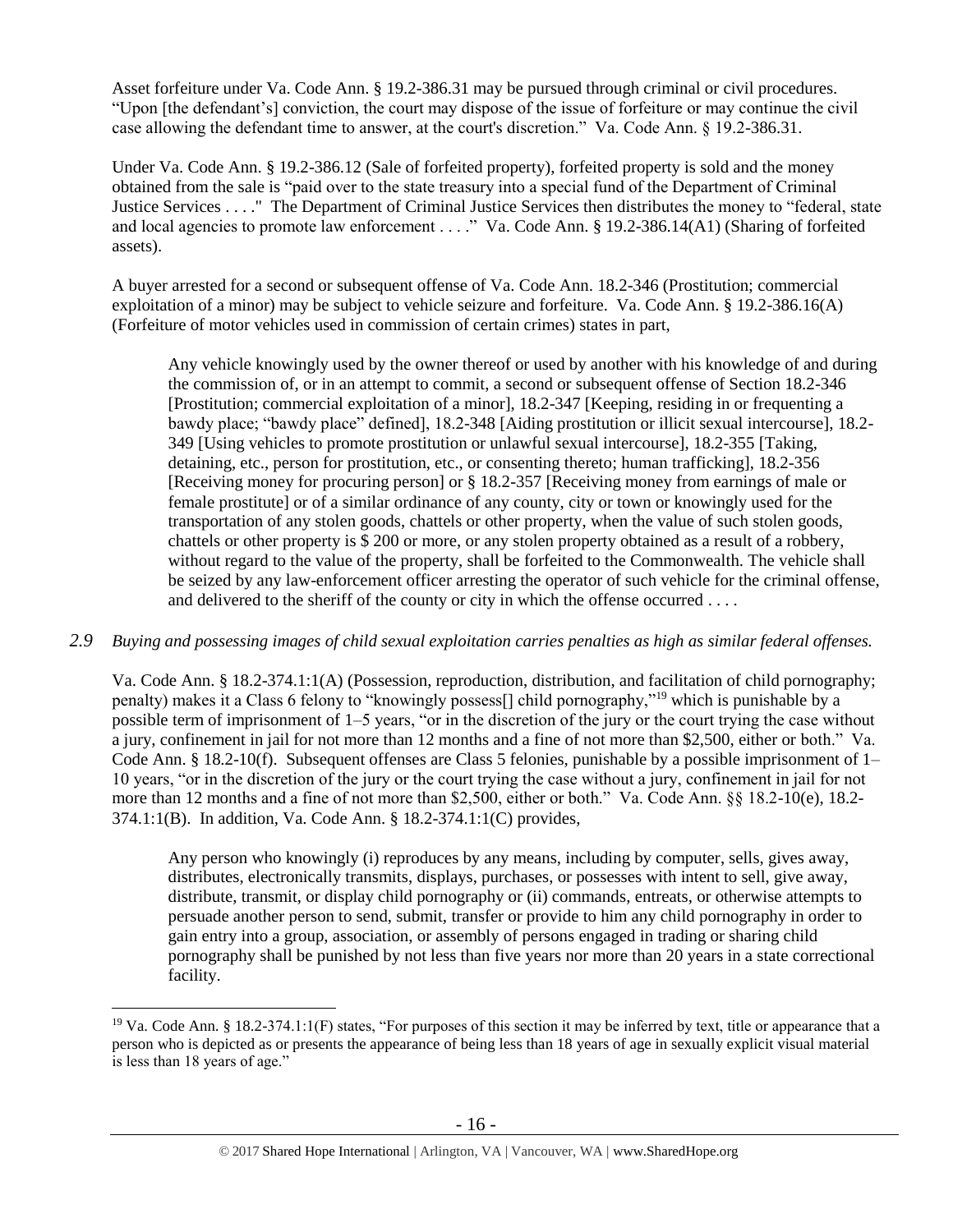Asset forfeiture under Va. Code Ann. § 19.2-386.31 may be pursued through criminal or civil procedures. "Upon [the defendant's] conviction, the court may dispose of the issue of forfeiture or may continue the civil case allowing the defendant time to answer, at the court's discretion." Va. Code Ann. § 19.2-386.31.

Under Va. Code Ann. § 19.2-386.12 (Sale of forfeited property), forfeited property is sold and the money obtained from the sale is "paid over to the state treasury into a special fund of the Department of Criminal Justice Services . . . ." The Department of Criminal Justice Services then distributes the money to "federal, state and local agencies to promote law enforcement . . . ." Va. Code Ann. § 19.2-386.14(A1) (Sharing of forfeited assets).

A buyer arrested for a second or subsequent offense of Va. Code Ann. 18.2-346 (Prostitution; commercial exploitation of a minor) may be subject to vehicle seizure and forfeiture. Va. Code Ann. § 19.2-386.16(A) (Forfeiture of motor vehicles used in commission of certain crimes) states in part,

> Any vehicle knowingly used by the owner thereof or used by another with his knowledge of and during the commission of, or in an attempt to commit, a second or subsequent offense of Section 18.2-346 [Prostitution; commercial exploitation of a minor], 18.2-347 [Keeping, residing in or frequenting a bawdy place; "bawdy place" defined], 18.2-348 [Aiding prostitution or illicit sexual intercourse], 18.2-349 [Using vehicles to promote prostitution or unlawful sexual intercourse], 18.2-355 [Taking, detaining, etc., person for prostitution, etc., or consenting thereto; human trafficking], 18.2-356 [Receiving money for procuring person] or § 18.2-357 [Receiving money from earnings of male or female prostitute] or of a similar ordinance of any county, city or town or knowingly used for the transportation of any stolen goods, chattels or other property, when the value of such stolen goods, chattels or other property is $ 200 or more, or any stolen property obtained as a result of a robbery, without regard to the value of the property, shall be forfeited to the Commonwealth. The vehicle shall be seized by any law-enforcement officer arresting the operator of such vehicle for the criminal offense, and delivered to the sheriff of the county or city in which the offense occurred . . . .

*2.9 Buying and possessing images of child sexual exploitation carries penalties as high as similar federal offenses.*

Va. Code Ann. § 18.2-374.1:1(A) (Possession, reproduction, distribution, and facilitation of child pornography; penalty) makes it a Class 6 felony to "knowingly possess[] child pornography,"[19] which is punishable by a possible term of imprisonment of 1–5 years, "or in the discretion of the jury or the court trying the case without a jury, confinement in jail for not more than 12 months and a fine of not more than $2,500, either or both." Va. Code Ann. § 18.2-10(f). Subsequent offenses are Class 5 felonies, punishable by a possible imprisonment of 1–10 years, "or in the discretion of the jury or the court trying the case without a jury, confinement in jail for not more than 12 months and a fine of not more than $2,500, either or both." Va. Code Ann. §§ 18.2-10(e), 18.2-374.1:1(B). In addition, Va. Code Ann. § 18.2-374.1:1(C) provides,

> Any person who knowingly (i) reproduces by any means, including by computer, sells, gives away, distributes, electronically transmits, displays, purchases, or possesses with intent to sell, give away, distribute, transmit, or display child pornography or (ii) commands, entreats, or otherwise attempts to persuade another person to send, submit, transfer or provide to him any child pornography in order to gain entry into a group, association, or assembly of persons engaged in trading or sharing child pornography shall be punished by not less than five years nor more than 20 years in a state correctional facility.

[19] Va. Code Ann. § 18.2-374.1:1(F) states, "For purposes of this section it may be inferred by text, title or appearance that a person who is depicted as or presents the appearance of being less than 18 years of age in sexually explicit visual material is less than 18 years of age."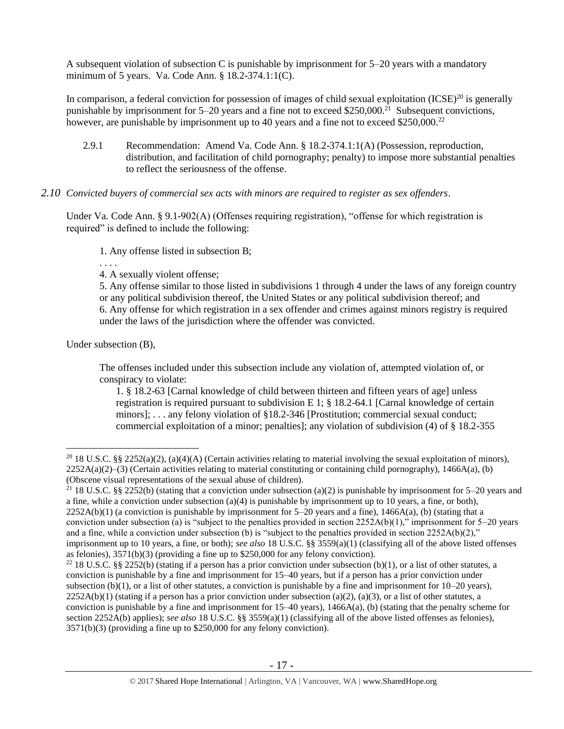A subsequent violation of subsection C is punishable by imprisonment for 5–20 years with a mandatory minimum of 5 years. Va. Code Ann. § 18.2-374.1:1(C).

In comparison, a federal conviction for possession of images of child sexual exploitation (ICSE)[20] is generally punishable by imprisonment for 5–20 years and a fine not to exceed $250,000.[21] Subsequent convictions, however, are punishable by imprisonment up to 40 years and a fine not to exceed $250,000.[22]

> 2.9.1 Recommendation: Amend Va. Code Ann. § 18.2-374.1:1(A) (Possession, reproduction, distribution, and facilitation of child pornography; penalty) to impose more substantial penalties to reflect the seriousness of the offense.

### *2.10 Convicted buyers of commercial sex acts with minors are required to register as sex offenders.*

Under Va. Code Ann. § 9.1-902(A) (Offenses requiring registration), "offense for which registration is required" is defined to include the following:

> 1. Any offense listed in subsection B;
>
> . . . .
>
> 4. A sexually violent offense;
>
> 5. Any offense similar to those listed in subdivisions 1 through 4 under the laws of any foreign country or any political subdivision thereof, the United States or any political subdivision thereof; and
>
> 6. Any offense for which registration in a sex offender and crimes against minors registry is required under the laws of the jurisdiction where the offender was convicted.

Under subsection (B),

> The offenses included under this subsection include any violation of, attempted violation of, or conspiracy to violate:
>
> 1. § 18.2-63 [Carnal knowledge of child between thirteen and fifteen years of age] unless registration is required pursuant to subdivision E 1; § 18.2-64.1 [Carnal knowledge of certain minors]; . . . any felony violation of §18.2-346 [Prostitution; commercial sexual conduct; commercial exploitation of a minor; penalties]; any violation of subdivision (4) of § 18.2-355

---

[20] 18 U.S.C. §§ 2252(a)(2), (a)(4)(A) (Certain activities relating to material involving the sexual exploitation of minors), 2252A(a)(2)–(3) (Certain activities relating to material constituting or containing child pornography), 1466A(a), (b) (Obscene visual representations of the sexual abuse of children).

[21] 18 U.S.C. §§ 2252(b) (stating that a conviction under subsection (a)(2) is punishable by imprisonment for 5–20 years and a fine, while a conviction under subsection (a)(4) is punishable by imprisonment up to 10 years, a fine, or both), 2252A(b)(1) (a conviction is punishable by imprisonment for 5–20 years and a fine), 1466A(a), (b) (stating that a conviction under subsection (a) is "subject to the penalties provided in section 2252A(b)(1)," imprisonment for 5–20 years and a fine, while a conviction under subsection (b) is "subject to the penalties provided in section 2252A(b)(2)," imprisonment up to 10 years, a fine, or both); *see also* 18 U.S.C. §§ 3559(a)(1) (classifying all of the above listed offenses as felonies), 3571(b)(3) (providing a fine up to $250,000 for any felony conviction).

[22] 18 U.S.C. §§ 2252(b) (stating if a person has a prior conviction under subsection (b)(1), or a list of other statutes, a conviction is punishable by a fine and imprisonment for 15–40 years, but if a person has a prior conviction under subsection (b)(1), or a list of other statutes, a conviction is punishable by a fine and imprisonment for 10–20 years), 2252A(b)(1) (stating if a person has a prior conviction under subsection (a)(2), (a)(3), or a list of other statutes, a conviction is punishable by a fine and imprisonment for 15–40 years), 1466A(a), (b) (stating that the penalty scheme for section 2252A(b) applies); *see also* 18 U.S.C. §§ 3559(a)(1) (classifying all of the above listed offenses as felonies), 3571(b)(3) (providing a fine up to $250,000 for any felony conviction).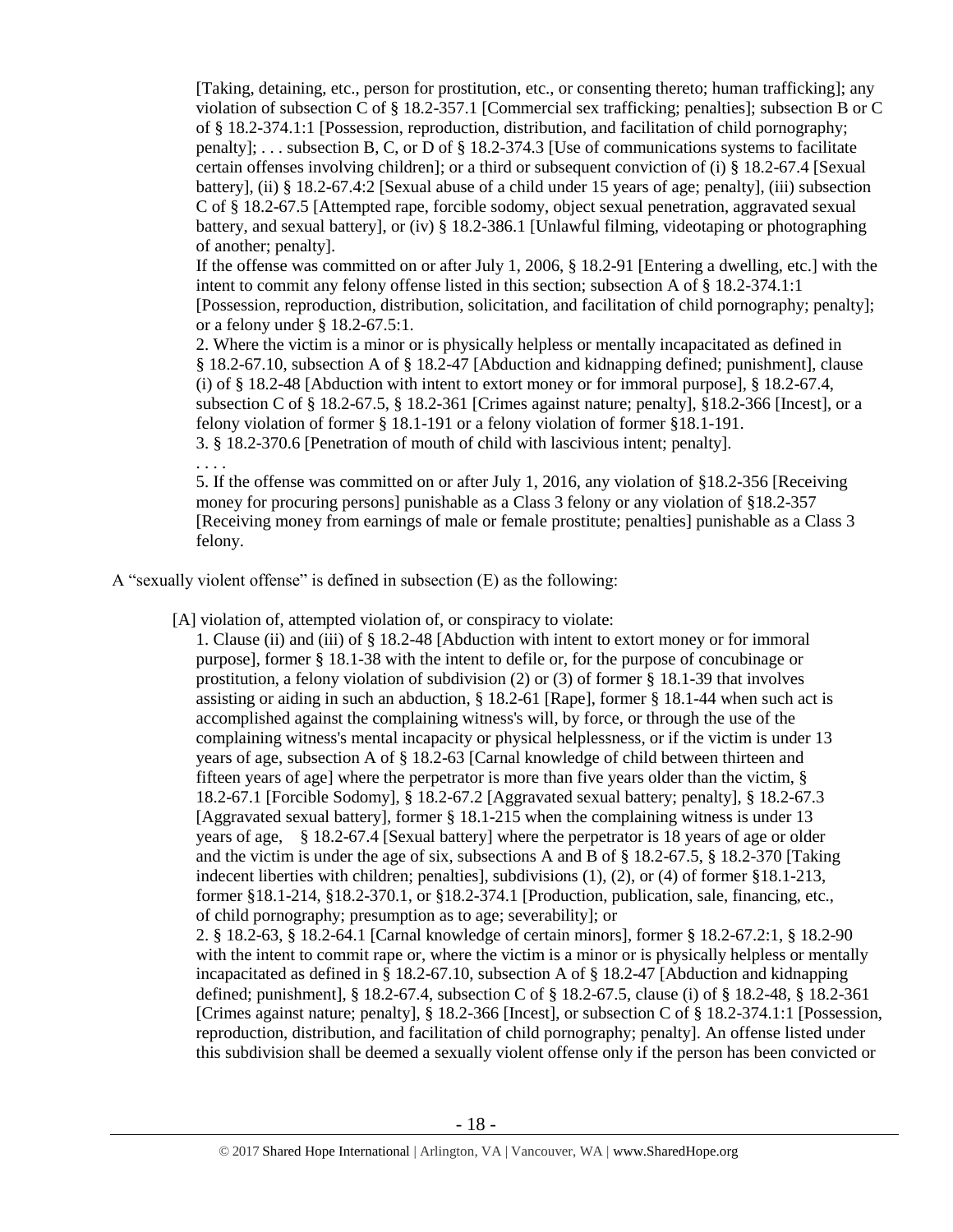[Taking, detaining, etc., person for prostitution, etc., or consenting thereto; human trafficking]; any violation of subsection C of § 18.2-357.1 [Commercial sex trafficking; penalties]; subsection B or C of § 18.2-374.1:1 [Possession, reproduction, distribution, and facilitation of child pornography; penalty]; . . . subsection B, C, or D of § 18.2-374.3 [Use of communications systems to facilitate certain offenses involving children]; or a third or subsequent conviction of (i) § 18.2-67.4 [Sexual battery], (ii) § 18.2-67.4:2 [Sexual abuse of a child under 15 years of age; penalty], (iii) subsection C of § 18.2-67.5 [Attempted rape, forcible sodomy, object sexual penetration, aggravated sexual battery, and sexual battery], or (iv) § 18.2-386.1 [Unlawful filming, videotaping or photographing of another; penalty].

If the offense was committed on or after July 1, 2006, § 18.2-91 [Entering a dwelling, etc.] with the intent to commit any felony offense listed in this section; subsection A of § 18.2-374.1:1 [Possession, reproduction, distribution, solicitation, and facilitation of child pornography; penalty]; or a felony under § 18.2-67.5:1.

2. Where the victim is a minor or is physically helpless or mentally incapacitated as defined in § 18.2-67.10, subsection A of § 18.2-47 [Abduction and kidnapping defined; punishment], clause (i) of § 18.2-48 [Abduction with intent to extort money or for immoral purpose], § 18.2-67.4, subsection C of § 18.2-67.5, § 18.2-361 [Crimes against nature; penalty], §18.2-366 [Incest], or a felony violation of former § 18.1-191 or a felony violation of former §18.1-191.

3. § 18.2-370.6 [Penetration of mouth of child with lascivious intent; penalty].

. . . .

5. If the offense was committed on or after July 1, 2016, any violation of §18.2-356 [Receiving money for procuring persons] punishable as a Class 3 felony or any violation of §18.2-357 [Receiving money from earnings of male or female prostitute; penalties] punishable as a Class 3 felony.

A "sexually violent offense" is defined in subsection (E) as the following:

[A] violation of, attempted violation of, or conspiracy to violate:

1. Clause (ii) and (iii) of § 18.2-48 [Abduction with intent to extort money or for immoral purpose], former § 18.1-38 with the intent to defile or, for the purpose of concubinage or prostitution, a felony violation of subdivision (2) or (3) of former § 18.1-39 that involves assisting or aiding in such an abduction, § 18.2-61 [Rape], former § 18.1-44 when such act is accomplished against the complaining witness's will, by force, or through the use of the complaining witness's mental incapacity or physical helplessness, or if the victim is under 13 years of age, subsection A of § 18.2-63 [Carnal knowledge of child between thirteen and fifteen years of age] where the perpetrator is more than five years older than the victim, § 18.2-67.1 [Forcible Sodomy], § 18.2-67.2 [Aggravated sexual battery; penalty], § 18.2-67.3 [Aggravated sexual battery], former § 18.1-215 when the complaining witness is under 13 years of age, § 18.2-67.4 [Sexual battery] where the perpetrator is 18 years of age or older and the victim is under the age of six, subsections A and B of § 18.2-67.5, § 18.2-370 [Taking indecent liberties with children; penalties], subdivisions (1), (2), or (4) of former §18.1-213, former §18.1-214, §18.2-370.1, or §18.2-374.1 [Production, publication, sale, financing, etc., of child pornography; presumption as to age; severability]; or

2. § 18.2-63, § 18.2-64.1 [Carnal knowledge of certain minors], former § 18.2-67.2:1, § 18.2-90 with the intent to commit rape or, where the victim is a minor or is physically helpless or mentally incapacitated as defined in § 18.2-67.10, subsection A of § 18.2-47 [Abduction and kidnapping defined; punishment], § 18.2-67.4, subsection C of § 18.2-67.5, clause (i) of § 18.2-48, § 18.2-361 [Crimes against nature; penalty], § 18.2-366 [Incest], or subsection C of § 18.2-374.1:1 [Possession, reproduction, distribution, and facilitation of child pornography; penalty]. An offense listed under this subdivision shall be deemed a sexually violent offense only if the person has been convicted or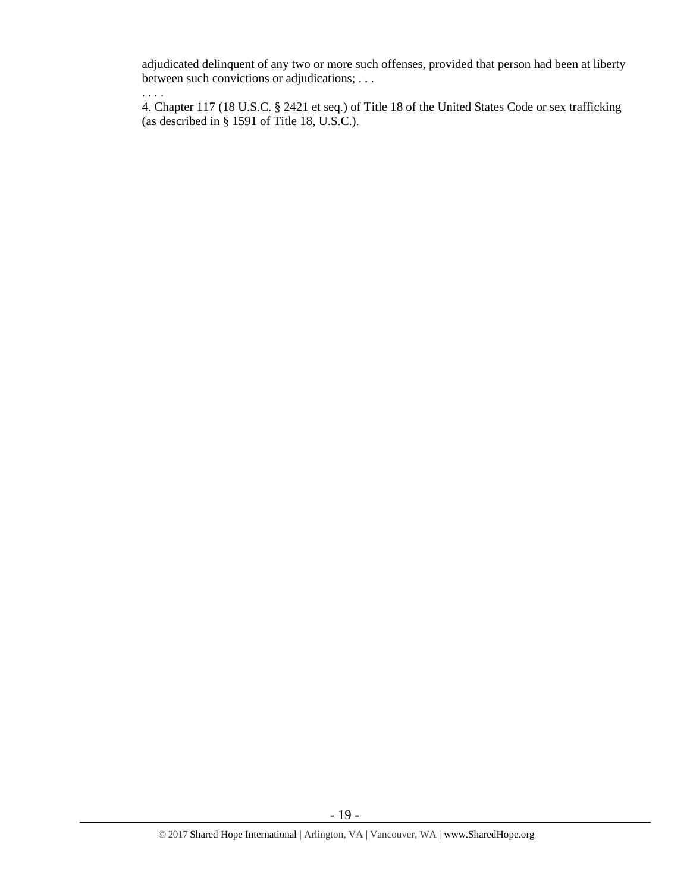adjudicated delinquent of any two or more such offenses, provided that person had been at liberty between such convictions or adjudications; . . .

. . . .

4. Chapter 117 (18 U.S.C. § 2421 et seq.) of Title 18 of the United States Code or sex trafficking (as described in § 1591 of Title 18, U.S.C.).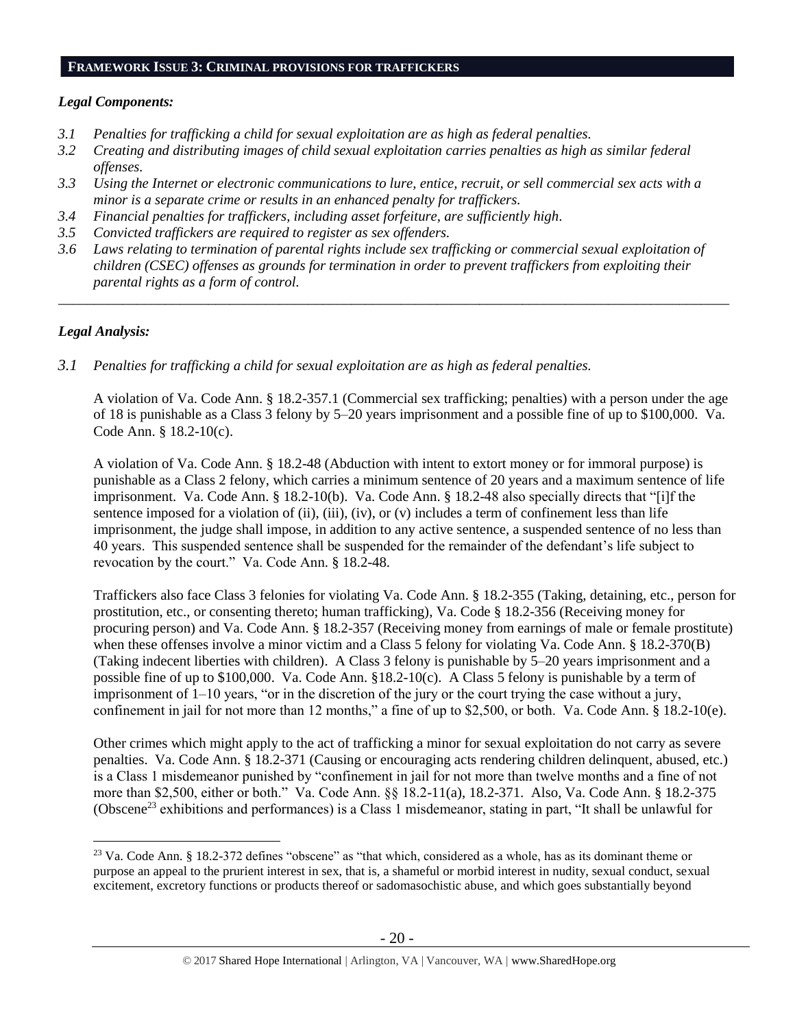## FRAMEWORK ISSUE 3: CRIMINAL PROVISIONS FOR TRAFFICKERS

### *Legal Components:*

- *3.1 Penalties for trafficking a child for sexual exploitation are as high as federal penalties.*
- *3.2 Creating and distributing images of child sexual exploitation carries penalties as high as similar federal offenses.*
- *3.3 Using the Internet or electronic communications to lure, entice, recruit, or sell commercial sex acts with a minor is a separate crime or results in an enhanced penalty for traffickers.*
- *3.4 Financial penalties for traffickers, including asset forfeiture, are sufficiently high.*
- *3.5 Convicted traffickers are required to register as sex offenders.*
- *3.6 Laws relating to termination of parental rights include sex trafficking or commercial sexual exploitation of children (CSEC) offenses as grounds for termination in order to prevent traffickers from exploiting their parental rights as a form of control.*

---

### *Legal Analysis:*

*3.1 Penalties for trafficking a child for sexual exploitation are as high as federal penalties.*

A violation of Va. Code Ann. § 18.2-357.1 (Commercial sex trafficking; penalties) with a person under the age of 18 is punishable as a Class 3 felony by 5–20 years imprisonment and a possible fine of up to $100,000. Va. Code Ann. § 18.2-10(c).

A violation of Va. Code Ann. § 18.2-48 (Abduction with intent to extort money or for immoral purpose) is punishable as a Class 2 felony, which carries a minimum sentence of 20 years and a maximum sentence of life imprisonment. Va. Code Ann. § 18.2-10(b). Va. Code Ann. § 18.2-48 also specially directs that "[i]f the sentence imposed for a violation of (ii), (iii), (iv), or (v) includes a term of confinement less than life imprisonment, the judge shall impose, in addition to any active sentence, a suspended sentence of no less than 40 years. This suspended sentence shall be suspended for the remainder of the defendant's life subject to revocation by the court." Va. Code Ann. § 18.2-48.

Traffickers also face Class 3 felonies for violating Va. Code Ann. § 18.2-355 (Taking, detaining, etc., person for prostitution, etc., or consenting thereto; human trafficking), Va. Code § 18.2-356 (Receiving money for procuring person) and Va. Code Ann. § 18.2-357 (Receiving money from earnings of male or female prostitute) when these offenses involve a minor victim and a Class 5 felony for violating Va. Code Ann. § 18.2-370(B) (Taking indecent liberties with children). A Class 3 felony is punishable by 5–20 years imprisonment and a possible fine of up to $100,000. Va. Code Ann. §18.2-10(c). A Class 5 felony is punishable by a term of imprisonment of 1–10 years, "or in the discretion of the jury or the court trying the case without a jury, confinement in jail for not more than 12 months," a fine of up to $2,500, or both. Va. Code Ann. § 18.2-10(e).

Other crimes which might apply to the act of trafficking a minor for sexual exploitation do not carry as severe penalties. Va. Code Ann. § 18.2-371 (Causing or encouraging acts rendering children delinquent, abused, etc.) is a Class 1 misdemeanor punished by "confinement in jail for not more than twelve months and a fine of not more than $2,500, either or both." Va. Code Ann. §§ 18.2-11(a), 18.2-371. Also, Va. Code Ann. § 18.2-375 (Obscene[23] exhibitions and performances) is a Class 1 misdemeanor, stating in part, "It shall be unlawful for

---

[23] Va. Code Ann. § 18.2-372 defines "obscene" as "that which, considered as a whole, has as its dominant theme or purpose an appeal to the prurient interest in sex, that is, a shameful or morbid interest in nudity, sexual conduct, sexual excitement, excretory functions or products thereof or sadomasochistic abuse, and which goes substantially beyond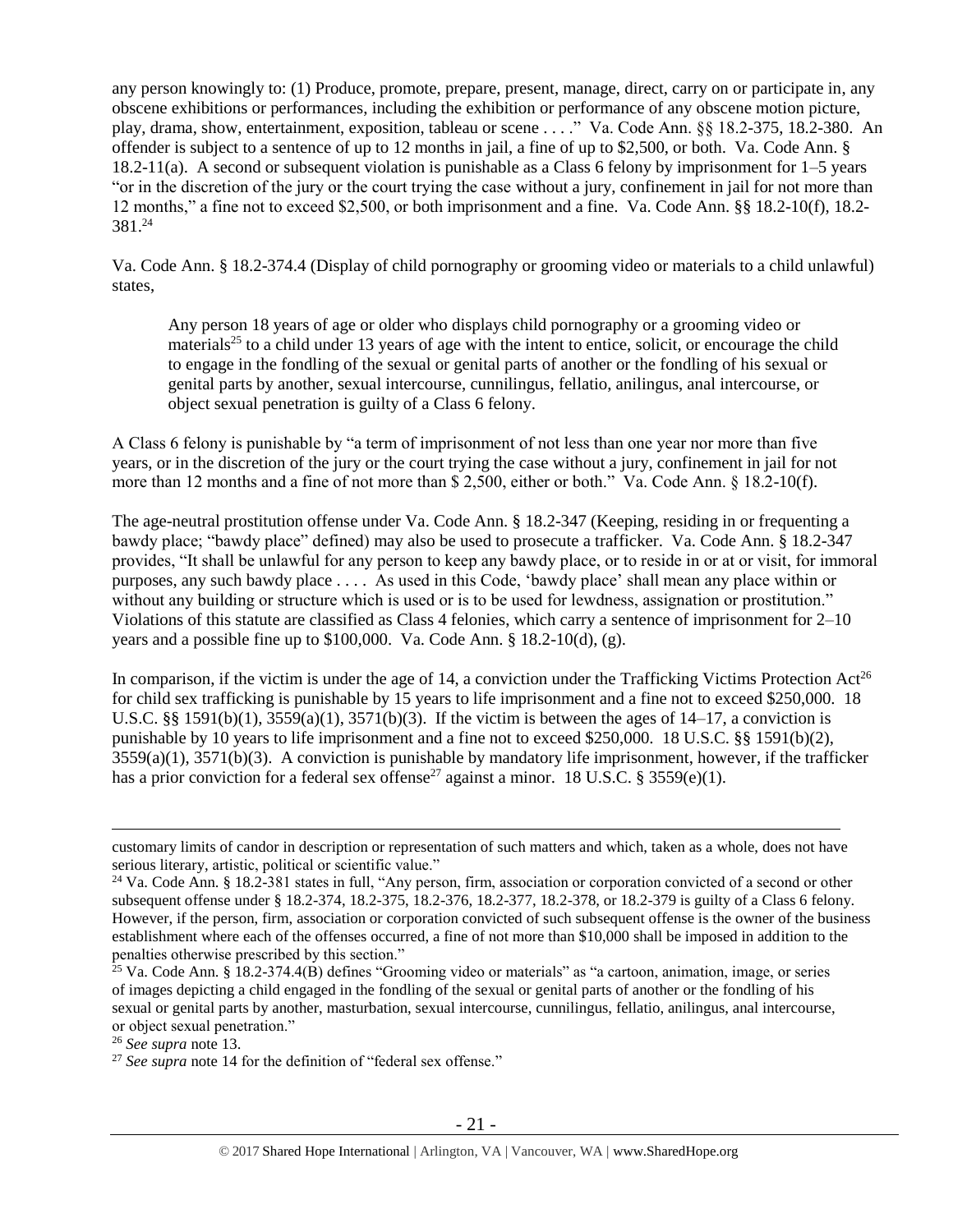any person knowingly to: (1) Produce, promote, prepare, present, manage, direct, carry on or participate in, any obscene exhibitions or performances, including the exhibition or performance of any obscene motion picture, play, drama, show, entertainment, exposition, tableau or scene . . . ." Va. Code Ann. §§ 18.2-375, 18.2-380. An offender is subject to a sentence of up to 12 months in jail, a fine of up to $2,500, or both. Va. Code Ann. § 18.2-11(a). A second or subsequent violation is punishable as a Class 6 felony by imprisonment for 1–5 years "or in the discretion of the jury or the court trying the case without a jury, confinement in jail for not more than 12 months," a fine not to exceed $2,500, or both imprisonment and a fine. Va. Code Ann. §§ 18.2-10(f), 18.2-381.[24]

Va. Code Ann. § 18.2-374.4 (Display of child pornography or grooming video or materials to a child unlawful) states,

> Any person 18 years of age or older who displays child pornography or a grooming video or materials[25] to a child under 13 years of age with the intent to entice, solicit, or encourage the child to engage in the fondling of the sexual or genital parts of another or the fondling of his sexual or genital parts by another, sexual intercourse, cunnilingus, fellatio, anilingus, anal intercourse, or object sexual penetration is guilty of a Class 6 felony.

A Class 6 felony is punishable by "a term of imprisonment of not less than one year nor more than five years, or in the discretion of the jury or the court trying the case without a jury, confinement in jail for not more than 12 months and a fine of not more than $ 2,500, either or both." Va. Code Ann. § 18.2-10(f).

The age-neutral prostitution offense under Va. Code Ann. § 18.2-347 (Keeping, residing in or frequenting a bawdy place; "bawdy place" defined) may also be used to prosecute a trafficker. Va. Code Ann. § 18.2-347 provides, "It shall be unlawful for any person to keep any bawdy place, or to reside in or at or visit, for immoral purposes, any such bawdy place . . . . As used in this Code, 'bawdy place' shall mean any place within or without any building or structure which is used or is to be used for lewdness, assignation or prostitution." Violations of this statute are classified as Class 4 felonies, which carry a sentence of imprisonment for 2–10 years and a possible fine up to $100,000. Va. Code Ann. § 18.2-10(d), (g).

In comparison, if the victim is under the age of 14, a conviction under the Trafficking Victims Protection Act[26] for child sex trafficking is punishable by 15 years to life imprisonment and a fine not to exceed $250,000. 18 U.S.C. §§ 1591(b)(1), 3559(a)(1), 3571(b)(3). If the victim is between the ages of 14–17, a conviction is punishable by 10 years to life imprisonment and a fine not to exceed $250,000. 18 U.S.C. §§ 1591(b)(2), 3559(a)(1), 3571(b)(3). A conviction is punishable by mandatory life imprisonment, however, if the trafficker has a prior conviction for a federal sex offense[27] against a minor. 18 U.S.C. § 3559(e)(1).

---

customary limits of candor in description or representation of such matters and which, taken as a whole, does not have serious literary, artistic, political or scientific value."

[24] Va. Code Ann. § 18.2-381 states in full, "Any person, firm, association or corporation convicted of a second or other subsequent offense under § 18.2-374, 18.2-375, 18.2-376, 18.2-377, 18.2-378, or 18.2-379 is guilty of a Class 6 felony. However, if the person, firm, association or corporation convicted of such subsequent offense is the owner of the business establishment where each of the offenses occurred, a fine of not more than $10,000 shall be imposed in addition to the penalties otherwise prescribed by this section."

[25] Va. Code Ann. § 18.2-374.4(B) defines "Grooming video or materials" as "a cartoon, animation, image, or series of images depicting a child engaged in the fondling of the sexual or genital parts of another or the fondling of his sexual or genital parts by another, masturbation, sexual intercourse, cunnilingus, fellatio, anilingus, anal intercourse, or object sexual penetration."

[26] *See supra* note 13.

[27] *See supra* note 14 for the definition of "federal sex offense."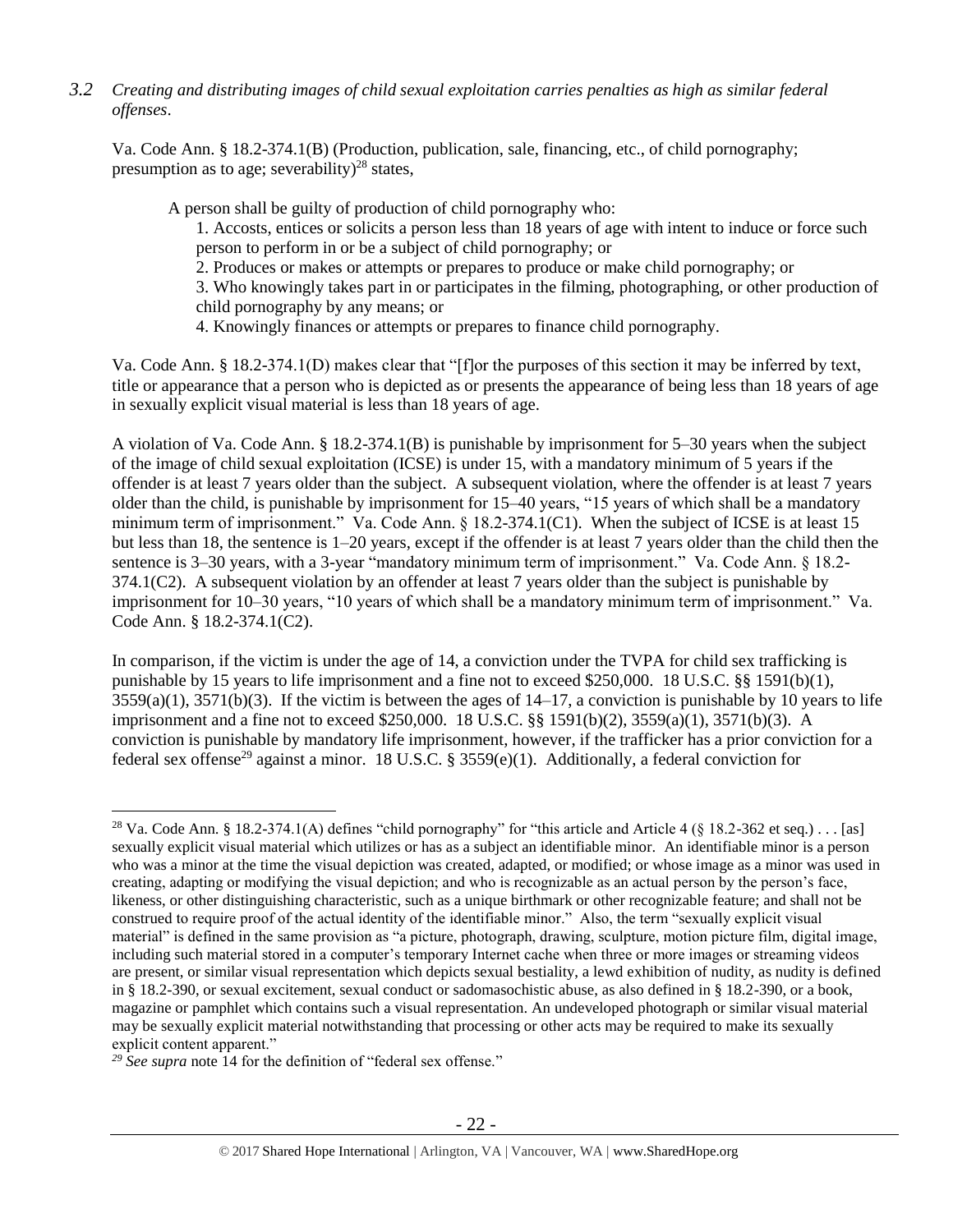*3.2 Creating and distributing images of child sexual exploitation carries penalties as high as similar federal offenses*.

Va. Code Ann. § 18.2-374.1(B) (Production, publication, sale, financing, etc., of child pornography; presumption as to age; severability)[28] states,

> A person shall be guilty of production of child pornography who:
>
> 1. Accosts, entices or solicits a person less than 18 years of age with intent to induce or force such person to perform in or be a subject of child pornography; or
> 2. Produces or makes or attempts or prepares to produce or make child pornography; or
> 3. Who knowingly takes part in or participates in the filming, photographing, or other production of child pornography by any means; or
> 4. Knowingly finances or attempts or prepares to finance child pornography.

Va. Code Ann. § 18.2-374.1(D) makes clear that "[f]or the purposes of this section it may be inferred by text, title or appearance that a person who is depicted as or presents the appearance of being less than 18 years of age in sexually explicit visual material is less than 18 years of age.

A violation of Va. Code Ann. § 18.2-374.1(B) is punishable by imprisonment for 5–30 years when the subject of the image of child sexual exploitation (ICSE) is under 15, with a mandatory minimum of 5 years if the offender is at least 7 years older than the subject. A subsequent violation, where the offender is at least 7 years older than the child, is punishable by imprisonment for 15–40 years, "15 years of which shall be a mandatory minimum term of imprisonment." Va. Code Ann. § 18.2-374.1(C1). When the subject of ICSE is at least 15 but less than 18, the sentence is 1–20 years, except if the offender is at least 7 years older than the child then the sentence is 3–30 years, with a 3-year "mandatory minimum term of imprisonment." Va. Code Ann. § 18.2-374.1(C2). A subsequent violation by an offender at least 7 years older than the subject is punishable by imprisonment for 10–30 years, "10 years of which shall be a mandatory minimum term of imprisonment." Va. Code Ann. § 18.2-374.1(C2).

In comparison, if the victim is under the age of 14, a conviction under the TVPA for child sex trafficking is punishable by 15 years to life imprisonment and a fine not to exceed $250,000. 18 U.S.C. §§ 1591(b)(1), 3559(a)(1), 3571(b)(3). If the victim is between the ages of 14–17, a conviction is punishable by 10 years to life imprisonment and a fine not to exceed $250,000. 18 U.S.C. §§ 1591(b)(2), 3559(a)(1), 3571(b)(3). A conviction is punishable by mandatory life imprisonment, however, if the trafficker has a prior conviction for a federal sex offense[29] against a minor. 18 U.S.C. § 3559(e)(1). Additionally, a federal conviction for

---

[28] Va. Code Ann. § 18.2-374.1(A) defines "child pornography" for "this article and Article 4 (§ 18.2-362 et seq.) . . . [as] sexually explicit visual material which utilizes or has as a subject an identifiable minor. An identifiable minor is a person who was a minor at the time the visual depiction was created, adapted, or modified; or whose image as a minor was used in creating, adapting or modifying the visual depiction; and who is recognizable as an actual person by the person's face, likeness, or other distinguishing characteristic, such as a unique birthmark or other recognizable feature; and shall not be construed to require proof of the actual identity of the identifiable minor." Also, the term "sexually explicit visual material" is defined in the same provision as "a picture, photograph, drawing, sculpture, motion picture film, digital image, including such material stored in a computer's temporary Internet cache when three or more images or streaming videos are present, or similar visual representation which depicts sexual bestiality, a lewd exhibition of nudity, as nudity is defined in § 18.2-390, or sexual excitement, sexual conduct or sadomasochistic abuse, as also defined in § 18.2-390, or a book, magazine or pamphlet which contains such a visual representation. An undeveloped photograph or similar visual material may be sexually explicit material notwithstanding that processing or other acts may be required to make its sexually explicit content apparent."

[29] *See supra* note 14 for the definition of "federal sex offense."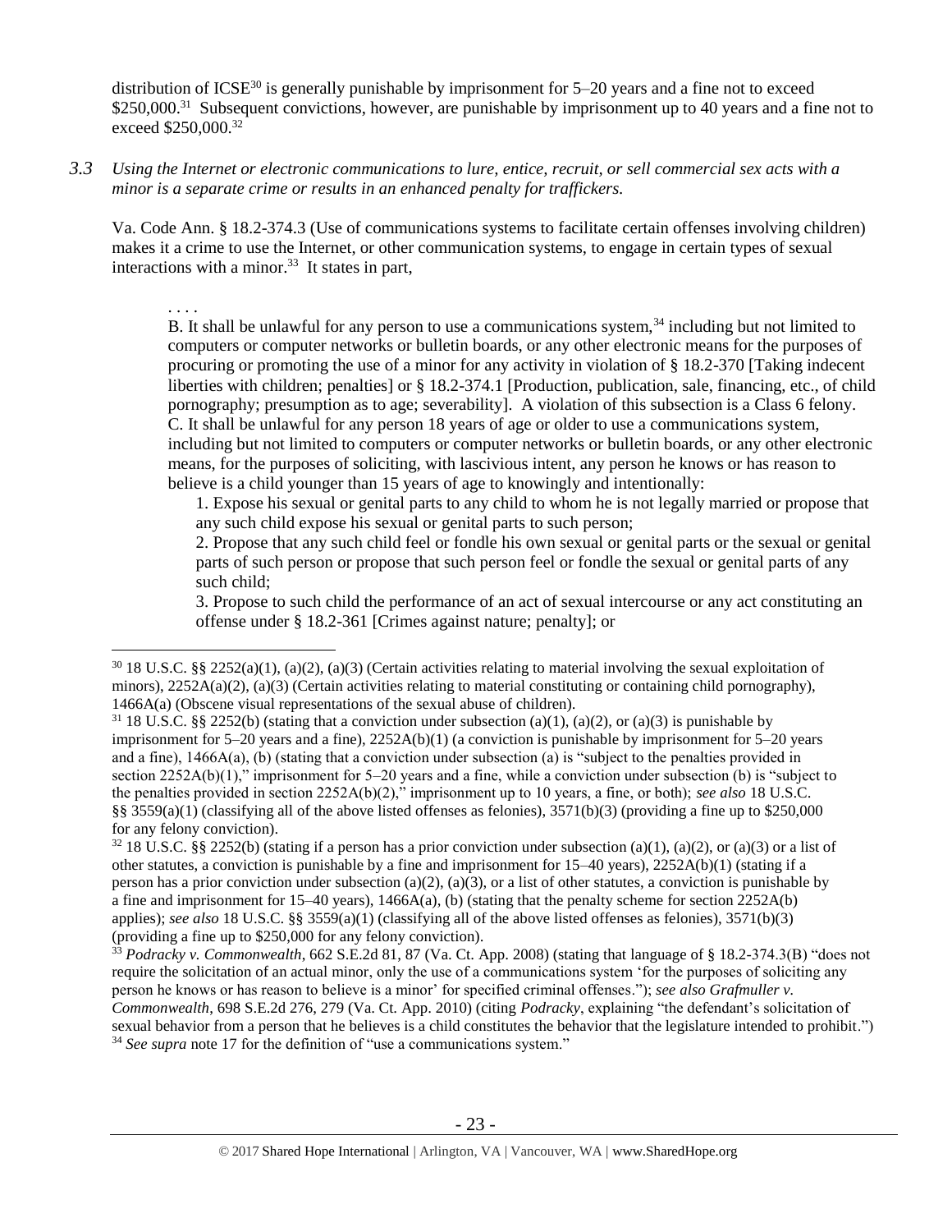distribution of ICSE[30] is generally punishable by imprisonment for 5–20 years and a fine not to exceed $250,000.[31] Subsequent convictions, however, are punishable by imprisonment up to 40 years and a fine not to exceed $250,000.[32]

*3.3 Using the Internet or electronic communications to lure, entice, recruit, or sell commercial sex acts with a minor is a separate crime or results in an enhanced penalty for traffickers.*

Va. Code Ann. § 18.2-374.3 (Use of communications systems to facilitate certain offenses involving children) makes it a crime to use the Internet, or other communication systems, to engage in certain types of sexual interactions with a minor.[33] It states in part,

> . . . .
> B. It shall be unlawful for any person to use a communications system,[34] including but not limited to computers or computer networks or bulletin boards, or any other electronic means for the purposes of procuring or promoting the use of a minor for any activity in violation of § 18.2-370 [Taking indecent liberties with children; penalties] or § 18.2-374.1 [Production, publication, sale, financing, etc., of child pornography; presumption as to age; severability]. A violation of this subsection is a Class 6 felony.
> C. It shall be unlawful for any person 18 years of age or older to use a communications system, including but not limited to computers or computer networks or bulletin boards, or any other electronic means, for the purposes of soliciting, with lascivious intent, any person he knows or has reason to believe is a child younger than 15 years of age to knowingly and intentionally:
>
> 1. Expose his sexual or genital parts to any child to whom he is not legally married or propose that any such child expose his sexual or genital parts to such person;
> 2. Propose that any such child feel or fondle his own sexual or genital parts or the sexual or genital parts of such person or propose that such person feel or fondle the sexual or genital parts of any such child;
> 3. Propose to such child the performance of an act of sexual intercourse or any act constituting an offense under § 18.2-361 [Crimes against nature; penalty]; or

---

[30] 18 U.S.C. §§ 2252(a)(1), (a)(2), (a)(3) (Certain activities relating to material involving the sexual exploitation of minors), 2252A(a)(2), (a)(3) (Certain activities relating to material constituting or containing child pornography), 1466A(a) (Obscene visual representations of the sexual abuse of children).

[31] 18 U.S.C. §§ 2252(b) (stating that a conviction under subsection (a)(1), (a)(2), or (a)(3) is punishable by imprisonment for 5–20 years and a fine), 2252A(b)(1) (a conviction is punishable by imprisonment for 5–20 years and a fine), 1466A(a), (b) (stating that a conviction under subsection (a) is "subject to the penalties provided in section 2252A(b)(1)," imprisonment for 5–20 years and a fine, while a conviction under subsection (b) is "subject to the penalties provided in section 2252A(b)(2)," imprisonment up to 10 years, a fine, or both); *see also* 18 U.S.C. §§ 3559(a)(1) (classifying all of the above listed offenses as felonies), 3571(b)(3) (providing a fine up to $250,000 for any felony conviction).

[32] 18 U.S.C. §§ 2252(b) (stating if a person has a prior conviction under subsection (a)(1), (a)(2), or (a)(3) or a list of other statutes, a conviction is punishable by a fine and imprisonment for 15–40 years), 2252A(b)(1) (stating if a person has a prior conviction under subsection (a)(2), (a)(3), or a list of other statutes, a conviction is punishable by a fine and imprisonment for 15–40 years), 1466A(a), (b) (stating that the penalty scheme for section 2252A(b) applies); *see also* 18 U.S.C. §§ 3559(a)(1) (classifying all of the above listed offenses as felonies), 3571(b)(3) (providing a fine up to $250,000 for any felony conviction).

[33] *Podracky v. Commonwealth*, 662 S.E.2d 81, 87 (Va. Ct. App. 2008) (stating that language of § 18.2-374.3(B) "does not require the solicitation of an actual minor, only the use of a communications system 'for the purposes of soliciting any person he knows or has reason to believe is a minor' for specified criminal offenses."); *see also Grafmuller v. Commonwealth*, 698 S.E.2d 276, 279 (Va. Ct. App. 2010) (citing *Podracky*, explaining "the defendant's solicitation of sexual behavior from a person that he believes is a child constitutes the behavior that the legislature intended to prohibit.")

[34] *See supra* note 17 for the definition of "use a communications system."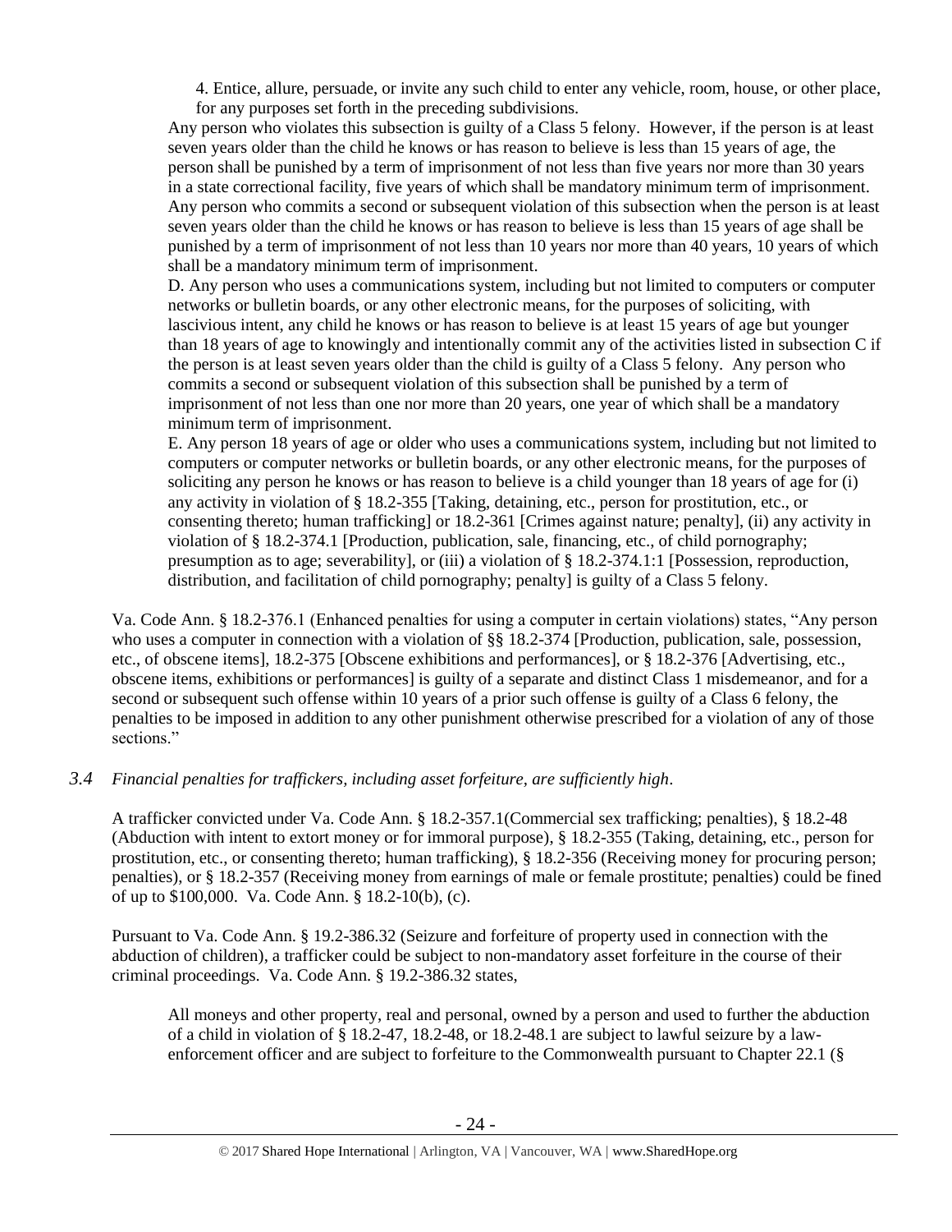> 4. Entice, allure, persuade, or invite any such child to enter any vehicle, room, house, or other place, for any purposes set forth in the preceding subdivisions.
>
> Any person who violates this subsection is guilty of a Class 5 felony. However, if the person is at least seven years older than the child he knows or has reason to believe is less than 15 years of age, the person shall be punished by a term of imprisonment of not less than five years nor more than 30 years in a state correctional facility, five years of which shall be mandatory minimum term of imprisonment. Any person who commits a second or subsequent violation of this subsection when the person is at least seven years older than the child he knows or has reason to believe is less than 15 years of age shall be punished by a term of imprisonment of not less than 10 years nor more than 40 years, 10 years of which shall be a mandatory minimum term of imprisonment.
>
> D. Any person who uses a communications system, including but not limited to computers or computer networks or bulletin boards, or any other electronic means, for the purposes of soliciting, with lascivious intent, any child he knows or has reason to believe is at least 15 years of age but younger than 18 years of age to knowingly and intentionally commit any of the activities listed in subsection C if the person is at least seven years older than the child is guilty of a Class 5 felony. Any person who commits a second or subsequent violation of this subsection shall be punished by a term of imprisonment of not less than one nor more than 20 years, one year of which shall be a mandatory minimum term of imprisonment.
>
> E. Any person 18 years of age or older who uses a communications system, including but not limited to computers or computer networks or bulletin boards, or any other electronic means, for the purposes of soliciting any person he knows or has reason to believe is a child younger than 18 years of age for (i) any activity in violation of § 18.2-355 [Taking, detaining, etc., person for prostitution, etc., or consenting thereto; human trafficking] or 18.2-361 [Crimes against nature; penalty], (ii) any activity in violation of § 18.2-374.1 [Production, publication, sale, financing, etc., of child pornography; presumption as to age; severability], or (iii) a violation of § 18.2-374.1:1 [Possession, reproduction, distribution, and facilitation of child pornography; penalty] is guilty of a Class 5 felony.

Va. Code Ann. § 18.2-376.1 (Enhanced penalties for using a computer in certain violations) states, "Any person who uses a computer in connection with a violation of §§ 18.2-374 [Production, publication, sale, possession, etc., of obscene items], 18.2-375 [Obscene exhibitions and performances], or § 18.2-376 [Advertising, etc., obscene items, exhibitions or performances] is guilty of a separate and distinct Class 1 misdemeanor, and for a second or subsequent such offense within 10 years of a prior such offense is guilty of a Class 6 felony, the penalties to be imposed in addition to any other punishment otherwise prescribed for a violation of any of those sections."

### *3.4 Financial penalties for traffickers, including asset forfeiture, are sufficiently high.*

A trafficker convicted under Va. Code Ann. § 18.2-357.1(Commercial sex trafficking; penalties), § 18.2-48 (Abduction with intent to extort money or for immoral purpose), § 18.2-355 (Taking, detaining, etc., person for prostitution, etc., or consenting thereto; human trafficking), § 18.2-356 (Receiving money for procuring person; penalties), or § 18.2-357 (Receiving money from earnings of male or female prostitute; penalties) could be fined of up to $100,000. Va. Code Ann. § 18.2-10(b), (c).

Pursuant to Va. Code Ann. § 19.2-386.32 (Seizure and forfeiture of property used in connection with the abduction of children), a trafficker could be subject to non-mandatory asset forfeiture in the course of their criminal proceedings. Va. Code Ann. § 19.2-386.32 states,

> All moneys and other property, real and personal, owned by a person and used to further the abduction of a child in violation of § 18.2-47, 18.2-48, or 18.2-48.1 are subject to lawful seizure by a law-enforcement officer and are subject to forfeiture to the Commonwealth pursuant to Chapter 22.1 (§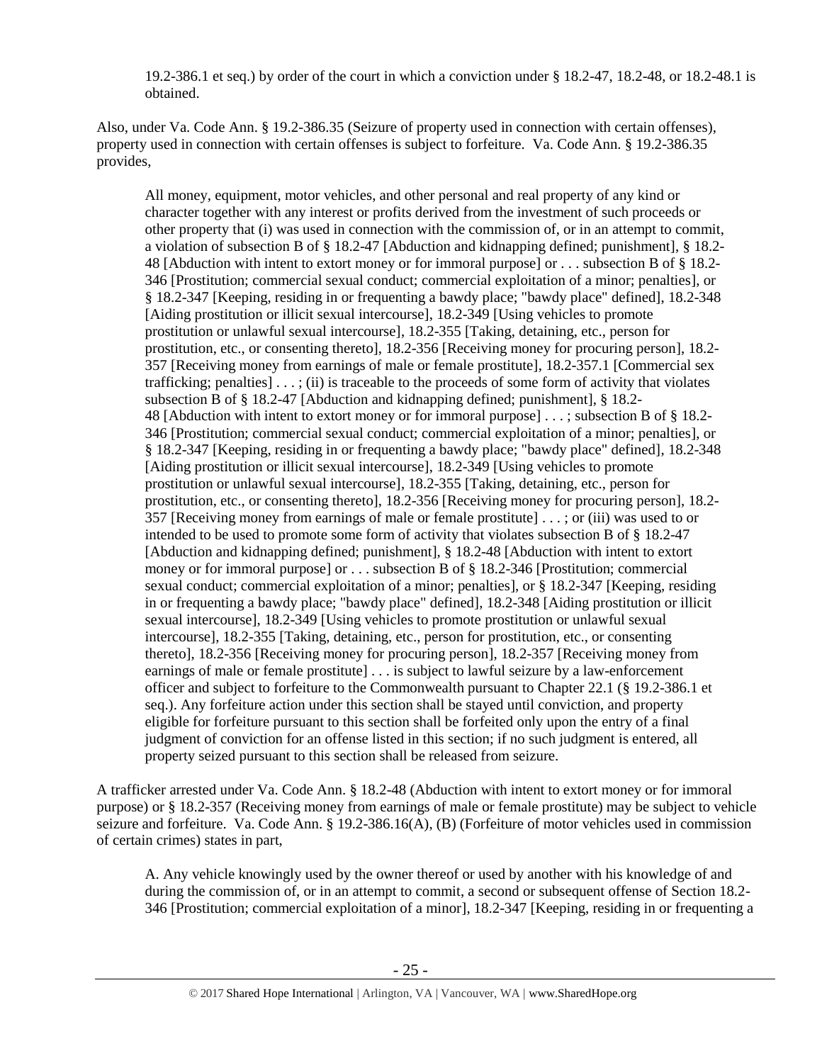19.2-386.1 et seq.) by order of the court in which a conviction under § 18.2-47, 18.2-48, or 18.2-48.1 is obtained.

Also, under Va. Code Ann. § 19.2-386.35 (Seizure of property used in connection with certain offenses), property used in connection with certain offenses is subject to forfeiture. Va. Code Ann. § 19.2-386.35 provides,

> All money, equipment, motor vehicles, and other personal and real property of any kind or character together with any interest or profits derived from the investment of such proceeds or other property that (i) was used in connection with the commission of, or in an attempt to commit, a violation of subsection B of § 18.2-47 [Abduction and kidnapping defined; punishment], § 18.2-48 [Abduction with intent to extort money or for immoral purpose] or . . . subsection B of § 18.2-346 [Prostitution; commercial sexual conduct; commercial exploitation of a minor; penalties], or § 18.2-347 [Keeping, residing in or frequenting a bawdy place; "bawdy place" defined], 18.2-348 [Aiding prostitution or illicit sexual intercourse], 18.2-349 [Using vehicles to promote prostitution or unlawful sexual intercourse], 18.2-355 [Taking, detaining, etc., person for prostitution, etc., or consenting thereto], 18.2-356 [Receiving money for procuring person], 18.2-357 [Receiving money from earnings of male or female prostitute], 18.2-357.1 [Commercial sex trafficking; penalties] . . . ; (ii) is traceable to the proceeds of some form of activity that violates subsection B of § 18.2-47 [Abduction and kidnapping defined; punishment], § 18.2-48 [Abduction with intent to extort money or for immoral purpose] . . . ; subsection B of § 18.2-346 [Prostitution; commercial sexual conduct; commercial exploitation of a minor; penalties], or § 18.2-347 [Keeping, residing in or frequenting a bawdy place; "bawdy place" defined], 18.2-348 [Aiding prostitution or illicit sexual intercourse], 18.2-349 [Using vehicles to promote prostitution or unlawful sexual intercourse], 18.2-355 [Taking, detaining, etc., person for prostitution, etc., or consenting thereto], 18.2-356 [Receiving money for procuring person], 18.2-357 [Receiving money from earnings of male or female prostitute] . . . ; or (iii) was used to or intended to be used to promote some form of activity that violates subsection B of § 18.2-47 [Abduction and kidnapping defined; punishment], § 18.2-48 [Abduction with intent to extort money or for immoral purpose] or . . . subsection B of § 18.2-346 [Prostitution; commercial sexual conduct; commercial exploitation of a minor; penalties], or § 18.2-347 [Keeping, residing in or frequenting a bawdy place; "bawdy place" defined], 18.2-348 [Aiding prostitution or illicit sexual intercourse], 18.2-349 [Using vehicles to promote prostitution or unlawful sexual intercourse], 18.2-355 [Taking, detaining, etc., person for prostitution, etc., or consenting thereto], 18.2-356 [Receiving money for procuring person], 18.2-357 [Receiving money from earnings of male or female prostitute] . . . is subject to lawful seizure by a law-enforcement officer and subject to forfeiture to the Commonwealth pursuant to Chapter 22.1 (§ 19.2-386.1 et seq.). Any forfeiture action under this section shall be stayed until conviction, and property eligible for forfeiture pursuant to this section shall be forfeited only upon the entry of a final judgment of conviction for an offense listed in this section; if no such judgment is entered, all property seized pursuant to this section shall be released from seizure.

A trafficker arrested under Va. Code Ann. § 18.2-48 (Abduction with intent to extort money or for immoral purpose) or § 18.2-357 (Receiving money from earnings of male or female prostitute) may be subject to vehicle seizure and forfeiture. Va. Code Ann. § 19.2-386.16(A), (B) (Forfeiture of motor vehicles used in commission of certain crimes) states in part,

> A. Any vehicle knowingly used by the owner thereof or used by another with his knowledge of and during the commission of, or in an attempt to commit, a second or subsequent offense of Section 18.2-346 [Prostitution; commercial exploitation of a minor], 18.2-347 [Keeping, residing in or frequenting a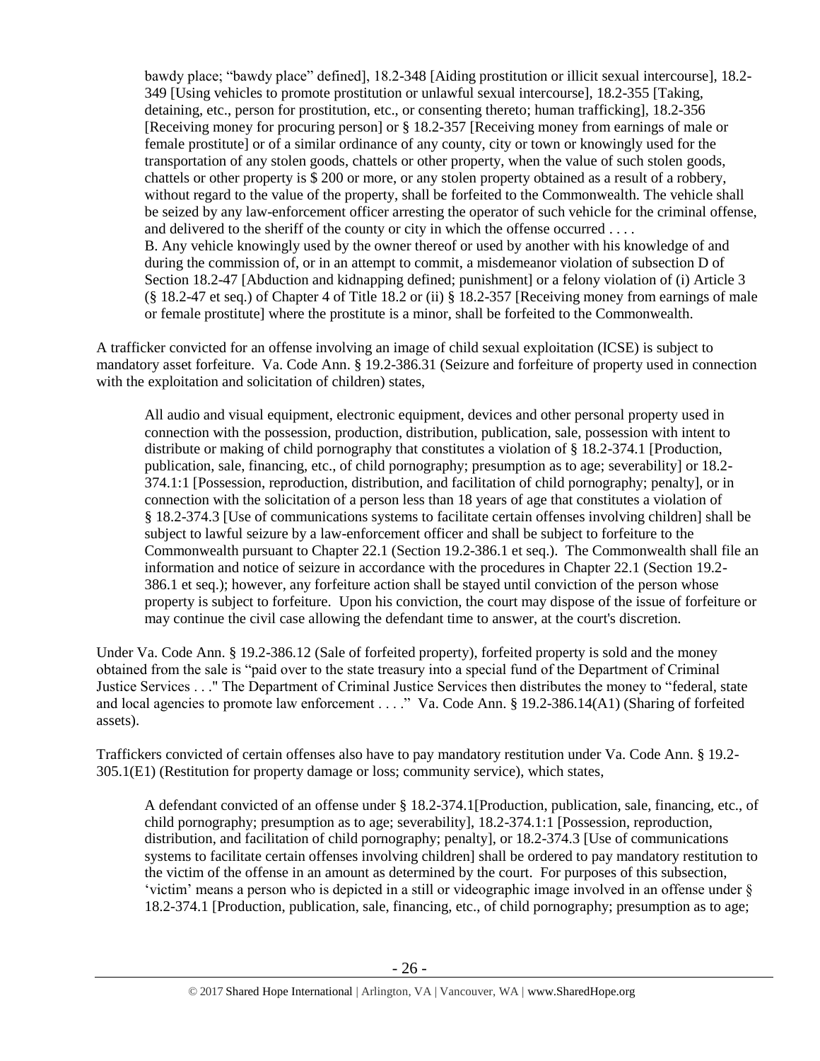bawdy place; "bawdy place" defined], 18.2-348 [Aiding prostitution or illicit sexual intercourse], 18.2-349 [Using vehicles to promote prostitution or unlawful sexual intercourse], 18.2-355 [Taking, detaining, etc., person for prostitution, etc., or consenting thereto; human trafficking], 18.2-356 [Receiving money for procuring person] or § 18.2-357 [Receiving money from earnings of male or female prostitute] or of a similar ordinance of any county, city or town or knowingly used for the transportation of any stolen goods, chattels or other property, when the value of such stolen goods, chattels or other property is $ 200 or more, or any stolen property obtained as a result of a robbery, without regard to the value of the property, shall be forfeited to the Commonwealth. The vehicle shall be seized by any law-enforcement officer arresting the operator of such vehicle for the criminal offense, and delivered to the sheriff of the county or city in which the offense occurred . . . .

> B. Any vehicle knowingly used by the owner thereof or used by another with his knowledge of and during the commission of, or in an attempt to commit, a misdemeanor violation of subsection D of Section 18.2-47 [Abduction and kidnapping defined; punishment] or a felony violation of (i) Article 3 (§ 18.2-47 et seq.) of Chapter 4 of Title 18.2 or (ii) § 18.2-357 [Receiving money from earnings of male or female prostitute] where the prostitute is a minor, shall be forfeited to the Commonwealth.

A trafficker convicted for an offense involving an image of child sexual exploitation (ICSE) is subject to mandatory asset forfeiture. Va. Code Ann. § 19.2-386.31 (Seizure and forfeiture of property used in connection with the exploitation and solicitation of children) states,

> All audio and visual equipment, electronic equipment, devices and other personal property used in connection with the possession, production, distribution, publication, sale, possession with intent to distribute or making of child pornography that constitutes a violation of § 18.2-374.1 [Production, publication, sale, financing, etc., of child pornography; presumption as to age; severability] or 18.2-374.1:1 [Possession, reproduction, distribution, and facilitation of child pornography; penalty], or in connection with the solicitation of a person less than 18 years of age that constitutes a violation of § 18.2-374.3 [Use of communications systems to facilitate certain offenses involving children] shall be subject to lawful seizure by a law-enforcement officer and shall be subject to forfeiture to the Commonwealth pursuant to Chapter 22.1 (Section 19.2-386.1 et seq.). The Commonwealth shall file an information and notice of seizure in accordance with the procedures in Chapter 22.1 (Section 19.2-386.1 et seq.); however, any forfeiture action shall be stayed until conviction of the person whose property is subject to forfeiture. Upon his conviction, the court may dispose of the issue of forfeiture or may continue the civil case allowing the defendant time to answer, at the court's discretion.

Under Va. Code Ann. § 19.2-386.12 (Sale of forfeited property), forfeited property is sold and the money obtained from the sale is "paid over to the state treasury into a special fund of the Department of Criminal Justice Services . . ." The Department of Criminal Justice Services then distributes the money to "federal, state and local agencies to promote law enforcement . . . ." Va. Code Ann. § 19.2-386.14(A1) (Sharing of forfeited assets).

Traffickers convicted of certain offenses also have to pay mandatory restitution under Va. Code Ann. § 19.2-305.1(E1) (Restitution for property damage or loss; community service), which states,

> A defendant convicted of an offense under § 18.2-374.1[Production, publication, sale, financing, etc., of child pornography; presumption as to age; severability], 18.2-374.1:1 [Possession, reproduction, distribution, and facilitation of child pornography; penalty], or 18.2-374.3 [Use of communications systems to facilitate certain offenses involving children] shall be ordered to pay mandatory restitution to the victim of the offense in an amount as determined by the court. For purposes of this subsection, 'victim' means a person who is depicted in a still or videographic image involved in an offense under § 18.2-374.1 [Production, publication, sale, financing, etc., of child pornography; presumption as to age;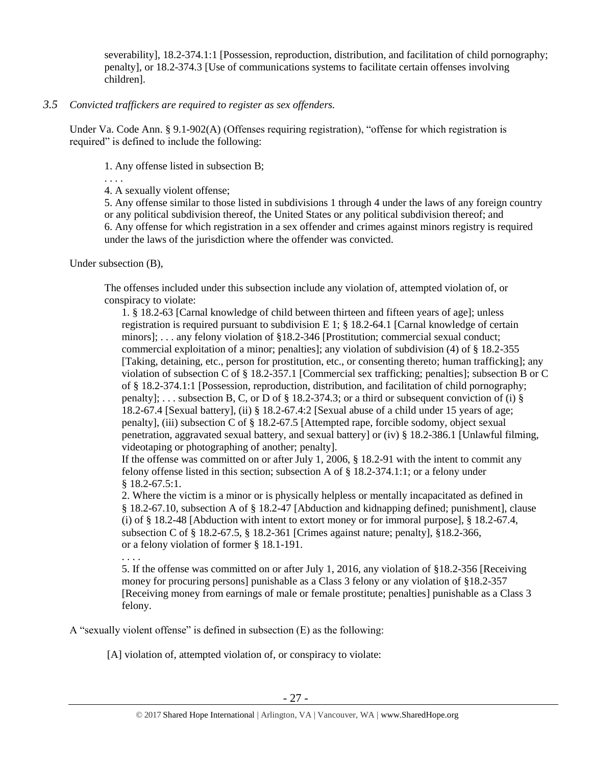severability], 18.2-374.1:1 [Possession, reproduction, distribution, and facilitation of child pornography; penalty], or 18.2-374.3 [Use of communications systems to facilitate certain offenses involving children].

*3.5 Convicted traffickers are required to register as sex offenders.*

Under Va. Code Ann. § 9.1-902(A) (Offenses requiring registration), "offense for which registration is required" is defined to include the following:

> 1. Any offense listed in subsection B;
>
> . . . .
>
> 4. A sexually violent offense;
>
> 5. Any offense similar to those listed in subdivisions 1 through 4 under the laws of any foreign country or any political subdivision thereof, the United States or any political subdivision thereof; and
>
> 6. Any offense for which registration in a sex offender and crimes against minors registry is required under the laws of the jurisdiction where the offender was convicted.

Under subsection (B),

> The offenses included under this subsection include any violation of, attempted violation of, or conspiracy to violate:
>
> 1. § 18.2-63 [Carnal knowledge of child between thirteen and fifteen years of age]; unless registration is required pursuant to subdivision E 1; § 18.2-64.1 [Carnal knowledge of certain minors]; . . . any felony violation of §18.2-346 [Prostitution; commercial sexual conduct; commercial exploitation of a minor; penalties]; any violation of subdivision (4) of § 18.2-355 [Taking, detaining, etc., person for prostitution, etc., or consenting thereto; human trafficking]; any violation of subsection C of § 18.2-357.1 [Commercial sex trafficking; penalties]; subsection B or C of § 18.2-374.1:1 [Possession, reproduction, distribution, and facilitation of child pornography; penalty]; . . . subsection B, C, or D of § 18.2-374.3; or a third or subsequent conviction of (i) § 18.2-67.4 [Sexual battery], (ii) § 18.2-67.4:2 [Sexual abuse of a child under 15 years of age; penalty], (iii) subsection C of § 18.2-67.5 [Attempted rape, forcible sodomy, object sexual penetration, aggravated sexual battery, and sexual battery] or (iv) § 18.2-386.1 [Unlawful filming, videotaping or photographing of another; penalty].
>
> If the offense was committed on or after July 1, 2006, § 18.2-91 with the intent to commit any felony offense listed in this section; subsection A of § 18.2-374.1:1; or a felony under § 18.2-67.5:1.
>
> 2. Where the victim is a minor or is physically helpless or mentally incapacitated as defined in § 18.2-67.10, subsection A of § 18.2-47 [Abduction and kidnapping defined; punishment], clause (i) of § 18.2-48 [Abduction with intent to extort money or for immoral purpose], § 18.2-67.4, subsection C of § 18.2-67.5, § 18.2-361 [Crimes against nature; penalty], §18.2-366, or a felony violation of former § 18.1-191.
>
> . . . .
>
> 5. If the offense was committed on or after July 1, 2016, any violation of §18.2-356 [Receiving money for procuring persons] punishable as a Class 3 felony or any violation of §18.2-357 [Receiving money from earnings of male or female prostitute; penalties] punishable as a Class 3 felony.

A "sexually violent offense" is defined in subsection (E) as the following:

> [A] violation of, attempted violation of, or conspiracy to violate: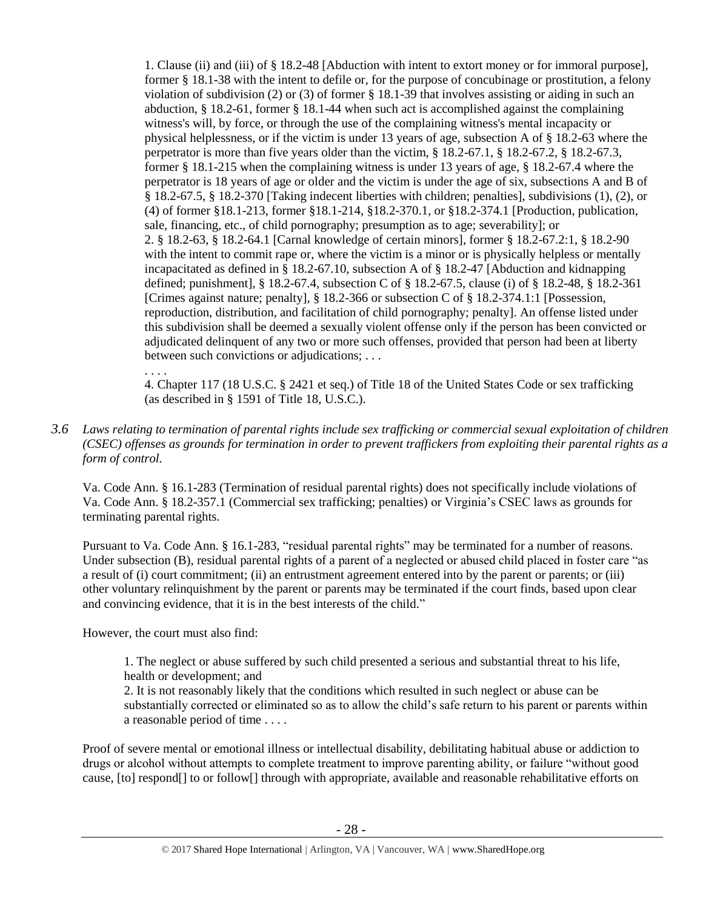> 1. Clause (ii) and (iii) of § 18.2-48 [Abduction with intent to extort money or for immoral purpose], former § 18.1-38 with the intent to defile or, for the purpose of concubinage or prostitution, a felony violation of subdivision (2) or (3) of former § 18.1-39 that involves assisting or aiding in such an abduction, § 18.2-61, former § 18.1-44 when such act is accomplished against the complaining witness's will, by force, or through the use of the complaining witness's mental incapacity or physical helplessness, or if the victim is under 13 years of age, subsection A of § 18.2-63 where the perpetrator is more than five years older than the victim, § 18.2-67.1, § 18.2-67.2, § 18.2-67.3, former § 18.1-215 when the complaining witness is under 13 years of age, § 18.2-67.4 where the perpetrator is 18 years of age or older and the victim is under the age of six, subsections A and B of § 18.2-67.5, § 18.2-370 [Taking indecent liberties with children; penalties], subdivisions (1), (2), or (4) of former §18.1-213, former §18.1-214, §18.2-370.1, or §18.2-374.1 [Production, publication, sale, financing, etc., of child pornography; presumption as to age; severability]; or
> 2. § 18.2-63, § 18.2-64.1 [Carnal knowledge of certain minors], former § 18.2-67.2:1, § 18.2-90 with the intent to commit rape or, where the victim is a minor or is physically helpless or mentally incapacitated as defined in § 18.2-67.10, subsection A of § 18.2-47 [Abduction and kidnapping defined; punishment], § 18.2-67.4, subsection C of § 18.2-67.5, clause (i) of § 18.2-48, § 18.2-361 [Crimes against nature; penalty], § 18.2-366 or subsection C of § 18.2-374.1:1 [Possession, reproduction, distribution, and facilitation of child pornography; penalty]. An offense listed under this subdivision shall be deemed a sexually violent offense only if the person has been convicted or adjudicated delinquent of any two or more such offenses, provided that person had been at liberty between such convictions or adjudications; . . .
>
> . . . .
>
> 4. Chapter 117 (18 U.S.C. § 2421 et seq.) of Title 18 of the United States Code or sex trafficking (as described in § 1591 of Title 18, U.S.C.).

*3.6 Laws relating to termination of parental rights include sex trafficking or commercial sexual exploitation of children (CSEC) offenses as grounds for termination in order to prevent traffickers from exploiting their parental rights as a form of control.*

Va. Code Ann. § 16.1-283 (Termination of residual parental rights) does not specifically include violations of Va. Code Ann. § 18.2-357.1 (Commercial sex trafficking; penalties) or Virginia's CSEC laws as grounds for terminating parental rights.

Pursuant to Va. Code Ann. § 16.1-283, "residual parental rights" may be terminated for a number of reasons. Under subsection (B), residual parental rights of a parent of a neglected or abused child placed in foster care "as a result of (i) court commitment; (ii) an entrustment agreement entered into by the parent or parents; or (iii) other voluntary relinquishment by the parent or parents may be terminated if the court finds, based upon clear and convincing evidence, that it is in the best interests of the child."

However, the court must also find:

> 1. The neglect or abuse suffered by such child presented a serious and substantial threat to his life, health or development; and
> 2. It is not reasonably likely that the conditions which resulted in such neglect or abuse can be substantially corrected or eliminated so as to allow the child's safe return to his parent or parents within a reasonable period of time . . . .

Proof of severe mental or emotional illness or intellectual disability, debilitating habitual abuse or addiction to drugs or alcohol without attempts to complete treatment to improve parenting ability, or failure "without good cause, [to] respond[] to or follow[] through with appropriate, available and reasonable rehabilitative efforts on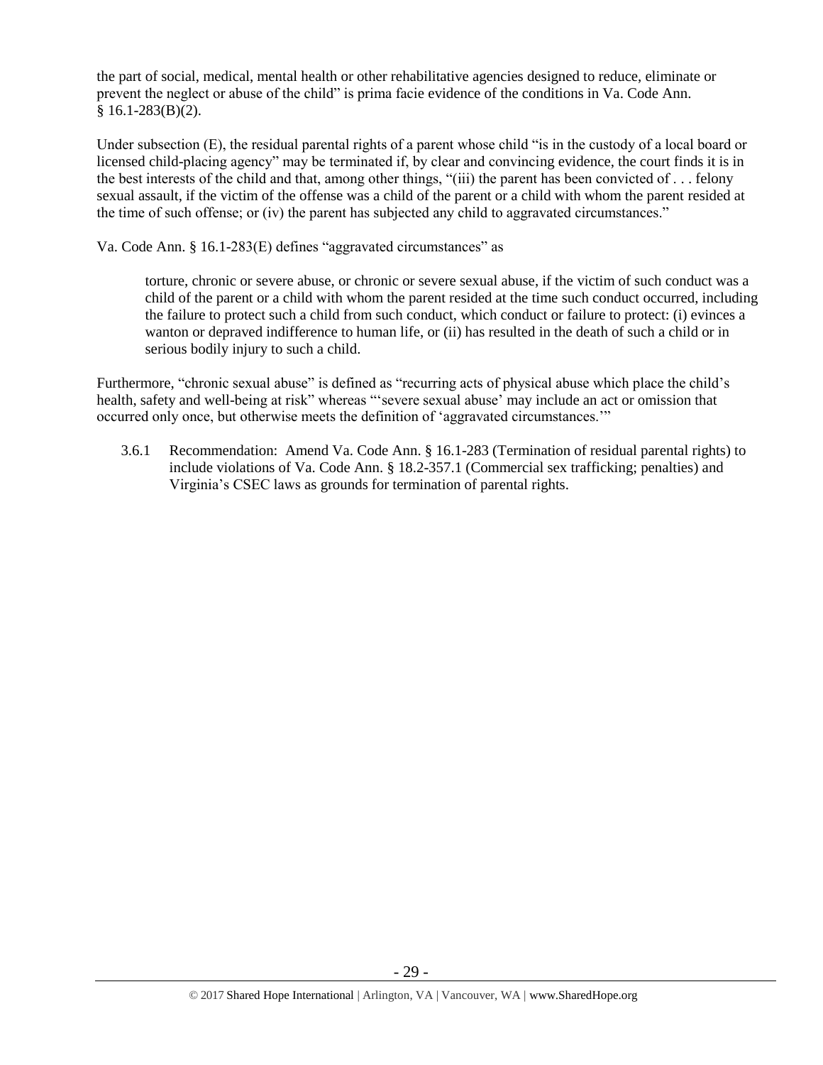the part of social, medical, mental health or other rehabilitative agencies designed to reduce, eliminate or prevent the neglect or abuse of the child" is prima facie evidence of the conditions in Va. Code Ann. § 16.1-283(B)(2).

Under subsection (E), the residual parental rights of a parent whose child "is in the custody of a local board or licensed child-placing agency" may be terminated if, by clear and convincing evidence, the court finds it is in the best interests of the child and that, among other things, "(iii) the parent has been convicted of . . . felony sexual assault, if the victim of the offense was a child of the parent or a child with whom the parent resided at the time of such offense; or (iv) the parent has subjected any child to aggravated circumstances."

Va. Code Ann. § 16.1-283(E) defines "aggravated circumstances" as

> torture, chronic or severe abuse, or chronic or severe sexual abuse, if the victim of such conduct was a child of the parent or a child with whom the parent resided at the time such conduct occurred, including the failure to protect such a child from such conduct, which conduct or failure to protect: (i) evinces a wanton or depraved indifference to human life, or (ii) has resulted in the death of such a child or in serious bodily injury to such a child.

Furthermore, "chronic sexual abuse" is defined as "recurring acts of physical abuse which place the child's health, safety and well-being at risk" whereas "'severe sexual abuse' may include an act or omission that occurred only once, but otherwise meets the definition of 'aggravated circumstances.'"

3.6.1 Recommendation: Amend Va. Code Ann. § 16.1-283 (Termination of residual parental rights) to include violations of Va. Code Ann. § 18.2-357.1 (Commercial sex trafficking; penalties) and Virginia's CSEC laws as grounds for termination of parental rights.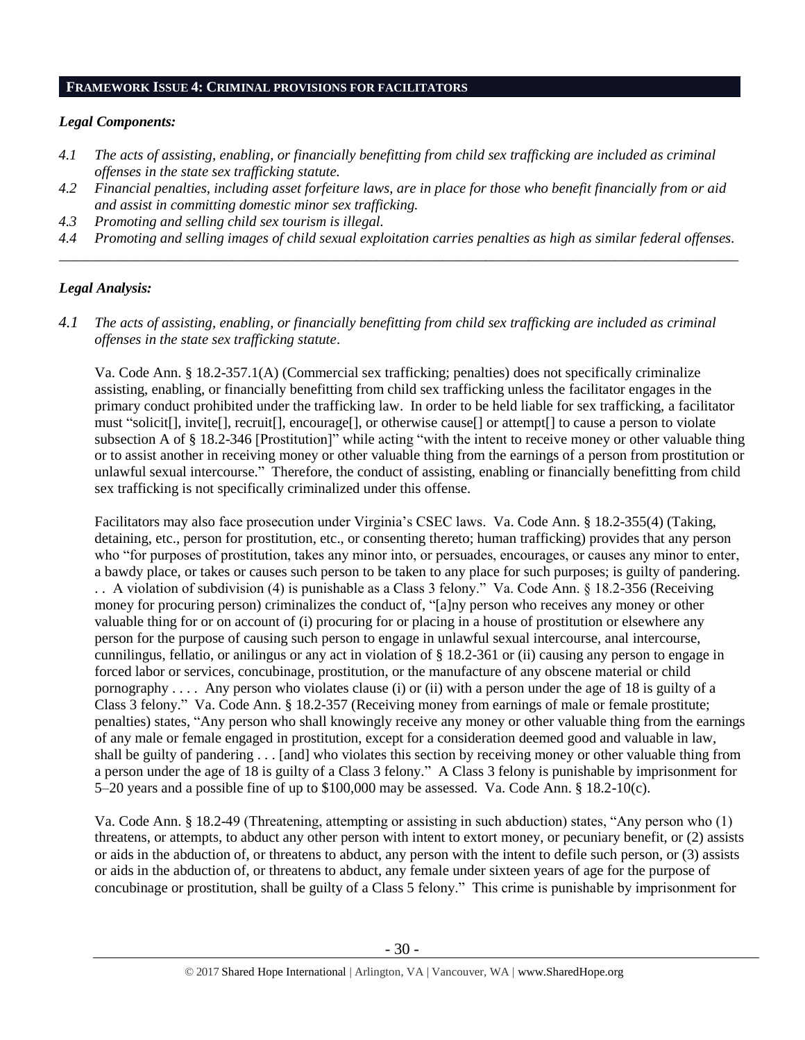## FRAMEWORK ISSUE 4: CRIMINAL PROVISIONS FOR FACILITATORS

### *Legal Components:*

*4.1 The acts of assisting, enabling, or financially benefitting from child sex trafficking are included as criminal offenses in the state sex trafficking statute.*

*4.2 Financial penalties, including asset forfeiture laws, are in place for those who benefit financially from or aid and assist in committing domestic minor sex trafficking.*

*4.3 Promoting and selling child sex tourism is illegal.*

*4.4 Promoting and selling images of child sexual exploitation carries penalties as high as similar federal offenses.*

---

### *Legal Analysis:*

*4.1 The acts of assisting, enabling, or financially benefitting from child sex trafficking are included as criminal offenses in the state sex trafficking statute.*

Va. Code Ann. § 18.2-357.1(A) (Commercial sex trafficking; penalties) does not specifically criminalize assisting, enabling, or financially benefitting from child sex trafficking unless the facilitator engages in the primary conduct prohibited under the trafficking law. In order to be held liable for sex trafficking, a facilitator must "solicit[], invite[], recruit[], encourage[], or otherwise cause[] or attempt[] to cause a person to violate subsection A of § 18.2-346 [Prostitution]" while acting "with the intent to receive money or other valuable thing or to assist another in receiving money or other valuable thing from the earnings of a person from prostitution or unlawful sexual intercourse." Therefore, the conduct of assisting, enabling or financially benefitting from child sex trafficking is not specifically criminalized under this offense.

Facilitators may also face prosecution under Virginia's CSEC laws. Va. Code Ann. § 18.2-355(4) (Taking, detaining, etc., person for prostitution, etc., or consenting thereto; human trafficking) provides that any person who "for purposes of prostitution, takes any minor into, or persuades, encourages, or causes any minor to enter, a bawdy place, or takes or causes such person to be taken to any place for such purposes; is guilty of pandering. . . A violation of subdivision (4) is punishable as a Class 3 felony." Va. Code Ann. § 18.2-356 (Receiving money for procuring person) criminalizes the conduct of, "[a]ny person who receives any money or other valuable thing for or on account of (i) procuring for or placing in a house of prostitution or elsewhere any person for the purpose of causing such person to engage in unlawful sexual intercourse, anal intercourse, cunnilingus, fellatio, or anilingus or any act in violation of § 18.2-361 or (ii) causing any person to engage in forced labor or services, concubinage, prostitution, or the manufacture of any obscene material or child pornography . . . . Any person who violates clause (i) or (ii) with a person under the age of 18 is guilty of a Class 3 felony." Va. Code Ann. § 18.2-357 (Receiving money from earnings of male or female prostitute; penalties) states, "Any person who shall knowingly receive any money or other valuable thing from the earnings of any male or female engaged in prostitution, except for a consideration deemed good and valuable in law, shall be guilty of pandering . . . [and] who violates this section by receiving money or other valuable thing from a person under the age of 18 is guilty of a Class 3 felony." A Class 3 felony is punishable by imprisonment for 5–20 years and a possible fine of up to $100,000 may be assessed. Va. Code Ann. § 18.2-10(c).

Va. Code Ann. § 18.2-49 (Threatening, attempting or assisting in such abduction) states, "Any person who (1) threatens, or attempts, to abduct any other person with intent to extort money, or pecuniary benefit, or (2) assists or aids in the abduction of, or threatens to abduct, any person with the intent to defile such person, or (3) assists or aids in the abduction of, or threatens to abduct, any female under sixteen years of age for the purpose of concubinage or prostitution, shall be guilty of a Class 5 felony." This crime is punishable by imprisonment for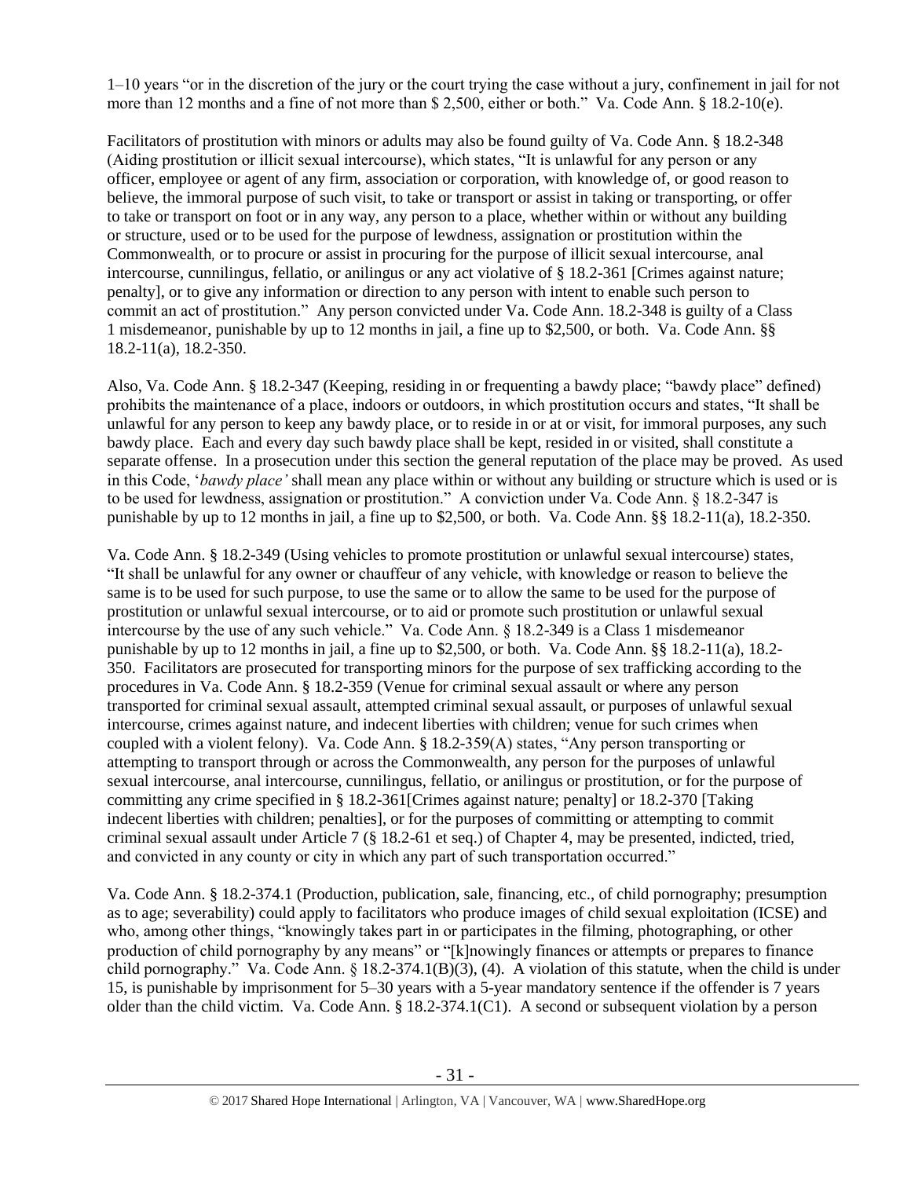1–10 years "or in the discretion of the jury or the court trying the case without a jury, confinement in jail for not more than 12 months and a fine of not more than $ 2,500, either or both." Va. Code Ann. § 18.2-10(e).

Facilitators of prostitution with minors or adults may also be found guilty of Va. Code Ann. § 18.2-348 (Aiding prostitution or illicit sexual intercourse), which states, "It is unlawful for any person or any officer, employee or agent of any firm, association or corporation, with knowledge of, or good reason to believe, the immoral purpose of such visit, to take or transport or assist in taking or transporting, or offer to take or transport on foot or in any way, any person to a place, whether within or without any building or structure, used or to be used for the purpose of lewdness, assignation or prostitution within the Commonwealth*,* or to procure or assist in procuring for the purpose of illicit sexual intercourse, anal intercourse, cunnilingus, fellatio, or anilingus or any act violative of § 18.2-361 [Crimes against nature; penalty], or to give any information or direction to any person with intent to enable such person to commit an act of prostitution." Any person convicted under Va. Code Ann. 18.2-348 is guilty of a Class 1 misdemeanor, punishable by up to 12 months in jail, a fine up to $2,500, or both. Va. Code Ann. §§ 18.2-11(a), 18.2-350.

Also, Va. Code Ann. § 18.2-347 (Keeping, residing in or frequenting a bawdy place; "bawdy place" defined) prohibits the maintenance of a place, indoors or outdoors, in which prostitution occurs and states, "It shall be unlawful for any person to keep any bawdy place, or to reside in or at or visit, for immoral purposes, any such bawdy place. Each and every day such bawdy place shall be kept, resided in or visited, shall constitute a separate offense. In a prosecution under this section the general reputation of the place may be proved. As used in this Code, '*bawdy place'* shall mean any place within or without any building or structure which is used or is to be used for lewdness, assignation or prostitution." A conviction under Va. Code Ann. § 18.2-347 is punishable by up to 12 months in jail, a fine up to $2,500, or both. Va. Code Ann. §§ 18.2-11(a), 18.2-350.

Va. Code Ann. § 18.2-349 (Using vehicles to promote prostitution or unlawful sexual intercourse) states, "It shall be unlawful for any owner or chauffeur of any vehicle, with knowledge or reason to believe the same is to be used for such purpose, to use the same or to allow the same to be used for the purpose of prostitution or unlawful sexual intercourse, or to aid or promote such prostitution or unlawful sexual intercourse by the use of any such vehicle." Va. Code Ann. § 18.2-349 is a Class 1 misdemeanor punishable by up to 12 months in jail, a fine up to $2,500, or both. Va. Code Ann. §§ 18.2-11(a), 18.2-350. Facilitators are prosecuted for transporting minors for the purpose of sex trafficking according to the procedures in Va. Code Ann. § 18.2-359 (Venue for criminal sexual assault or where any person transported for criminal sexual assault, attempted criminal sexual assault, or purposes of unlawful sexual intercourse, crimes against nature, and indecent liberties with children; venue for such crimes when coupled with a violent felony). Va. Code Ann. § 18.2-359(A) states, "Any person transporting or attempting to transport through or across the Commonwealth, any person for the purposes of unlawful sexual intercourse, anal intercourse, cunnilingus, fellatio, or anilingus or prostitution, or for the purpose of committing any crime specified in § 18.2-361[Crimes against nature; penalty] or 18.2-370 [Taking indecent liberties with children; penalties], or for the purposes of committing or attempting to commit criminal sexual assault under Article 7 (§ 18.2-61 et seq.) of Chapter 4, may be presented, indicted, tried, and convicted in any county or city in which any part of such transportation occurred."

Va. Code Ann. § 18.2-374.1 (Production, publication, sale, financing, etc., of child pornography; presumption as to age; severability) could apply to facilitators who produce images of child sexual exploitation (ICSE) and who, among other things, "knowingly takes part in or participates in the filming, photographing, or other production of child pornography by any means" or "[k]nowingly finances or attempts or prepares to finance child pornography." Va. Code Ann. § 18.2-374.1(B)(3), (4). A violation of this statute, when the child is under 15, is punishable by imprisonment for 5–30 years with a 5-year mandatory sentence if the offender is 7 years older than the child victim. Va. Code Ann. § 18.2-374.1(C1). A second or subsequent violation by a person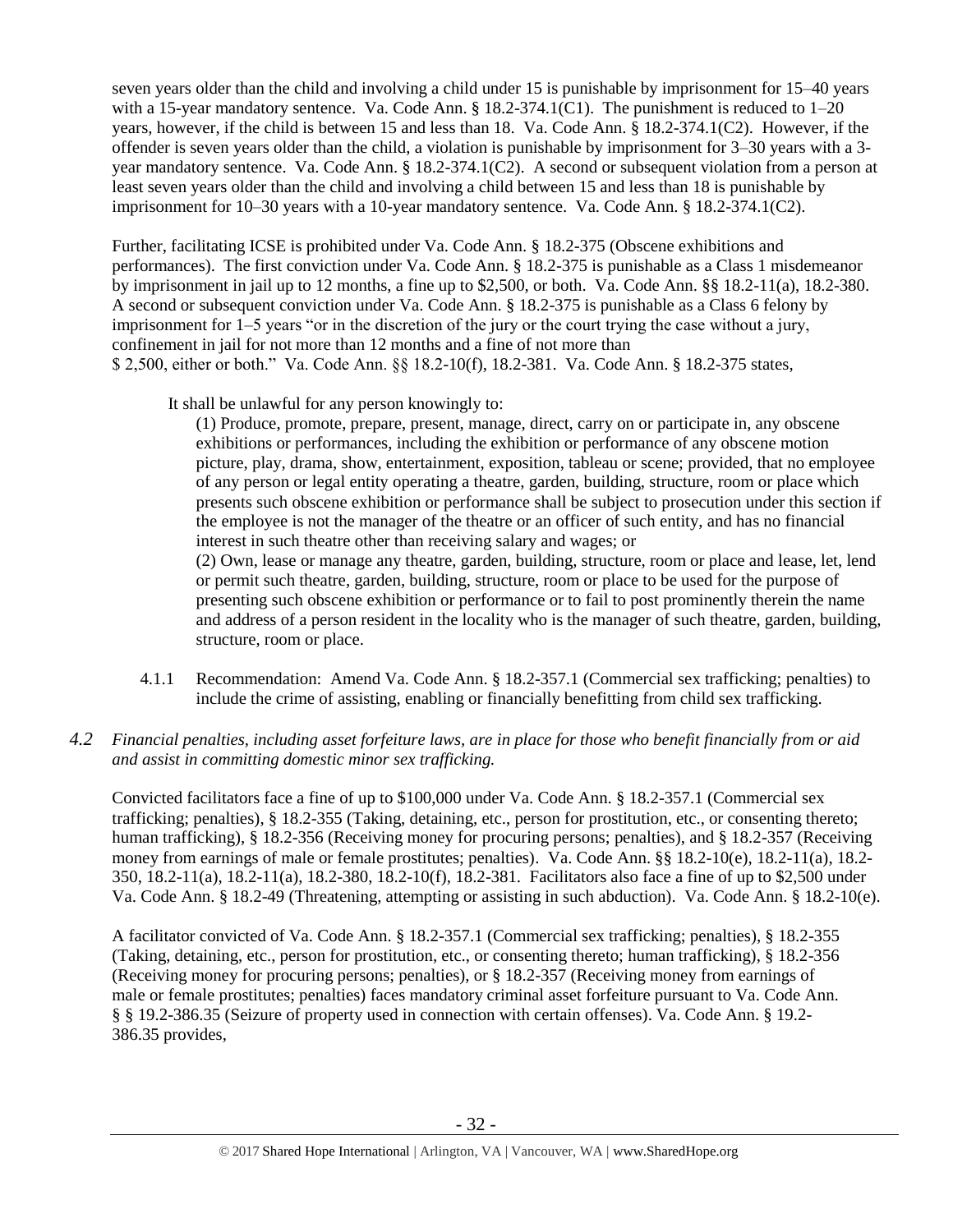seven years older than the child and involving a child under 15 is punishable by imprisonment for 15–40 years with a 15-year mandatory sentence. Va. Code Ann. § 18.2-374.1(C1). The punishment is reduced to 1–20 years, however, if the child is between 15 and less than 18. Va. Code Ann. § 18.2-374.1(C2). However, if the offender is seven years older than the child, a violation is punishable by imprisonment for 3–30 years with a 3-year mandatory sentence. Va. Code Ann. § 18.2-374.1(C2). A second or subsequent violation from a person at least seven years older than the child and involving a child between 15 and less than 18 is punishable by imprisonment for 10–30 years with a 10-year mandatory sentence. Va. Code Ann. § 18.2-374.1(C2).

Further, facilitating ICSE is prohibited under Va. Code Ann. § 18.2-375 (Obscene exhibitions and performances). The first conviction under Va. Code Ann. § 18.2-375 is punishable as a Class 1 misdemeanor by imprisonment in jail up to 12 months, a fine up to $2,500, or both. Va. Code Ann. §§ 18.2-11(a), 18.2-380. A second or subsequent conviction under Va. Code Ann. § 18.2-375 is punishable as a Class 6 felony by imprisonment for 1–5 years "or in the discretion of the jury or the court trying the case without a jury, confinement in jail for not more than 12 months and a fine of not more than $ 2,500, either or both." Va. Code Ann. §§ 18.2-10(f), 18.2-381. Va. Code Ann. § 18.2-375 states,

> It shall be unlawful for any person knowingly to:
>
> (1) Produce, promote, prepare, present, manage, direct, carry on or participate in, any obscene exhibitions or performances, including the exhibition or performance of any obscene motion picture, play, drama, show, entertainment, exposition, tableau or scene; provided, that no employee of any person or legal entity operating a theatre, garden, building, structure, room or place which presents such obscene exhibition or performance shall be subject to prosecution under this section if the employee is not the manager of the theatre or an officer of such entity, and has no financial interest in such theatre other than receiving salary and wages; or
>
> (2) Own, lease or manage any theatre, garden, building, structure, room or place and lease, let, lend or permit such theatre, garden, building, structure, room or place to be used for the purpose of presenting such obscene exhibition or performance or to fail to post prominently therein the name and address of a person resident in the locality who is the manager of such theatre, garden, building, structure, room or place.

4.1.1 Recommendation: Amend Va. Code Ann. § 18.2-357.1 (Commercial sex trafficking; penalties) to include the crime of assisting, enabling or financially benefitting from child sex trafficking.

*4.2 Financial penalties, including asset forfeiture laws, are in place for those who benefit financially from or aid and assist in committing domestic minor sex trafficking.*

Convicted facilitators face a fine of up to $100,000 under Va. Code Ann. § 18.2-357.1 (Commercial sex trafficking; penalties), § 18.2-355 (Taking, detaining, etc., person for prostitution, etc., or consenting thereto; human trafficking), § 18.2-356 (Receiving money for procuring persons; penalties), and § 18.2-357 (Receiving money from earnings of male or female prostitutes; penalties). Va. Code Ann. §§ 18.2-10(e), 18.2-11(a), 18.2-350, 18.2-11(a), 18.2-11(a), 18.2-380, 18.2-10(f), 18.2-381. Facilitators also face a fine of up to $2,500 under Va. Code Ann. § 18.2-49 (Threatening, attempting or assisting in such abduction). Va. Code Ann. § 18.2-10(e).

A facilitator convicted of Va. Code Ann. § 18.2-357.1 (Commercial sex trafficking; penalties), § 18.2-355 (Taking, detaining, etc., person for prostitution, etc., or consenting thereto; human trafficking), § 18.2-356 (Receiving money for procuring persons; penalties), or § 18.2-357 (Receiving money from earnings of male or female prostitutes; penalties) faces mandatory criminal asset forfeiture pursuant to Va. Code Ann. § § 19.2-386.35 (Seizure of property used in connection with certain offenses). Va. Code Ann. § 19.2-386.35 provides,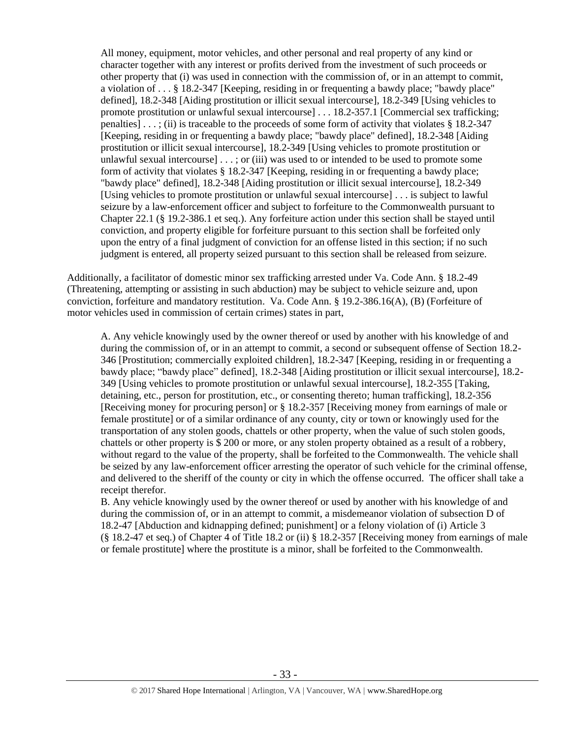> All money, equipment, motor vehicles, and other personal and real property of any kind or character together with any interest or profits derived from the investment of such proceeds or other property that (i) was used in connection with the commission of, or in an attempt to commit, a violation of . . . § 18.2-347 [Keeping, residing in or frequenting a bawdy place; "bawdy place" defined], 18.2-348 [Aiding prostitution or illicit sexual intercourse], 18.2-349 [Using vehicles to promote prostitution or unlawful sexual intercourse] . . . 18.2-357.1 [Commercial sex trafficking; penalties] . . . ; (ii) is traceable to the proceeds of some form of activity that violates § 18.2-347 [Keeping, residing in or frequenting a bawdy place; "bawdy place" defined], 18.2-348 [Aiding prostitution or illicit sexual intercourse], 18.2-349 [Using vehicles to promote prostitution or unlawful sexual intercourse] . . . ; or (iii) was used to or intended to be used to promote some form of activity that violates § 18.2-347 [Keeping, residing in or frequenting a bawdy place; "bawdy place" defined], 18.2-348 [Aiding prostitution or illicit sexual intercourse], 18.2-349 [Using vehicles to promote prostitution or unlawful sexual intercourse] . . . is subject to lawful seizure by a law-enforcement officer and subject to forfeiture to the Commonwealth pursuant to Chapter 22.1 (§ 19.2-386.1 et seq.). Any forfeiture action under this section shall be stayed until conviction, and property eligible for forfeiture pursuant to this section shall be forfeited only upon the entry of a final judgment of conviction for an offense listed in this section; if no such judgment is entered, all property seized pursuant to this section shall be released from seizure.

Additionally, a facilitator of domestic minor sex trafficking arrested under Va. Code Ann. § 18.2-49 (Threatening, attempting or assisting in such abduction) may be subject to vehicle seizure and, upon conviction, forfeiture and mandatory restitution. Va. Code Ann. § 19.2-386.16(A), (B) (Forfeiture of motor vehicles used in commission of certain crimes) states in part,

> A. Any vehicle knowingly used by the owner thereof or used by another with his knowledge of and during the commission of, or in an attempt to commit, a second or subsequent offense of Section 18.2-346 [Prostitution; commercially exploited children], 18.2-347 [Keeping, residing in or frequenting a bawdy place; "bawdy place" defined], 18.2-348 [Aiding prostitution or illicit sexual intercourse], 18.2-349 [Using vehicles to promote prostitution or unlawful sexual intercourse], 18.2-355 [Taking, detaining, etc., person for prostitution, etc., or consenting thereto; human trafficking], 18.2-356 [Receiving money for procuring person] or § 18.2-357 [Receiving money from earnings of male or female prostitute] or of a similar ordinance of any county, city or town or knowingly used for the transportation of any stolen goods, chattels or other property, when the value of such stolen goods, chattels or other property is $ 200 or more, or any stolen property obtained as a result of a robbery, without regard to the value of the property, shall be forfeited to the Commonwealth. The vehicle shall be seized by any law-enforcement officer arresting the operator of such vehicle for the criminal offense, and delivered to the sheriff of the county or city in which the offense occurred. The officer shall take a receipt therefor.
>
> B. Any vehicle knowingly used by the owner thereof or used by another with his knowledge of and during the commission of, or in an attempt to commit, a misdemeanor violation of subsection D of 18.2-47 [Abduction and kidnapping defined; punishment] or a felony violation of (i) Article 3 (§ 18.2-47 et seq.) of Chapter 4 of Title 18.2 or (ii) § 18.2-357 [Receiving money from earnings of male or female prostitute] where the prostitute is a minor, shall be forfeited to the Commonwealth.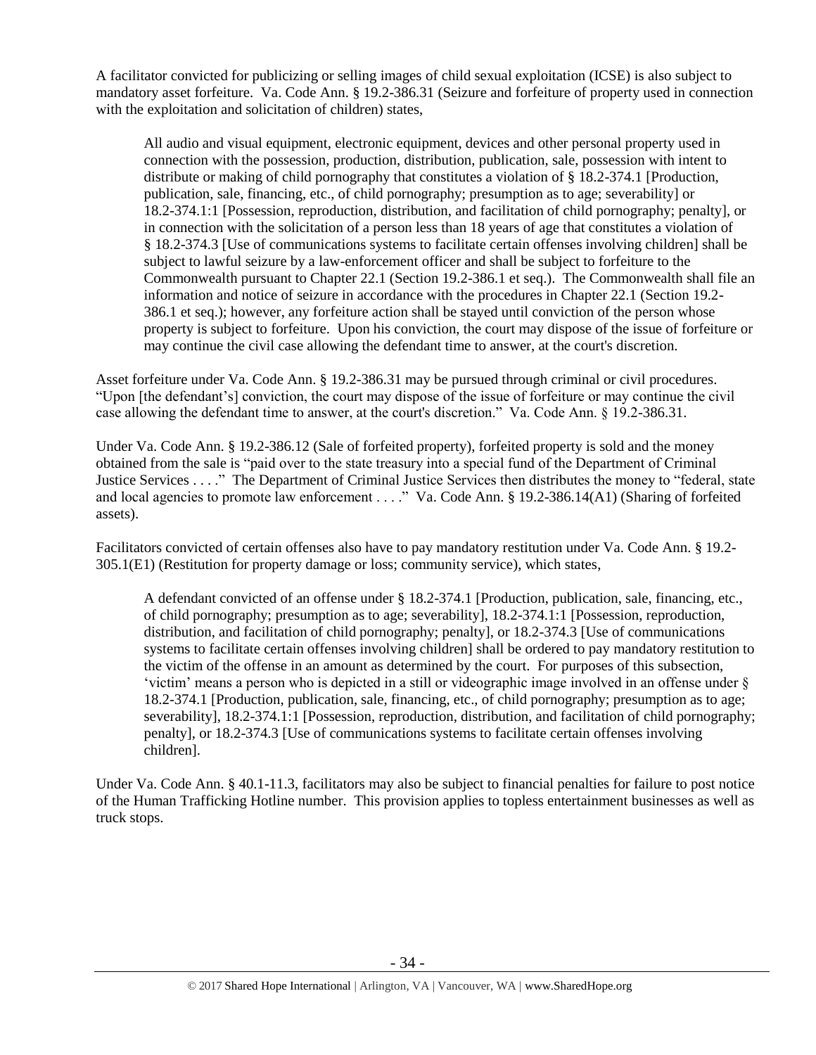A facilitator convicted for publicizing or selling images of child sexual exploitation (ICSE) is also subject to mandatory asset forfeiture. Va. Code Ann. § 19.2-386.31 (Seizure and forfeiture of property used in connection with the exploitation and solicitation of children) states,

> All audio and visual equipment, electronic equipment, devices and other personal property used in connection with the possession, production, distribution, publication, sale, possession with intent to distribute or making of child pornography that constitutes a violation of § 18.2-374.1 [Production, publication, sale, financing, etc., of child pornography; presumption as to age; severability] or 18.2-374.1:1 [Possession, reproduction, distribution, and facilitation of child pornography; penalty], or in connection with the solicitation of a person less than 18 years of age that constitutes a violation of § 18.2-374.3 [Use of communications systems to facilitate certain offenses involving children] shall be subject to lawful seizure by a law-enforcement officer and shall be subject to forfeiture to the Commonwealth pursuant to Chapter 22.1 (Section 19.2-386.1 et seq.). The Commonwealth shall file an information and notice of seizure in accordance with the procedures in Chapter 22.1 (Section 19.2-386.1 et seq.); however, any forfeiture action shall be stayed until conviction of the person whose property is subject to forfeiture. Upon his conviction, the court may dispose of the issue of forfeiture or may continue the civil case allowing the defendant time to answer, at the court's discretion.

Asset forfeiture under Va. Code Ann. § 19.2-386.31 may be pursued through criminal or civil procedures. "Upon [the defendant's] conviction, the court may dispose of the issue of forfeiture or may continue the civil case allowing the defendant time to answer, at the court's discretion." Va. Code Ann. § 19.2-386.31.

Under Va. Code Ann. § 19.2-386.12 (Sale of forfeited property), forfeited property is sold and the money obtained from the sale is "paid over to the state treasury into a special fund of the Department of Criminal Justice Services . . . ." The Department of Criminal Justice Services then distributes the money to "federal, state and local agencies to promote law enforcement . . . ." Va. Code Ann. § 19.2-386.14(A1) (Sharing of forfeited assets).

Facilitators convicted of certain offenses also have to pay mandatory restitution under Va. Code Ann. § 19.2-305.1(E1) (Restitution for property damage or loss; community service), which states,

> A defendant convicted of an offense under § 18.2-374.1 [Production, publication, sale, financing, etc., of child pornography; presumption as to age; severability], 18.2-374.1:1 [Possession, reproduction, distribution, and facilitation of child pornography; penalty], or 18.2-374.3 [Use of communications systems to facilitate certain offenses involving children] shall be ordered to pay mandatory restitution to the victim of the offense in an amount as determined by the court. For purposes of this subsection, 'victim' means a person who is depicted in a still or videographic image involved in an offense under § 18.2-374.1 [Production, publication, sale, financing, etc., of child pornography; presumption as to age; severability], 18.2-374.1:1 [Possession, reproduction, distribution, and facilitation of child pornography; penalty], or 18.2-374.3 [Use of communications systems to facilitate certain offenses involving children].

Under Va. Code Ann. § 40.1-11.3, facilitators may also be subject to financial penalties for failure to post notice of the Human Trafficking Hotline number. This provision applies to topless entertainment businesses as well as truck stops.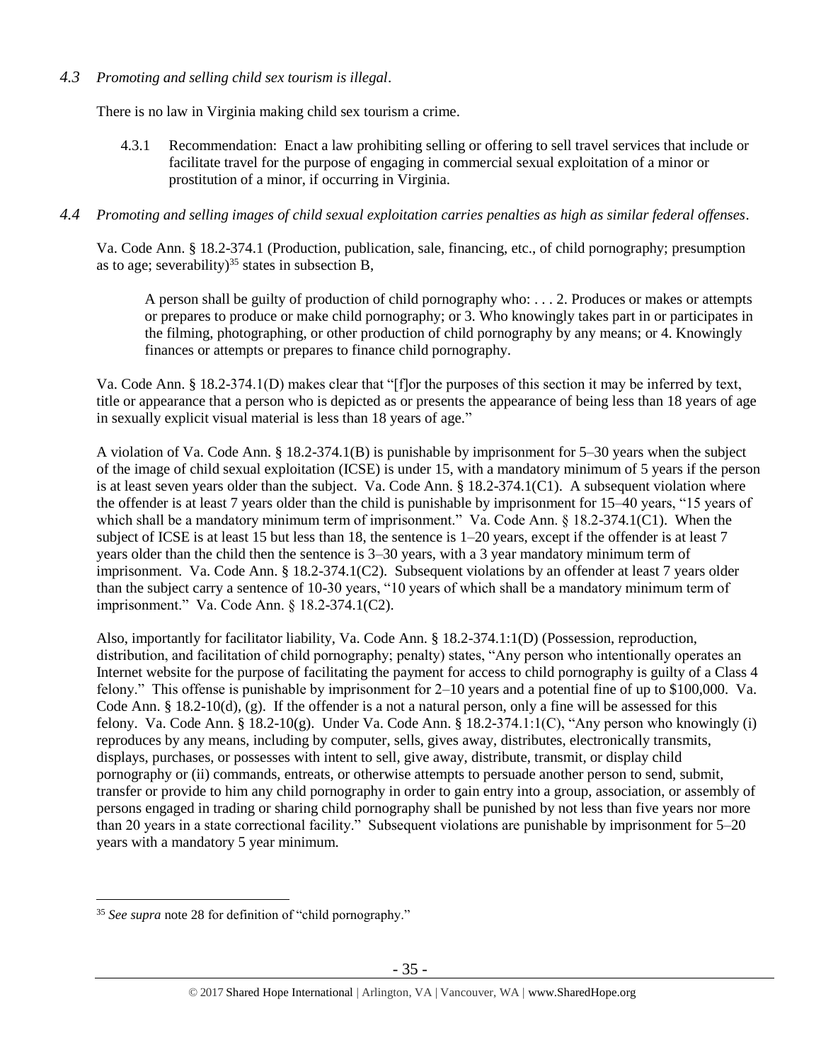*4.3 Promoting and selling child sex tourism is illegal*.

There is no law in Virginia making child sex tourism a crime.

4.3.1 Recommendation: Enact a law prohibiting selling or offering to sell travel services that include or facilitate travel for the purpose of engaging in commercial sexual exploitation of a minor or prostitution of a minor, if occurring in Virginia.

*4.4 Promoting and selling images of child sexual exploitation carries penalties as high as similar federal offenses*.

Va. Code Ann. § 18.2-374.1 (Production, publication, sale, financing, etc., of child pornography; presumption as to age; severability)[35] states in subsection B,

> A person shall be guilty of production of child pornography who: . . . 2. Produces or makes or attempts or prepares to produce or make child pornography; or 3. Who knowingly takes part in or participates in the filming, photographing, or other production of child pornography by any means; or 4. Knowingly finances or attempts or prepares to finance child pornography.

Va. Code Ann. § 18.2-374.1(D) makes clear that "[f]or the purposes of this section it may be inferred by text, title or appearance that a person who is depicted as or presents the appearance of being less than 18 years of age in sexually explicit visual material is less than 18 years of age."

A violation of Va. Code Ann. § 18.2-374.1(B) is punishable by imprisonment for 5–30 years when the subject of the image of child sexual exploitation (ICSE) is under 15, with a mandatory minimum of 5 years if the person is at least seven years older than the subject. Va. Code Ann. § 18.2-374.1(C1). A subsequent violation where the offender is at least 7 years older than the child is punishable by imprisonment for 15–40 years, "15 years of which shall be a mandatory minimum term of imprisonment." Va. Code Ann. § 18.2-374.1(C1). When the subject of ICSE is at least 15 but less than 18, the sentence is 1–20 years, except if the offender is at least 7 years older than the child then the sentence is 3–30 years, with a 3 year mandatory minimum term of imprisonment. Va. Code Ann. § 18.2-374.1(C2). Subsequent violations by an offender at least 7 years older than the subject carry a sentence of 10-30 years, "10 years of which shall be a mandatory minimum term of imprisonment." Va. Code Ann. § 18.2-374.1(C2).

Also, importantly for facilitator liability, Va. Code Ann. § 18.2-374.1:1(D) (Possession, reproduction, distribution, and facilitation of child pornography; penalty) states, "Any person who intentionally operates an Internet website for the purpose of facilitating the payment for access to child pornography is guilty of a Class 4 felony." This offense is punishable by imprisonment for 2–10 years and a potential fine of up to $100,000. Va. Code Ann. § 18.2-10(d), (g). If the offender is a not a natural person, only a fine will be assessed for this felony. Va. Code Ann. § 18.2-10(g). Under Va. Code Ann. § 18.2-374.1:1(C), "Any person who knowingly (i) reproduces by any means, including by computer, sells, gives away, distributes, electronically transmits, displays, purchases, or possesses with intent to sell, give away, distribute, transmit, or display child pornography or (ii) commands, entreats, or otherwise attempts to persuade another person to send, submit, transfer or provide to him any child pornography in order to gain entry into a group, association, or assembly of persons engaged in trading or sharing child pornography shall be punished by not less than five years nor more than 20 years in a state correctional facility." Subsequent violations are punishable by imprisonment for 5–20 years with a mandatory 5 year minimum.

---

[35] *See supra* note 28 for definition of "child pornography."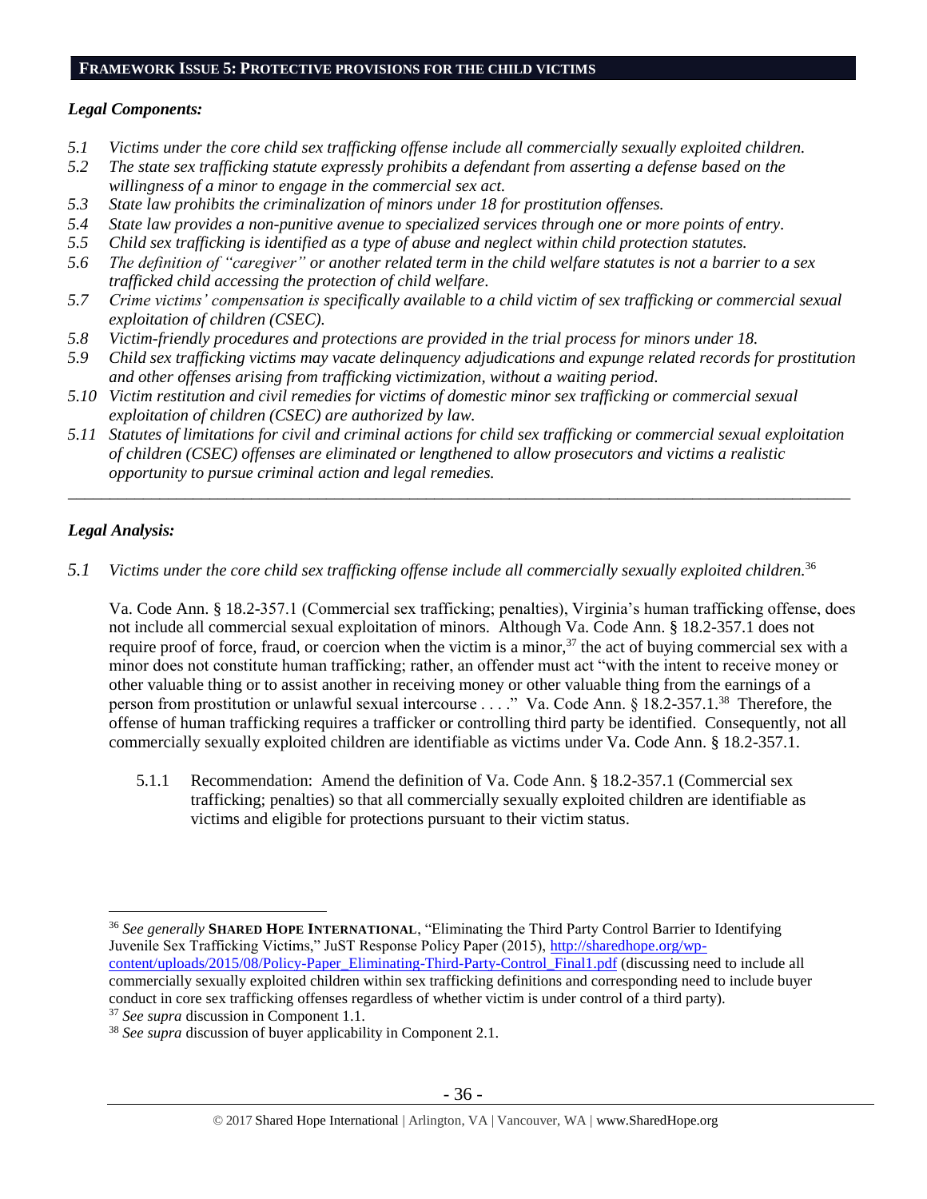## FRAMEWORK ISSUE 5: PROTECTIVE PROVISIONS FOR THE CHILD VICTIMS

### *Legal Components:*

*5.1 Victims under the core child sex trafficking offense include all commercially sexually exploited children.*

*5.2 The state sex trafficking statute expressly prohibits a defendant from asserting a defense based on the willingness of a minor to engage in the commercial sex act.*

*5.3 State law prohibits the criminalization of minors under 18 for prostitution offenses.*

*5.4 State law provides a non-punitive avenue to specialized services through one or more points of entry.*

*5.5 Child sex trafficking is identified as a type of abuse and neglect within child protection statutes.*

*5.6 The definition of "caregiver" or another related term in the child welfare statutes is not a barrier to a sex trafficked child accessing the protection of child welfare.*

*5.7 Crime victims' compensation is specifically available to a child victim of sex trafficking or commercial sexual exploitation of children (CSEC).*

*5.8 Victim-friendly procedures and protections are provided in the trial process for minors under 18.*

*5.9 Child sex trafficking victims may vacate delinquency adjudications and expunge related records for prostitution and other offenses arising from trafficking victimization, without a waiting period.*

*5.10 Victim restitution and civil remedies for victims of domestic minor sex trafficking or commercial sexual exploitation of children (CSEC) are authorized by law.*

*5.11 Statutes of limitations for civil and criminal actions for child sex trafficking or commercial sexual exploitation of children (CSEC) offenses are eliminated or lengthened to allow prosecutors and victims a realistic opportunity to pursue criminal action and legal remedies.*

---

### *Legal Analysis:*

*5.1 Victims under the core child sex trafficking offense include all commercially sexually exploited children.*[36]

Va. Code Ann. § 18.2-357.1 (Commercial sex trafficking; penalties), Virginia's human trafficking offense, does not include all commercial sexual exploitation of minors. Although Va. Code Ann. § 18.2-357.1 does not require proof of force, fraud, or coercion when the victim is a minor,[37] the act of buying commercial sex with a minor does not constitute human trafficking; rather, an offender must act "with the intent to receive money or other valuable thing or to assist another in receiving money or other valuable thing from the earnings of a person from prostitution or unlawful sexual intercourse . . . ." Va. Code Ann. § 18.2-357.1.[38] Therefore, the offense of human trafficking requires a trafficker or controlling third party be identified. Consequently, not all commercially sexually exploited children are identifiable as victims under Va. Code Ann. § 18.2-357.1.

5.1.1 Recommendation: Amend the definition of Va. Code Ann. § 18.2-357.1 (Commercial sex trafficking; penalties) so that all commercially sexually exploited children are identifiable as victims and eligible for protections pursuant to their victim status.

---

[36] *See generally* **SHARED HOPE INTERNATIONAL**, "Eliminating the Third Party Control Barrier to Identifying Juvenile Sex Trafficking Victims," JuST Response Policy Paper (2015), http://sharedhope.org/wp-content/uploads/2015/08/Policy-Paper_Eliminating-Third-Party-Control_Final1.pdf (discussing need to include all commercially sexually exploited children within sex trafficking definitions and corresponding need to include buyer conduct in core sex trafficking offenses regardless of whether victim is under control of a third party).

[37] *See supra* discussion in Component 1.1.

[38] *See supra* discussion of buyer applicability in Component 2.1.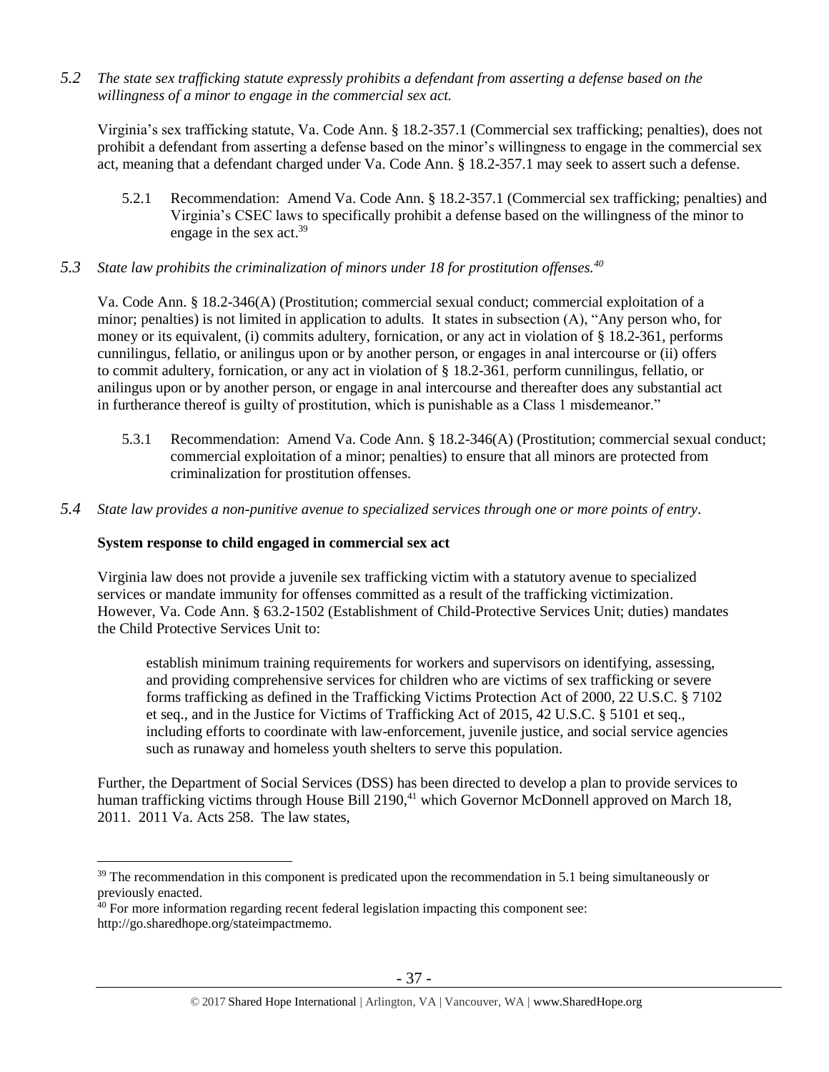*5.2 The state sex trafficking statute expressly prohibits a defendant from asserting a defense based on the willingness of a minor to engage in the commercial sex act.*

Virginia's sex trafficking statute, Va. Code Ann. § 18.2-357.1 (Commercial sex trafficking; penalties), does not prohibit a defendant from asserting a defense based on the minor's willingness to engage in the commercial sex act, meaning that a defendant charged under Va. Code Ann. § 18.2-357.1 may seek to assert such a defense.

5.2.1 Recommendation: Amend Va. Code Ann. § 18.2-357.1 (Commercial sex trafficking; penalties) and Virginia's CSEC laws to specifically prohibit a defense based on the willingness of the minor to engage in the sex act.[39]

*5.3 State law prohibits the criminalization of minors under 18 for prostitution offenses.[40]*

Va. Code Ann. § 18.2-346(A) (Prostitution; commercial sexual conduct; commercial exploitation of a minor; penalties) is not limited in application to adults. It states in subsection (A), "Any person who, for money or its equivalent, (i) commits adultery, fornication, or any act in violation of § 18.2-361, performs cunnilingus, fellatio, or anilingus upon or by another person, or engages in anal intercourse or (ii) offers to commit adultery, fornication, or any act in violation of § 18.2-361, perform cunnilingus, fellatio, or anilingus upon or by another person, or engage in anal intercourse and thereafter does any substantial act in furtherance thereof is guilty of prostitution, which is punishable as a Class 1 misdemeanor."

5.3.1 Recommendation: Amend Va. Code Ann. § 18.2-346(A) (Prostitution; commercial sexual conduct; commercial exploitation of a minor; penalties) to ensure that all minors are protected from criminalization for prostitution offenses.

*5.4 State law provides a non-punitive avenue to specialized services through one or more points of entry.*

**System response to child engaged in commercial sex act**

Virginia law does not provide a juvenile sex trafficking victim with a statutory avenue to specialized services or mandate immunity for offenses committed as a result of the trafficking victimization. However, Va. Code Ann. § 63.2-1502 (Establishment of Child-Protective Services Unit; duties) mandates the Child Protective Services Unit to:

> establish minimum training requirements for workers and supervisors on identifying, assessing, and providing comprehensive services for children who are victims of sex trafficking or severe forms trafficking as defined in the Trafficking Victims Protection Act of 2000, 22 U.S.C. § 7102 et seq., and in the Justice for Victims of Trafficking Act of 2015, 42 U.S.C. § 5101 et seq., including efforts to coordinate with law-enforcement, juvenile justice, and social service agencies such as runaway and homeless youth shelters to serve this population.

Further, the Department of Social Services (DSS) has been directed to develop a plan to provide services to human trafficking victims through House Bill 2190,[41] which Governor McDonnell approved on March 18, 2011. 2011 Va. Acts 258. The law states,

---

[39] The recommendation in this component is predicated upon the recommendation in 5.1 being simultaneously or previously enacted.

[40] For more information regarding recent federal legislation impacting this component see: http://go.sharedhope.org/stateimpactmemo.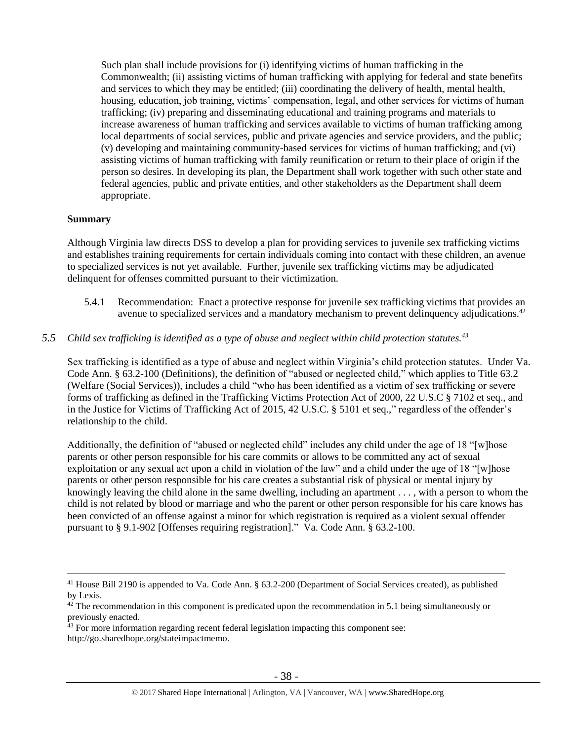> Such plan shall include provisions for (i) identifying victims of human trafficking in the Commonwealth; (ii) assisting victims of human trafficking with applying for federal and state benefits and services to which they may be entitled; (iii) coordinating the delivery of health, mental health, housing, education, job training, victims' compensation, legal, and other services for victims of human trafficking; (iv) preparing and disseminating educational and training programs and materials to increase awareness of human trafficking and services available to victims of human trafficking among local departments of social services, public and private agencies and service providers, and the public; (v) developing and maintaining community-based services for victims of human trafficking; and (vi) assisting victims of human trafficking with family reunification or return to their place of origin if the person so desires. In developing its plan, the Department shall work together with such other state and federal agencies, public and private entities, and other stakeholders as the Department shall deem appropriate.

**Summary**

Although Virginia law directs DSS to develop a plan for providing services to juvenile sex trafficking victims and establishes training requirements for certain individuals coming into contact with these children, an avenue to specialized services is not yet available. Further, juvenile sex trafficking victims may be adjudicated delinquent for offenses committed pursuant to their victimization.

5.4.1 Recommendation: Enact a protective response for juvenile sex trafficking victims that provides an avenue to specialized services and a mandatory mechanism to prevent delinquency adjudications.[42]

### 5.5 *Child sex trafficking is identified as a type of abuse and neglect within child protection statutes.[43]*

Sex trafficking is identified as a type of abuse and neglect within Virginia's child protection statutes. Under Va. Code Ann. § 63.2-100 (Definitions), the definition of "abused or neglected child," which applies to Title 63.2 (Welfare (Social Services)), includes a child "who has been identified as a victim of sex trafficking or severe forms of trafficking as defined in the Trafficking Victims Protection Act of 2000, 22 U.S.C § 7102 et seq., and in the Justice for Victims of Trafficking Act of 2015, 42 U.S.C. § 5101 et seq.," regardless of the offender's relationship to the child.

Additionally, the definition of "abused or neglected child" includes any child under the age of 18 "[w]hose parents or other person responsible for his care commits or allows to be committed any act of sexual exploitation or any sexual act upon a child in violation of the law" and a child under the age of 18 "[w]hose parents or other person responsible for his care creates a substantial risk of physical or mental injury by knowingly leaving the child alone in the same dwelling, including an apartment . . . , with a person to whom the child is not related by blood or marriage and who the parent or other person responsible for his care knows has been convicted of an offense against a minor for which registration is required as a violent sexual offender pursuant to § 9.1-902 [Offenses requiring registration]." Va. Code Ann. § 63.2-100.

---

[41] House Bill 2190 is appended to Va. Code Ann. § 63.2-200 (Department of Social Services created), as published by Lexis.

[42] The recommendation in this component is predicated upon the recommendation in 5.1 being simultaneously or previously enacted.

[43] For more information regarding recent federal legislation impacting this component see: http://go.sharedhope.org/stateimpactmemo.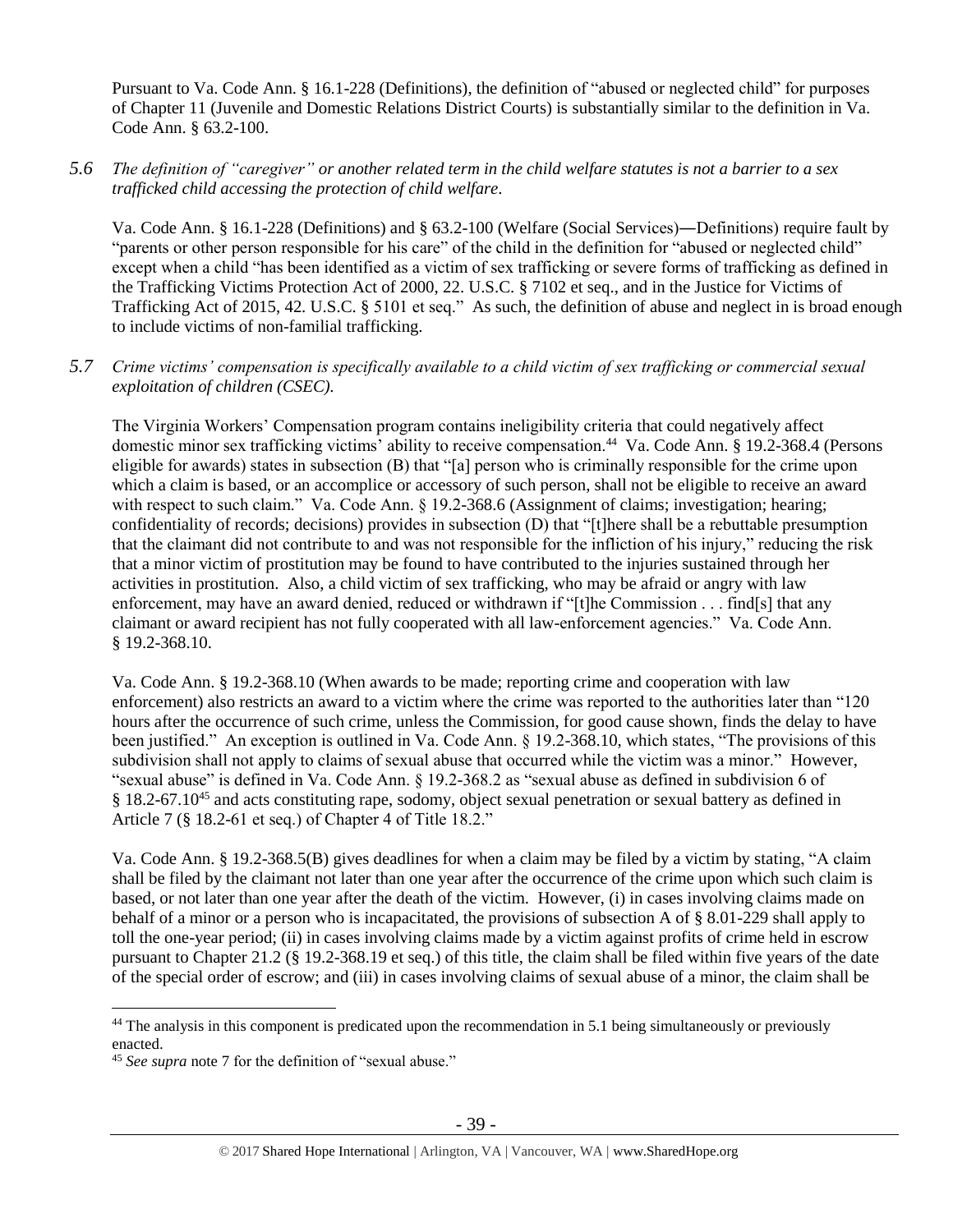Pursuant to Va. Code Ann. § 16.1-228 (Definitions), the definition of "abused or neglected child" for purposes of Chapter 11 (Juvenile and Domestic Relations District Courts) is substantially similar to the definition in Va. Code Ann. § 63.2-100.

*5.6 The definition of "caregiver" or another related term in the child welfare statutes is not a barrier to a sex trafficked child accessing the protection of child welfare.*

Va. Code Ann. § 16.1-228 (Definitions) and § 63.2-100 (Welfare (Social Services)―Definitions) require fault by "parents or other person responsible for his care" of the child in the definition for "abused or neglected child" except when a child "has been identified as a victim of sex trafficking or severe forms of trafficking as defined in the Trafficking Victims Protection Act of 2000, 22. U.S.C. § 7102 et seq., and in the Justice for Victims of Trafficking Act of 2015, 42. U.S.C. § 5101 et seq." As such, the definition of abuse and neglect in is broad enough to include victims of non-familial trafficking.

*5.7 Crime victims' compensation is specifically available to a child victim of sex trafficking or commercial sexual exploitation of children (CSEC).*

The Virginia Workers' Compensation program contains ineligibility criteria that could negatively affect domestic minor sex trafficking victims' ability to receive compensation.[44] Va. Code Ann. § 19.2-368.4 (Persons eligible for awards) states in subsection (B) that "[a] person who is criminally responsible for the crime upon which a claim is based, or an accomplice or accessory of such person, shall not be eligible to receive an award with respect to such claim." Va. Code Ann. § 19.2-368.6 (Assignment of claims; investigation; hearing; confidentiality of records; decisions) provides in subsection (D) that "[t]here shall be a rebuttable presumption that the claimant did not contribute to and was not responsible for the infliction of his injury," reducing the risk that a minor victim of prostitution may be found to have contributed to the injuries sustained through her activities in prostitution. Also, a child victim of sex trafficking, who may be afraid or angry with law enforcement, may have an award denied, reduced or withdrawn if "[t]he Commission . . . find[s] that any claimant or award recipient has not fully cooperated with all law-enforcement agencies." Va. Code Ann. § 19.2-368.10.

Va. Code Ann. § 19.2-368.10 (When awards to be made; reporting crime and cooperation with law enforcement) also restricts an award to a victim where the crime was reported to the authorities later than "120 hours after the occurrence of such crime, unless the Commission, for good cause shown, finds the delay to have been justified." An exception is outlined in Va. Code Ann. § 19.2-368.10, which states, "The provisions of this subdivision shall not apply to claims of sexual abuse that occurred while the victim was a minor." However, "sexual abuse" is defined in Va. Code Ann. § 19.2-368.2 as "sexual abuse as defined in subdivision 6 of § 18.2-67.10[45] and acts constituting rape, sodomy, object sexual penetration or sexual battery as defined in Article 7 (§ 18.2-61 et seq.) of Chapter 4 of Title 18.2."

Va. Code Ann. § 19.2-368.5(B) gives deadlines for when a claim may be filed by a victim by stating, "A claim shall be filed by the claimant not later than one year after the occurrence of the crime upon which such claim is based, or not later than one year after the death of the victim. However, (i) in cases involving claims made on behalf of a minor or a person who is incapacitated, the provisions of subsection A of § 8.01-229 shall apply to toll the one-year period; (ii) in cases involving claims made by a victim against profits of crime held in escrow pursuant to Chapter 21.2 (§ 19.2-368.19 et seq.) of this title, the claim shall be filed within five years of the date of the special order of escrow; and (iii) in cases involving claims of sexual abuse of a minor, the claim shall be

---

[44] The analysis in this component is predicated upon the recommendation in 5.1 being simultaneously or previously enacted.

[45] *See supra* note 7 for the definition of "sexual abuse."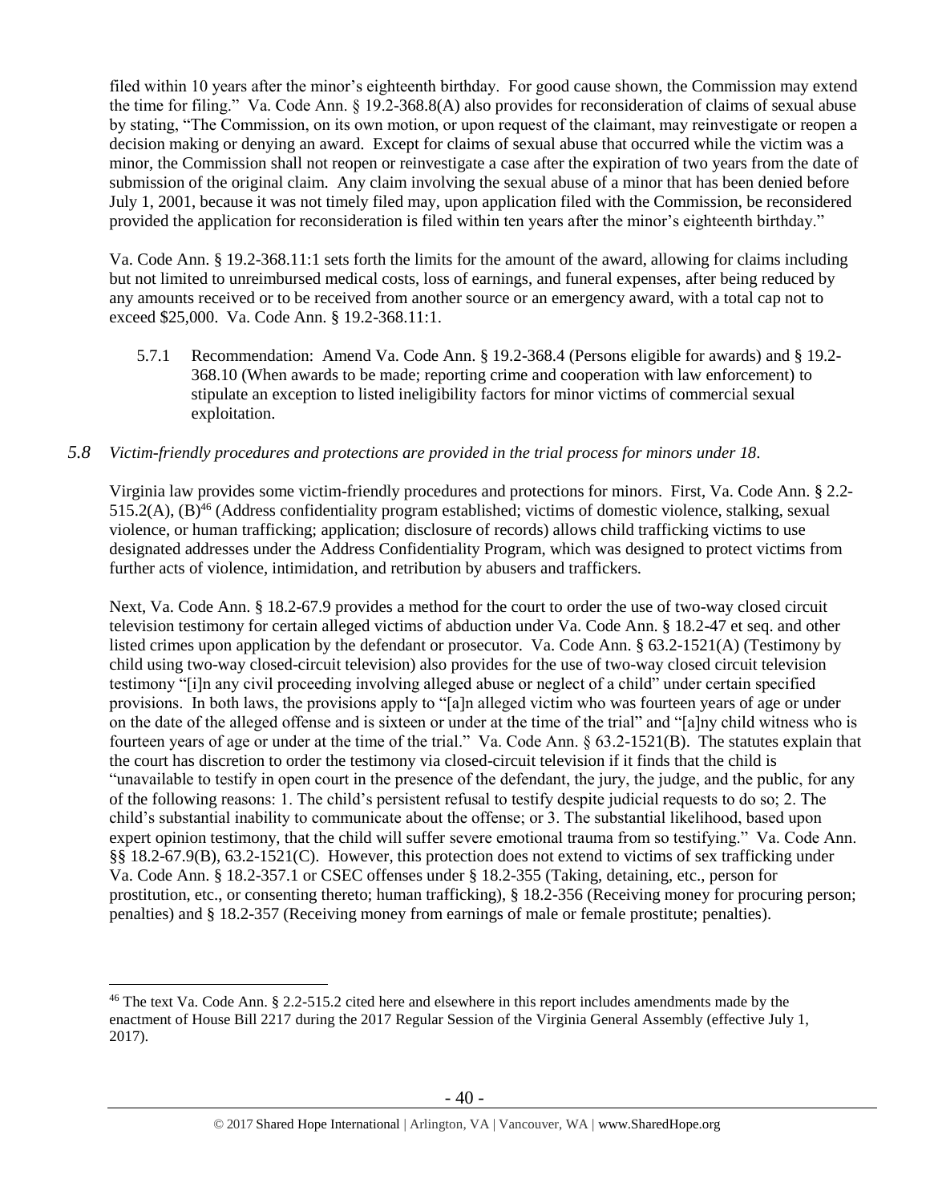filed within 10 years after the minor's eighteenth birthday. For good cause shown, the Commission may extend the time for filing." Va. Code Ann. § 19.2-368.8(A) also provides for reconsideration of claims of sexual abuse by stating, "The Commission, on its own motion, or upon request of the claimant, may reinvestigate or reopen a decision making or denying an award. Except for claims of sexual abuse that occurred while the victim was a minor, the Commission shall not reopen or reinvestigate a case after the expiration of two years from the date of submission of the original claim. Any claim involving the sexual abuse of a minor that has been denied before July 1, 2001, because it was not timely filed may, upon application filed with the Commission, be reconsidered provided the application for reconsideration is filed within ten years after the minor's eighteenth birthday."

Va. Code Ann. § 19.2-368.11:1 sets forth the limits for the amount of the award, allowing for claims including but not limited to unreimbursed medical costs, loss of earnings, and funeral expenses, after being reduced by any amounts received or to be received from another source or an emergency award, with a total cap not to exceed $25,000. Va. Code Ann. § 19.2-368.11:1.

5.7.1 Recommendation: Amend Va. Code Ann. § 19.2-368.4 (Persons eligible for awards) and § 19.2-368.10 (When awards to be made; reporting crime and cooperation with law enforcement) to stipulate an exception to listed ineligibility factors for minor victims of commercial sexual exploitation.

## 5.8 *Victim-friendly procedures and protections are provided in the trial process for minors under 18.*

Virginia law provides some victim-friendly procedures and protections for minors. First, Va. Code Ann. § 2.2-515.2(A), (B)[46] (Address confidentiality program established; victims of domestic violence, stalking, sexual violence, or human trafficking; application; disclosure of records) allows child trafficking victims to use designated addresses under the Address Confidentiality Program, which was designed to protect victims from further acts of violence, intimidation, and retribution by abusers and traffickers.

Next, Va. Code Ann. § 18.2-67.9 provides a method for the court to order the use of two-way closed circuit television testimony for certain alleged victims of abduction under Va. Code Ann. § 18.2-47 et seq. and other listed crimes upon application by the defendant or prosecutor. Va. Code Ann. § 63.2-1521(A) (Testimony by child using two-way closed-circuit television) also provides for the use of two-way closed circuit television testimony "[i]n any civil proceeding involving alleged abuse or neglect of a child" under certain specified provisions. In both laws, the provisions apply to "[a]n alleged victim who was fourteen years of age or under on the date of the alleged offense and is sixteen or under at the time of the trial" and "[a]ny child witness who is fourteen years of age or under at the time of the trial." Va. Code Ann. § 63.2-1521(B). The statutes explain that the court has discretion to order the testimony via closed-circuit television if it finds that the child is "unavailable to testify in open court in the presence of the defendant, the jury, the judge, and the public, for any of the following reasons: 1. The child's persistent refusal to testify despite judicial requests to do so; 2. The child's substantial inability to communicate about the offense; or 3. The substantial likelihood, based upon expert opinion testimony, that the child will suffer severe emotional trauma from so testifying." Va. Code Ann. §§ 18.2-67.9(B), 63.2-1521(C). However, this protection does not extend to victims of sex trafficking under Va. Code Ann. § 18.2-357.1 or CSEC offenses under § 18.2-355 (Taking, detaining, etc., person for prostitution, etc., or consenting thereto; human trafficking), § 18.2-356 (Receiving money for procuring person; penalties) and § 18.2-357 (Receiving money from earnings of male or female prostitute; penalties).

[46] The text Va. Code Ann. § 2.2-515.2 cited here and elsewhere in this report includes amendments made by the enactment of House Bill 2217 during the 2017 Regular Session of the Virginia General Assembly (effective July 1, 2017).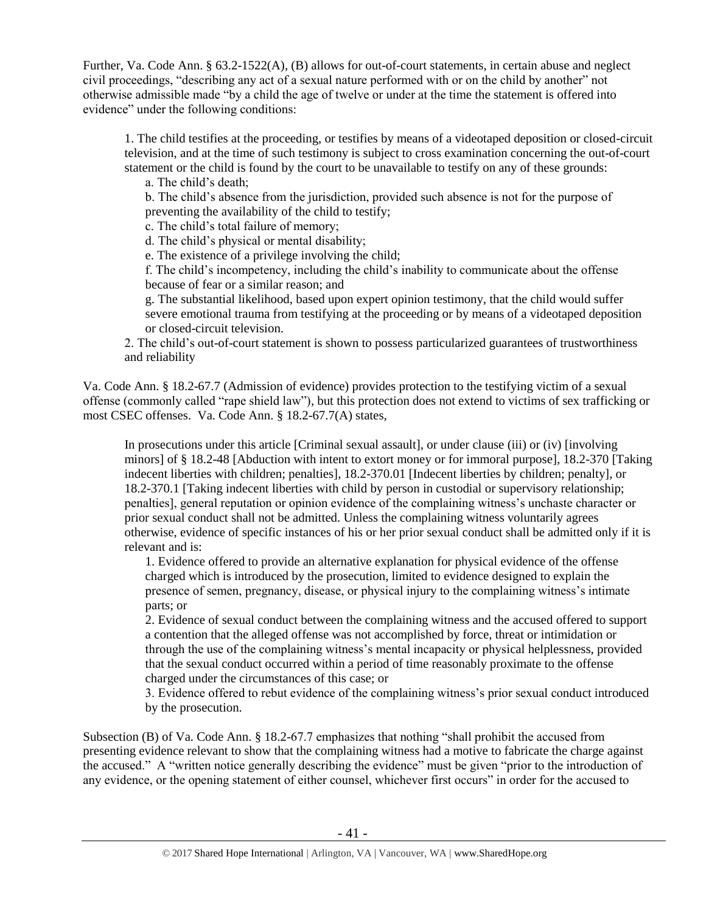Further, Va. Code Ann. § 63.2-1522(A), (B) allows for out-of-court statements, in certain abuse and neglect civil proceedings, "describing any act of a sexual nature performed with or on the child by another" not otherwise admissible made "by a child the age of twelve or under at the time the statement is offered into evidence" under the following conditions:

> 1. The child testifies at the proceeding, or testifies by means of a videotaped deposition or closed-circuit television, and at the time of such testimony is subject to cross examination concerning the out-of-court statement or the child is found by the court to be unavailable to testify on any of these grounds:
>
> a. The child's death;
>
> b. The child's absence from the jurisdiction, provided such absence is not for the purpose of preventing the availability of the child to testify;
>
> c. The child's total failure of memory;
>
> d. The child's physical or mental disability;
>
> e. The existence of a privilege involving the child;
>
> f. The child's incompetency, including the child's inability to communicate about the offense because of fear or a similar reason; and
>
> g. The substantial likelihood, based upon expert opinion testimony, that the child would suffer severe emotional trauma from testifying at the proceeding or by means of a videotaped deposition or closed-circuit television.
>
> 2. The child's out-of-court statement is shown to possess particularized guarantees of trustworthiness and reliability

Va. Code Ann. § 18.2-67.7 (Admission of evidence) provides protection to the testifying victim of a sexual offense (commonly called "rape shield law"), but this protection does not extend to victims of sex trafficking or most CSEC offenses. Va. Code Ann. § 18.2-67.7(A) states,

> In prosecutions under this article [Criminal sexual assault], or under clause (iii) or (iv) [involving minors] of § 18.2-48 [Abduction with intent to extort money or for immoral purpose], 18.2-370 [Taking indecent liberties with children; penalties], 18.2-370.01 [Indecent liberties by children; penalty], or 18.2-370.1 [Taking indecent liberties with child by person in custodial or supervisory relationship; penalties], general reputation or opinion evidence of the complaining witness's unchaste character or prior sexual conduct shall not be admitted. Unless the complaining witness voluntarily agrees otherwise, evidence of specific instances of his or her prior sexual conduct shall be admitted only if it is relevant and is:
>
> 1. Evidence offered to provide an alternative explanation for physical evidence of the offense charged which is introduced by the prosecution, limited to evidence designed to explain the presence of semen, pregnancy, disease, or physical injury to the complaining witness's intimate parts; or
>
> 2. Evidence of sexual conduct between the complaining witness and the accused offered to support a contention that the alleged offense was not accomplished by force, threat or intimidation or through the use of the complaining witness's mental incapacity or physical helplessness, provided that the sexual conduct occurred within a period of time reasonably proximate to the offense charged under the circumstances of this case; or
>
> 3. Evidence offered to rebut evidence of the complaining witness's prior sexual conduct introduced by the prosecution.

Subsection (B) of Va. Code Ann. § 18.2-67.7 emphasizes that nothing "shall prohibit the accused from presenting evidence relevant to show that the complaining witness had a motive to fabricate the charge against the accused." A "written notice generally describing the evidence" must be given "prior to the introduction of any evidence, or the opening statement of either counsel, whichever first occurs" in order for the accused to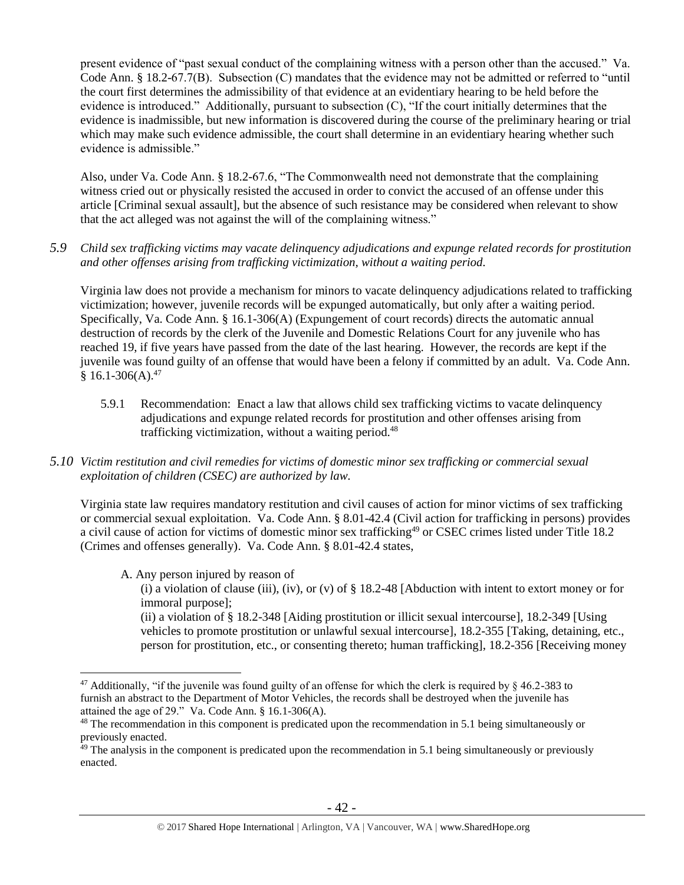present evidence of "past sexual conduct of the complaining witness with a person other than the accused." Va. Code Ann. § 18.2-67.7(B). Subsection (C) mandates that the evidence may not be admitted or referred to "until the court first determines the admissibility of that evidence at an evidentiary hearing to be held before the evidence is introduced." Additionally, pursuant to subsection (C), "If the court initially determines that the evidence is inadmissible, but new information is discovered during the course of the preliminary hearing or trial which may make such evidence admissible, the court shall determine in an evidentiary hearing whether such evidence is admissible."

Also, under Va. Code Ann. § 18.2-67.6, "The Commonwealth need not demonstrate that the complaining witness cried out or physically resisted the accused in order to convict the accused of an offense under this article [Criminal sexual assault], but the absence of such resistance may be considered when relevant to show that the act alleged was not against the will of the complaining witness."

*5.9 Child sex trafficking victims may vacate delinquency adjudications and expunge related records for prostitution and other offenses arising from trafficking victimization, without a waiting period.*

Virginia law does not provide a mechanism for minors to vacate delinquency adjudications related to trafficking victimization; however, juvenile records will be expunged automatically, but only after a waiting period. Specifically, Va. Code Ann. § 16.1-306(A) (Expungement of court records) directs the automatic annual destruction of records by the clerk of the Juvenile and Domestic Relations Court for any juvenile who has reached 19, if five years have passed from the date of the last hearing. However, the records are kept if the juvenile was found guilty of an offense that would have been a felony if committed by an adult. Va. Code Ann. § 16.1-306(A).[47]

5.9.1 Recommendation: Enact a law that allows child sex trafficking victims to vacate delinquency adjudications and expunge related records for prostitution and other offenses arising from trafficking victimization, without a waiting period.[48]

*5.10 Victim restitution and civil remedies for victims of domestic minor sex trafficking or commercial sexual exploitation of children (CSEC) are authorized by law.*

Virginia state law requires mandatory restitution and civil causes of action for minor victims of sex trafficking or commercial sexual exploitation. Va. Code Ann. § 8.01-42.4 (Civil action for trafficking in persons) provides a civil cause of action for victims of domestic minor sex trafficking[49] or CSEC crimes listed under Title 18.2 (Crimes and offenses generally). Va. Code Ann. § 8.01-42.4 states,

> A. Any person injured by reason of
>
> (i) a violation of clause (iii), (iv), or (v) of § 18.2-48 [Abduction with intent to extort money or for immoral purpose];
>
> (ii) a violation of § 18.2-348 [Aiding prostitution or illicit sexual intercourse], 18.2-349 [Using vehicles to promote prostitution or unlawful sexual intercourse], 18.2-355 [Taking, detaining, etc., person for prostitution, etc., or consenting thereto; human trafficking], 18.2-356 [Receiving money

---

[47] Additionally, "if the juvenile was found guilty of an offense for which the clerk is required by § 46.2-383 to furnish an abstract to the Department of Motor Vehicles, the records shall be destroyed when the juvenile has attained the age of 29." Va. Code Ann. § 16.1-306(A).

[48] The recommendation in this component is predicated upon the recommendation in 5.1 being simultaneously or previously enacted.

[49] The analysis in the component is predicated upon the recommendation in 5.1 being simultaneously or previously enacted.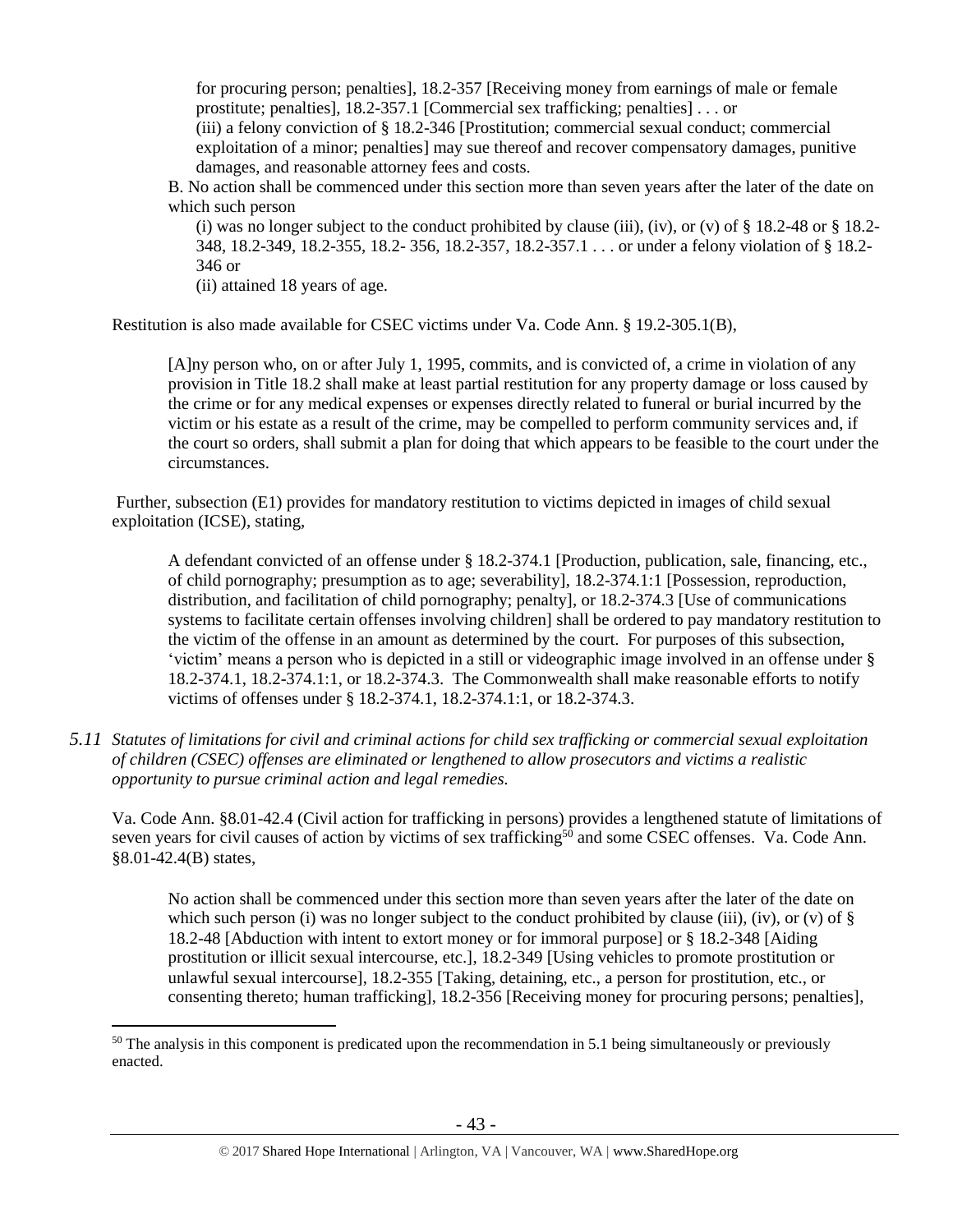for procuring person; penalties], 18.2-357 [Receiving money from earnings of male or female prostitute; penalties], 18.2-357.1 [Commercial sex trafficking; penalties] . . . or

(iii) a felony conviction of § 18.2-346 [Prostitution; commercial sexual conduct; commercial exploitation of a minor; penalties] may sue thereof and recover compensatory damages, punitive damages, and reasonable attorney fees and costs.

B. No action shall be commenced under this section more than seven years after the later of the date on which such person

(i) was no longer subject to the conduct prohibited by clause (iii), (iv), or (v) of § 18.2-48 or § 18.2-348, 18.2-349, 18.2-355, 18.2- 356, 18.2-357, 18.2-357.1 . . . or under a felony violation of § 18.2-346 or

(ii) attained 18 years of age.

Restitution is also made available for CSEC victims under Va. Code Ann. § 19.2-305.1(B),

> [A]ny person who, on or after July 1, 1995, commits, and is convicted of, a crime in violation of any provision in Title 18.2 shall make at least partial restitution for any property damage or loss caused by the crime or for any medical expenses or expenses directly related to funeral or burial incurred by the victim or his estate as a result of the crime, may be compelled to perform community services and, if the court so orders, shall submit a plan for doing that which appears to be feasible to the court under the circumstances.

Further, subsection (E1) provides for mandatory restitution to victims depicted in images of child sexual exploitation (ICSE), stating,

> A defendant convicted of an offense under § 18.2-374.1 [Production, publication, sale, financing, etc., of child pornography; presumption as to age; severability], 18.2-374.1:1 [Possession, reproduction, distribution, and facilitation of child pornography; penalty], or 18.2-374.3 [Use of communications systems to facilitate certain offenses involving children] shall be ordered to pay mandatory restitution to the victim of the offense in an amount as determined by the court. For purposes of this subsection, 'victim' means a person who is depicted in a still or videographic image involved in an offense under § 18.2-374.1, 18.2-374.1:1, or 18.2-374.3. The Commonwealth shall make reasonable efforts to notify victims of offenses under § 18.2-374.1, 18.2-374.1:1, or 18.2-374.3.

*5.11 Statutes of limitations for civil and criminal actions for child sex trafficking or commercial sexual exploitation of children (CSEC) offenses are eliminated or lengthened to allow prosecutors and victims a realistic opportunity to pursue criminal action and legal remedies.*

Va. Code Ann. §8.01-42.4 (Civil action for trafficking in persons) provides a lengthened statute of limitations of seven years for civil causes of action by victims of sex trafficking[50] and some CSEC offenses. Va. Code Ann. §8.01-42.4(B) states,

> No action shall be commenced under this section more than seven years after the later of the date on which such person (i) was no longer subject to the conduct prohibited by clause (iii), (iv), or (v) of § 18.2-48 [Abduction with intent to extort money or for immoral purpose] or § 18.2-348 [Aiding prostitution or illicit sexual intercourse, etc.], 18.2-349 [Using vehicles to promote prostitution or unlawful sexual intercourse], 18.2-355 [Taking, detaining, etc., a person for prostitution, etc., or consenting thereto; human trafficking], 18.2-356 [Receiving money for procuring persons; penalties],

[50] The analysis in this component is predicated upon the recommendation in 5.1 being simultaneously or previously enacted.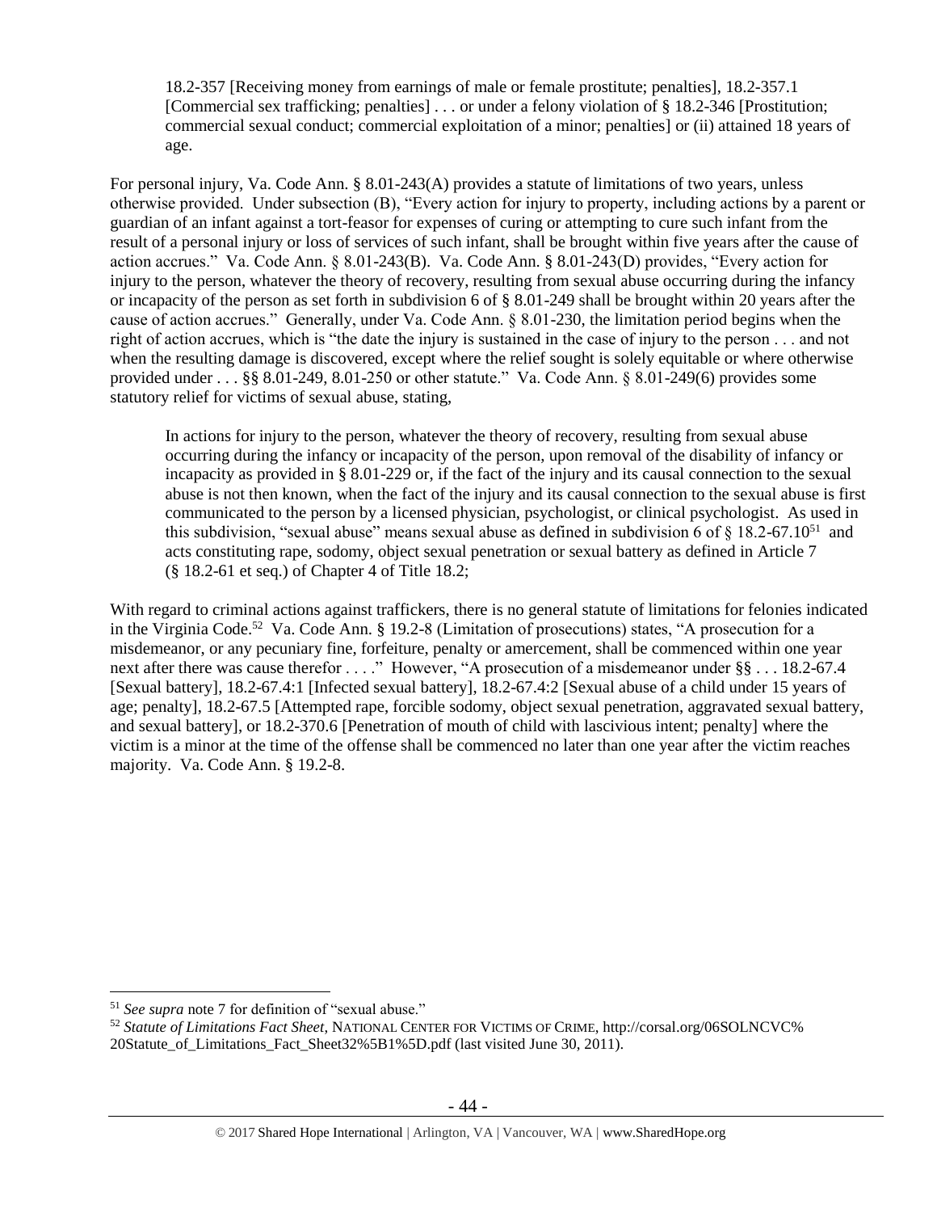> 18.2-357 [Receiving money from earnings of male or female prostitute; penalties], 18.2-357.1 [Commercial sex trafficking; penalties] . . . or under a felony violation of § 18.2-346 [Prostitution; commercial sexual conduct; commercial exploitation of a minor; penalties] or (ii) attained 18 years of age.

For personal injury, Va. Code Ann. § 8.01-243(A) provides a statute of limitations of two years, unless otherwise provided. Under subsection (B), "Every action for injury to property, including actions by a parent or guardian of an infant against a tort-feasor for expenses of curing or attempting to cure such infant from the result of a personal injury or loss of services of such infant, shall be brought within five years after the cause of action accrues." Va. Code Ann. § 8.01-243(B). Va. Code Ann. § 8.01-243(D) provides, "Every action for injury to the person, whatever the theory of recovery, resulting from sexual abuse occurring during the infancy or incapacity of the person as set forth in subdivision 6 of § 8.01-249 shall be brought within 20 years after the cause of action accrues." Generally, under Va. Code Ann. § 8.01-230, the limitation period begins when the right of action accrues, which is "the date the injury is sustained in the case of injury to the person . . . and not when the resulting damage is discovered, except where the relief sought is solely equitable or where otherwise provided under . . . §§ 8.01-249, 8.01-250 or other statute." Va. Code Ann. § 8.01-249(6) provides some statutory relief for victims of sexual abuse, stating,

> In actions for injury to the person, whatever the theory of recovery, resulting from sexual abuse occurring during the infancy or incapacity of the person, upon removal of the disability of infancy or incapacity as provided in § 8.01-229 or, if the fact of the injury and its causal connection to the sexual abuse is not then known, when the fact of the injury and its causal connection to the sexual abuse is first communicated to the person by a licensed physician, psychologist, or clinical psychologist. As used in this subdivision, "sexual abuse" means sexual abuse as defined in subdivision 6 of § 18.2-67.10[51] and acts constituting rape, sodomy, object sexual penetration or sexual battery as defined in Article 7 (§ 18.2-61 et seq.) of Chapter 4 of Title 18.2;

With regard to criminal actions against traffickers, there is no general statute of limitations for felonies indicated in the Virginia Code.[52] Va. Code Ann. § 19.2-8 (Limitation of prosecutions) states, "A prosecution for a misdemeanor, or any pecuniary fine, forfeiture, penalty or amercement, shall be commenced within one year next after there was cause therefor . . . ." However, "A prosecution of a misdemeanor under §§ . . . 18.2-67.4 [Sexual battery], 18.2-67.4:1 [Infected sexual battery], 18.2-67.4:2 [Sexual abuse of a child under 15 years of age; penalty], 18.2-67.5 [Attempted rape, forcible sodomy, object sexual penetration, aggravated sexual battery, and sexual battery], or 18.2-370.6 [Penetration of mouth of child with lascivious intent; penalty] where the victim is a minor at the time of the offense shall be commenced no later than one year after the victim reaches majority. Va. Code Ann. § 19.2-8.

---

[51] *See supra* note 7 for definition of "sexual abuse."

[52] *Statute of Limitations Fact Sheet*, NATIONAL CENTER FOR VICTIMS OF CRIME, http://corsal.org/06SOLNCVC%20Statute_of_Limitations_Fact_Sheet32%5B1%5D.pdf (last visited June 30, 2011).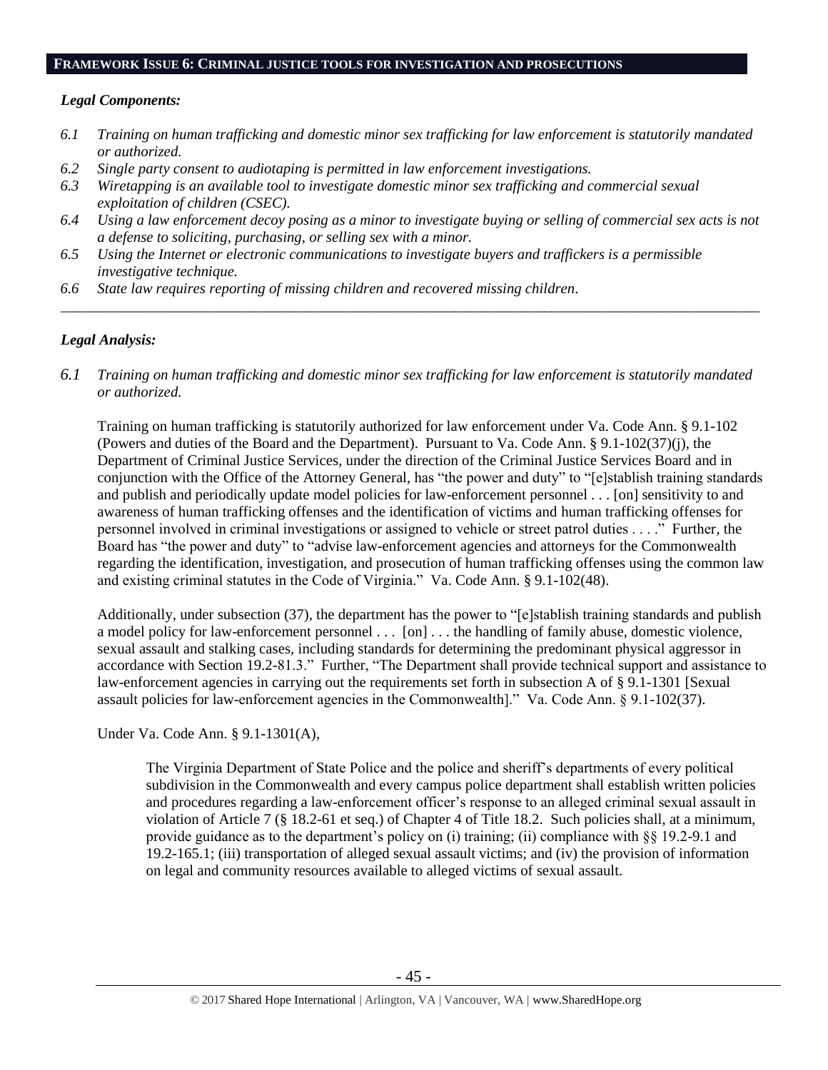## FRAMEWORK ISSUE 6: CRIMINAL JUSTICE TOOLS FOR INVESTIGATION AND PROSECUTIONS

### *Legal Components:*

*6.1 Training on human trafficking and domestic minor sex trafficking for law enforcement is statutorily mandated or authorized.*
*6.2 Single party consent to audiotaping is permitted in law enforcement investigations.*
*6.3 Wiretapping is an available tool to investigate domestic minor sex trafficking and commercial sexual exploitation of children (CSEC).*
*6.4 Using a law enforcement decoy posing as a minor to investigate buying or selling of commercial sex acts is not a defense to soliciting, purchasing, or selling sex with a minor.*
*6.5 Using the Internet or electronic communications to investigate buyers and traffickers is a permissible investigative technique.*
*6.6 State law requires reporting of missing children and recovered missing children.*

---

### *Legal Analysis:*

*6.1 Training on human trafficking and domestic minor sex trafficking for law enforcement is statutorily mandated or authorized.*

Training on human trafficking is statutorily authorized for law enforcement under Va. Code Ann. § 9.1-102 (Powers and duties of the Board and the Department). Pursuant to Va. Code Ann. § 9.1-102(37)(j), the Department of Criminal Justice Services, under the direction of the Criminal Justice Services Board and in conjunction with the Office of the Attorney General, has "the power and duty" to "[e]stablish training standards and publish and periodically update model policies for law-enforcement personnel . . . [on] sensitivity to and awareness of human trafficking offenses and the identification of victims and human trafficking offenses for personnel involved in criminal investigations or assigned to vehicle or street patrol duties . . . ." Further, the Board has "the power and duty" to "advise law-enforcement agencies and attorneys for the Commonwealth regarding the identification, investigation, and prosecution of human trafficking offenses using the common law and existing criminal statutes in the Code of Virginia." Va. Code Ann. § 9.1-102(48).

Additionally, under subsection (37), the department has the power to "[e]stablish training standards and publish a model policy for law-enforcement personnel . . . [on] . . . the handling of family abuse, domestic violence, sexual assault and stalking cases, including standards for determining the predominant physical aggressor in accordance with Section 19.2-81.3." Further, "The Department shall provide technical support and assistance to law-enforcement agencies in carrying out the requirements set forth in subsection A of § 9.1-1301 [Sexual assault policies for law-enforcement agencies in the Commonwealth]." Va. Code Ann. § 9.1-102(37).

Under Va. Code Ann. § 9.1-1301(A),

> The Virginia Department of State Police and the police and sheriff's departments of every political subdivision in the Commonwealth and every campus police department shall establish written policies and procedures regarding a law-enforcement officer's response to an alleged criminal sexual assault in violation of Article 7 (§ 18.2-61 et seq.) of Chapter 4 of Title 18.2. Such policies shall, at a minimum, provide guidance as to the department's policy on (i) training; (ii) compliance with §§ 19.2-9.1 and 19.2-165.1; (iii) transportation of alleged sexual assault victims; and (iv) the provision of information on legal and community resources available to alleged victims of sexual assault.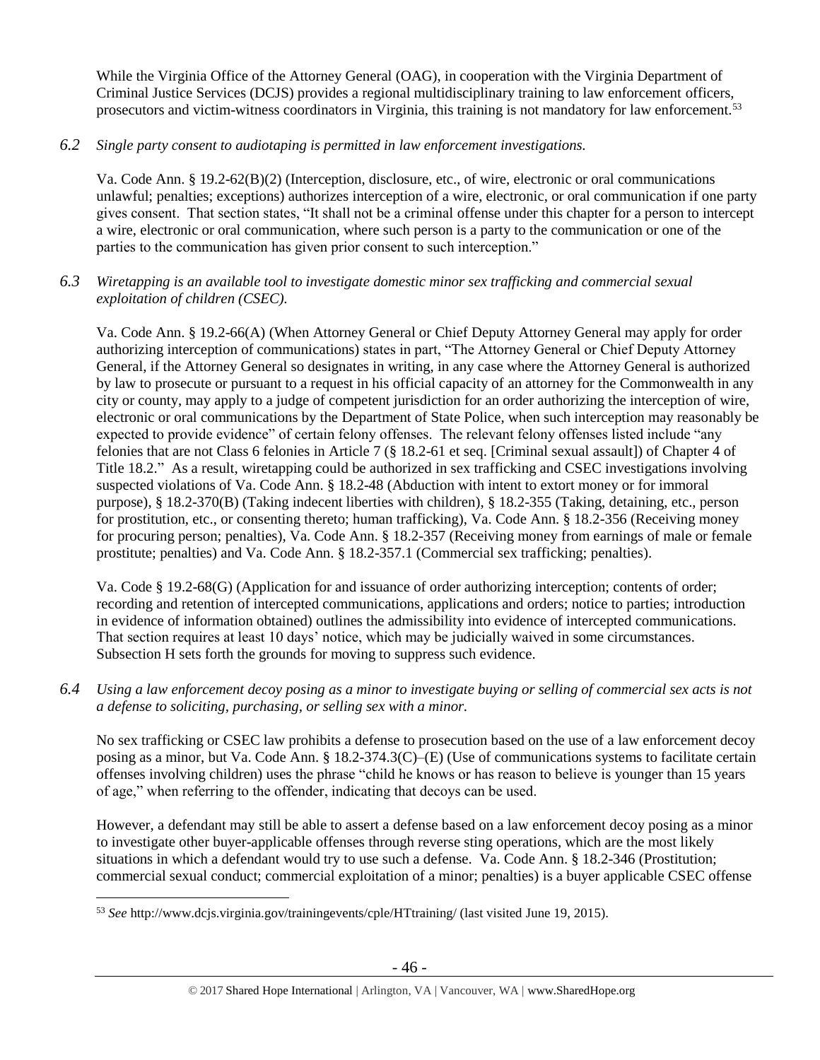While the Virginia Office of the Attorney General (OAG), in cooperation with the Virginia Department of Criminal Justice Services (DCJS) provides a regional multidisciplinary training to law enforcement officers, prosecutors and victim-witness coordinators in Virginia, this training is not mandatory for law enforcement.[53]

*6.2 Single party consent to audiotaping is permitted in law enforcement investigations.*

Va. Code Ann. § 19.2-62(B)(2) (Interception, disclosure, etc., of wire, electronic or oral communications unlawful; penalties; exceptions) authorizes interception of a wire, electronic, or oral communication if one party gives consent. That section states, "It shall not be a criminal offense under this chapter for a person to intercept a wire, electronic or oral communication, where such person is a party to the communication or one of the parties to the communication has given prior consent to such interception."

*6.3 Wiretapping is an available tool to investigate domestic minor sex trafficking and commercial sexual exploitation of children (CSEC).*

Va. Code Ann. § 19.2-66(A) (When Attorney General or Chief Deputy Attorney General may apply for order authorizing interception of communications) states in part, "The Attorney General or Chief Deputy Attorney General, if the Attorney General so designates in writing, in any case where the Attorney General is authorized by law to prosecute or pursuant to a request in his official capacity of an attorney for the Commonwealth in any city or county, may apply to a judge of competent jurisdiction for an order authorizing the interception of wire, electronic or oral communications by the Department of State Police, when such interception may reasonably be expected to provide evidence" of certain felony offenses. The relevant felony offenses listed include "any felonies that are not Class 6 felonies in Article 7 (§ 18.2-61 et seq. [Criminal sexual assault]) of Chapter 4 of Title 18.2." As a result, wiretapping could be authorized in sex trafficking and CSEC investigations involving suspected violations of Va. Code Ann. § 18.2-48 (Abduction with intent to extort money or for immoral purpose), § 18.2-370(B) (Taking indecent liberties with children), § 18.2-355 (Taking, detaining, etc., person for prostitution, etc., or consenting thereto; human trafficking), Va. Code Ann. § 18.2-356 (Receiving money for procuring person; penalties), Va. Code Ann. § 18.2-357 (Receiving money from earnings of male or female prostitute; penalties) and Va. Code Ann. § 18.2-357.1 (Commercial sex trafficking; penalties).

Va. Code § 19.2-68(G) (Application for and issuance of order authorizing interception; contents of order; recording and retention of intercepted communications, applications and orders; notice to parties; introduction in evidence of information obtained) outlines the admissibility into evidence of intercepted communications. That section requires at least 10 days' notice, which may be judicially waived in some circumstances. Subsection H sets forth the grounds for moving to suppress such evidence.

*6.4 Using a law enforcement decoy posing as a minor to investigate buying or selling of commercial sex acts is not a defense to soliciting, purchasing, or selling sex with a minor.*

No sex trafficking or CSEC law prohibits a defense to prosecution based on the use of a law enforcement decoy posing as a minor, but Va. Code Ann. § 18.2-374.3(C)–(E) (Use of communications systems to facilitate certain offenses involving children) uses the phrase "child he knows or has reason to believe is younger than 15 years of age," when referring to the offender, indicating that decoys can be used.

However, a defendant may still be able to assert a defense based on a law enforcement decoy posing as a minor to investigate other buyer-applicable offenses through reverse sting operations, which are the most likely situations in which a defendant would try to use such a defense. Va. Code Ann. § 18.2-346 (Prostitution; commercial sexual conduct; commercial exploitation of a minor; penalties) is a buyer applicable CSEC offense

---

[53] *See* http://www.dcjs.virginia.gov/trainingevents/cple/HTtraining/ (last visited June 19, 2015).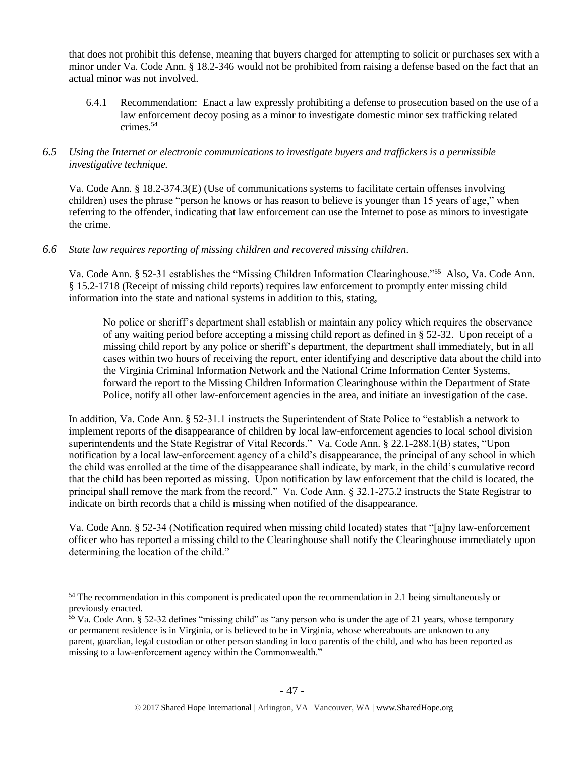that does not prohibit this defense, meaning that buyers charged for attempting to solicit or purchases sex with a minor under Va. Code Ann. § 18.2-346 would not be prohibited from raising a defense based on the fact that an actual minor was not involved.

6.4.1 Recommendation: Enact a law expressly prohibiting a defense to prosecution based on the use of a law enforcement decoy posing as a minor to investigate domestic minor sex trafficking related crimes.[54]

*6.5 Using the Internet or electronic communications to investigate buyers and traffickers is a permissible investigative technique.*

Va. Code Ann. § 18.2-374.3(E) (Use of communications systems to facilitate certain offenses involving children) uses the phrase "person he knows or has reason to believe is younger than 15 years of age," when referring to the offender, indicating that law enforcement can use the Internet to pose as minors to investigate the crime.

*6.6 State law requires reporting of missing children and recovered missing children.*

Va. Code Ann. § 52-31 establishes the "Missing Children Information Clearinghouse."[55] Also, Va. Code Ann. § 15.2-1718 (Receipt of missing child reports) requires law enforcement to promptly enter missing child information into the state and national systems in addition to this, stating,

> No police or sheriff's department shall establish or maintain any policy which requires the observance of any waiting period before accepting a missing child report as defined in § 52-32. Upon receipt of a missing child report by any police or sheriff's department, the department shall immediately, but in all cases within two hours of receiving the report, enter identifying and descriptive data about the child into the Virginia Criminal Information Network and the National Crime Information Center Systems, forward the report to the Missing Children Information Clearinghouse within the Department of State Police, notify all other law-enforcement agencies in the area, and initiate an investigation of the case.

In addition, Va. Code Ann. § 52-31.1 instructs the Superintendent of State Police to "establish a network to implement reports of the disappearance of children by local law-enforcement agencies to local school division superintendents and the State Registrar of Vital Records." Va. Code Ann. § 22.1-288.1(B) states, "Upon notification by a local law-enforcement agency of a child's disappearance, the principal of any school in which the child was enrolled at the time of the disappearance shall indicate, by mark, in the child's cumulative record that the child has been reported as missing. Upon notification by law enforcement that the child is located, the principal shall remove the mark from the record." Va. Code Ann. § 32.1-275.2 instructs the State Registrar to indicate on birth records that a child is missing when notified of the disappearance.

Va. Code Ann. § 52-34 (Notification required when missing child located) states that "[a]ny law-enforcement officer who has reported a missing child to the Clearinghouse shall notify the Clearinghouse immediately upon determining the location of the child."

---

[54] The recommendation in this component is predicated upon the recommendation in 2.1 being simultaneously or previously enacted.

[55] Va. Code Ann. § 52-32 defines "missing child" as "any person who is under the age of 21 years, whose temporary or permanent residence is in Virginia, or is believed to be in Virginia, whose whereabouts are unknown to any parent, guardian, legal custodian or other person standing in loco parentis of the child, and who has been reported as missing to a law-enforcement agency within the Commonwealth."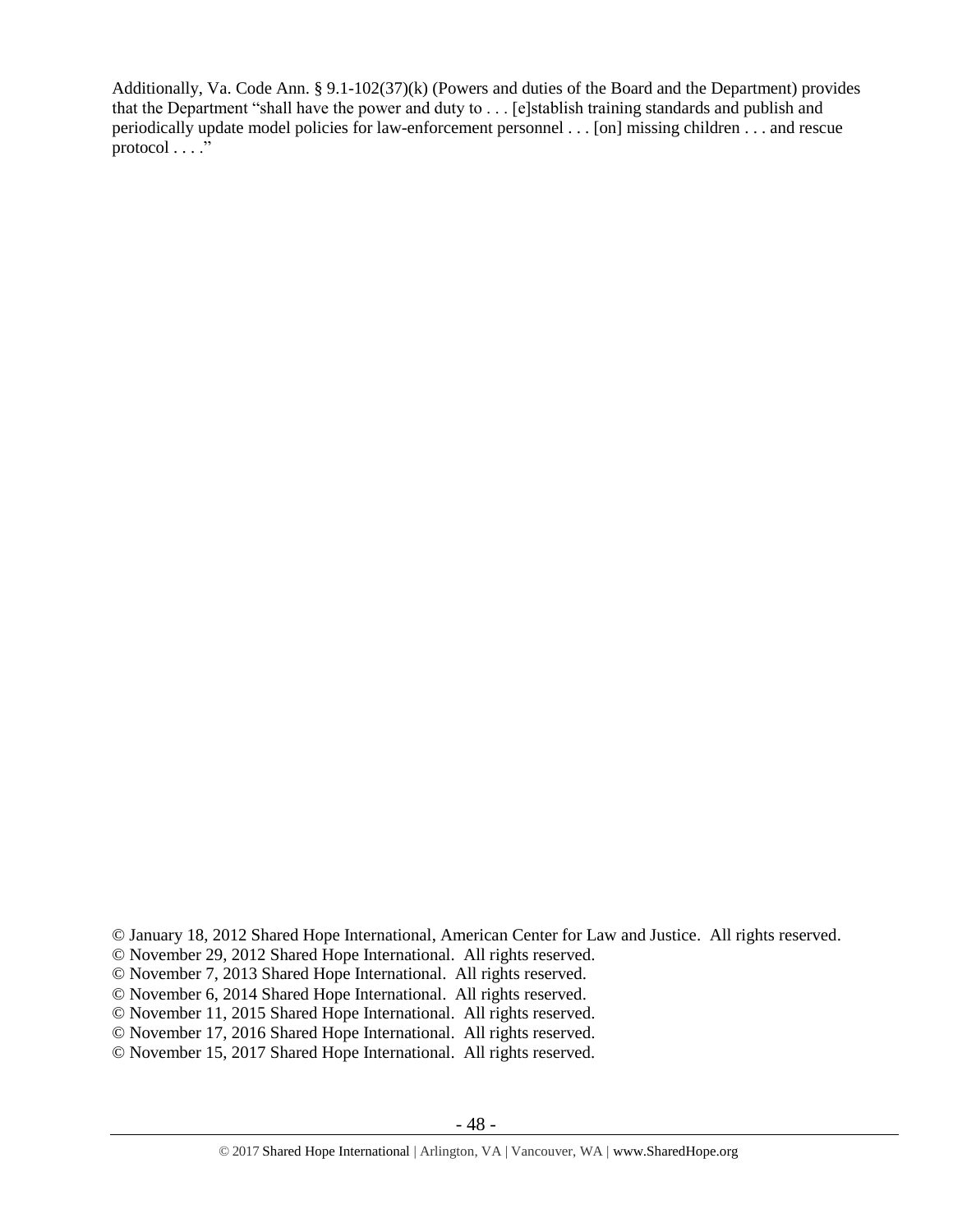Additionally, Va. Code Ann. § 9.1-102(37)(k) (Powers and duties of the Board and the Department) provides that the Department "shall have the power and duty to . . . [e]stablish training standards and publish and periodically update model policies for law-enforcement personnel . . . [on] missing children . . . and rescue protocol . . . ."

© January 18, 2012 Shared Hope International, American Center for Law and Justice. All rights reserved.
© November 29, 2012 Shared Hope International. All rights reserved.
© November 7, 2013 Shared Hope International. All rights reserved.
© November 6, 2014 Shared Hope International. All rights reserved.
© November 11, 2015 Shared Hope International. All rights reserved.
© November 17, 2016 Shared Hope International. All rights reserved.
© November 15, 2017 Shared Hope International. All rights reserved.